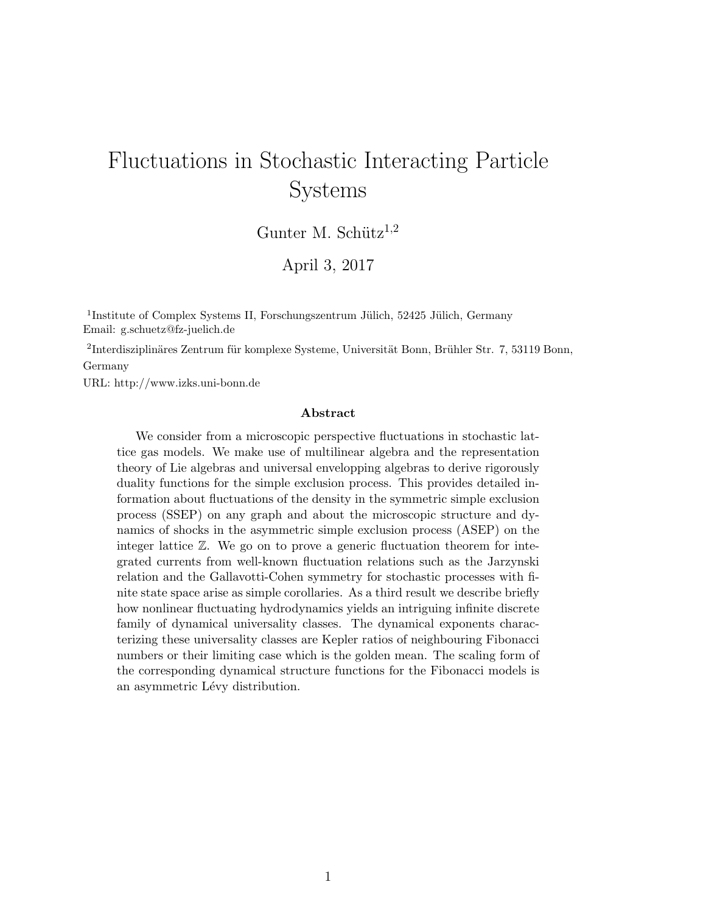# Fluctuations in Stochastic Interacting Particle Systems

Gunter M. Schütz[1,2]

April 3, 2017

[1]Institute of Complex Systems II, Forschungszentrum Jülich, 52425 Jülich, Germany
Email: g.schuetz@fz-juelich.de

[2]Interdisziplinäres Zentrum für komplexe Systeme, Universität Bonn, Brühler Str. 7, 53119 Bonn, Germany

URL: http://www.izks.uni-bonn.de

### Abstract

We consider from a microscopic perspective fluctuations in stochastic lattice gas models. We make use of multilinear algebra and the representation theory of Lie algebras and universal envelopping algebras to derive rigorously duality functions for the simple exclusion process. This provides detailed information about fluctuations of the density in the symmetric simple exclusion process (SSEP) on any graph and about the microscopic structure and dynamics of shocks in the asymmetric simple exclusion process (ASEP) on the integer lattice $\mathbb{Z}$. We go on to prove a generic fluctuation theorem for integrated currents from well-known fluctuation relations such as the Jarzynski relation and the Gallavotti-Cohen symmetry for stochastic processes with finite state space arise as simple corollaries. As a third result we describe briefly how nonlinear fluctuating hydrodynamics yields an intriguing infinite discrete family of dynamical universality classes. The dynamical exponents characterizing these universality classes are Kepler ratios of neighbouring Fibonacci numbers or their limiting case which is the golden mean. The scaling form of the corresponding dynamical structure functions for the Fibonacci models is an asymmetric Lévy distribution.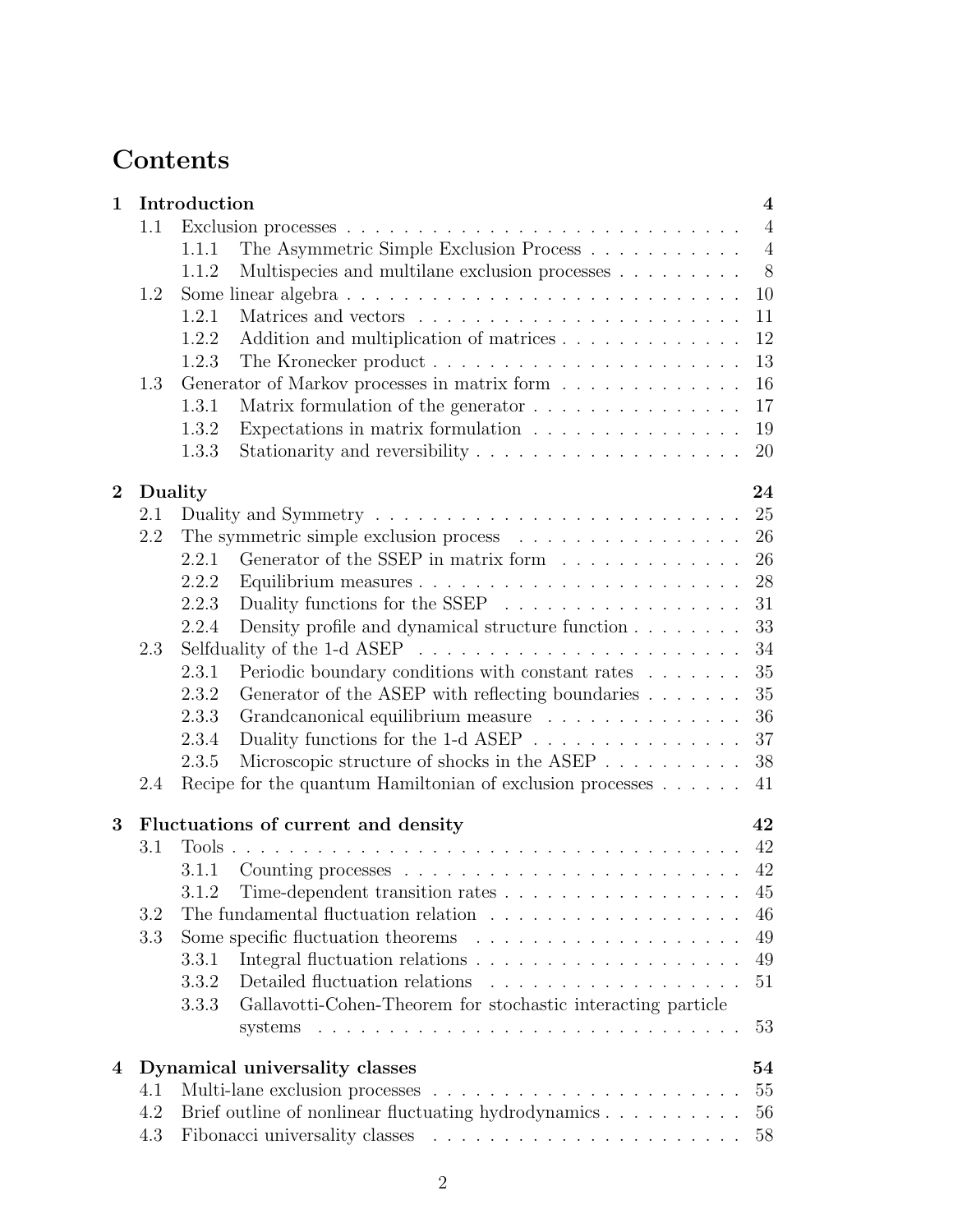# Contents

**1 Introduction** **4**

- 1.1 Exclusion processes . . . . . . . . . . 4
  - 1.1.1 The Asymmetric Simple Exclusion Process . . . . . . . . . . 4
  - 1.1.2 Multispecies and multilane exclusion processes . . . . . . . . . . 8
- 1.2 Some linear algebra . . . . . . . . . . 10
  - 1.2.1 Matrices and vectors . . . . . . . . . . 11
  - 1.2.2 Addition and multiplication of matrices . . . . . . . . . . 12
  - 1.2.3 The Kronecker product . . . . . . . . . . 13
- 1.3 Generator of Markov processes in matrix form . . . . . . . . . . 16
  - 1.3.1 Matrix formulation of the generator . . . . . . . . . . 17
  - 1.3.2 Expectations in matrix formulation . . . . . . . . . . 19
  - 1.3.3 Stationarity and reversibility . . . . . . . . . . 20

**2 Duality** **24**

- 2.1 Duality and Symmetry . . . . . . . . . . 25
- 2.2 The symmetric simple exclusion process . . . . . . . . . . 26
  - 2.2.1 Generator of the SSEP in matrix form . . . . . . . . . . 26
  - 2.2.2 Equilibrium measures . . . . . . . . . . 28
  - 2.2.3 Duality functions for the SSEP . . . . . . . . . . 31
  - 2.2.4 Density profile and dynamical structure function . . . . . . . . . . 33
- 2.3 Selfduality of the 1-d ASEP . . . . . . . . . . 34
  - 2.3.1 Periodic boundary conditions with constant rates . . . . . . . . . . 35
  - 2.3.2 Generator of the ASEP with reflecting boundaries . . . . . . . . . . 35
  - 2.3.3 Grandcanonical equilibrium measure . . . . . . . . . . 36
  - 2.3.4 Duality functions for the 1-d ASEP . . . . . . . . . . 37
  - 2.3.5 Microscopic structure of shocks in the ASEP . . . . . . . . . . 38
- 2.4 Recipe for the quantum Hamiltonian of exclusion processes . . . . . . . . . . 41

**3 Fluctuations of current and density** **42**

- 3.1 Tools . . . . . . . . . . 42
  - 3.1.1 Counting processes . . . . . . . . . . 42
  - 3.1.2 Time-dependent transition rates . . . . . . . . . . 45
- 3.2 The fundamental fluctuation relation . . . . . . . . . . 46
- 3.3 Some specific fluctuation theorems . . . . . . . . . . 49
  - 3.3.1 Integral fluctuation relations . . . . . . . . . . 49
  - 3.3.2 Detailed fluctuation relations . . . . . . . . . . 51
  - 3.3.3 Gallavotti-Cohen-Theorem for stochastic interacting particle systems . . . . . . . . . . 53

**4 Dynamical universality classes** **54**

- 4.1 Multi-lane exclusion processes . . . . . . . . . . 55
- 4.2 Brief outline of nonlinear fluctuating hydrodynamics . . . . . . . . . . 56
- 4.3 Fibonacci universality classes . . . . . . . . . . 58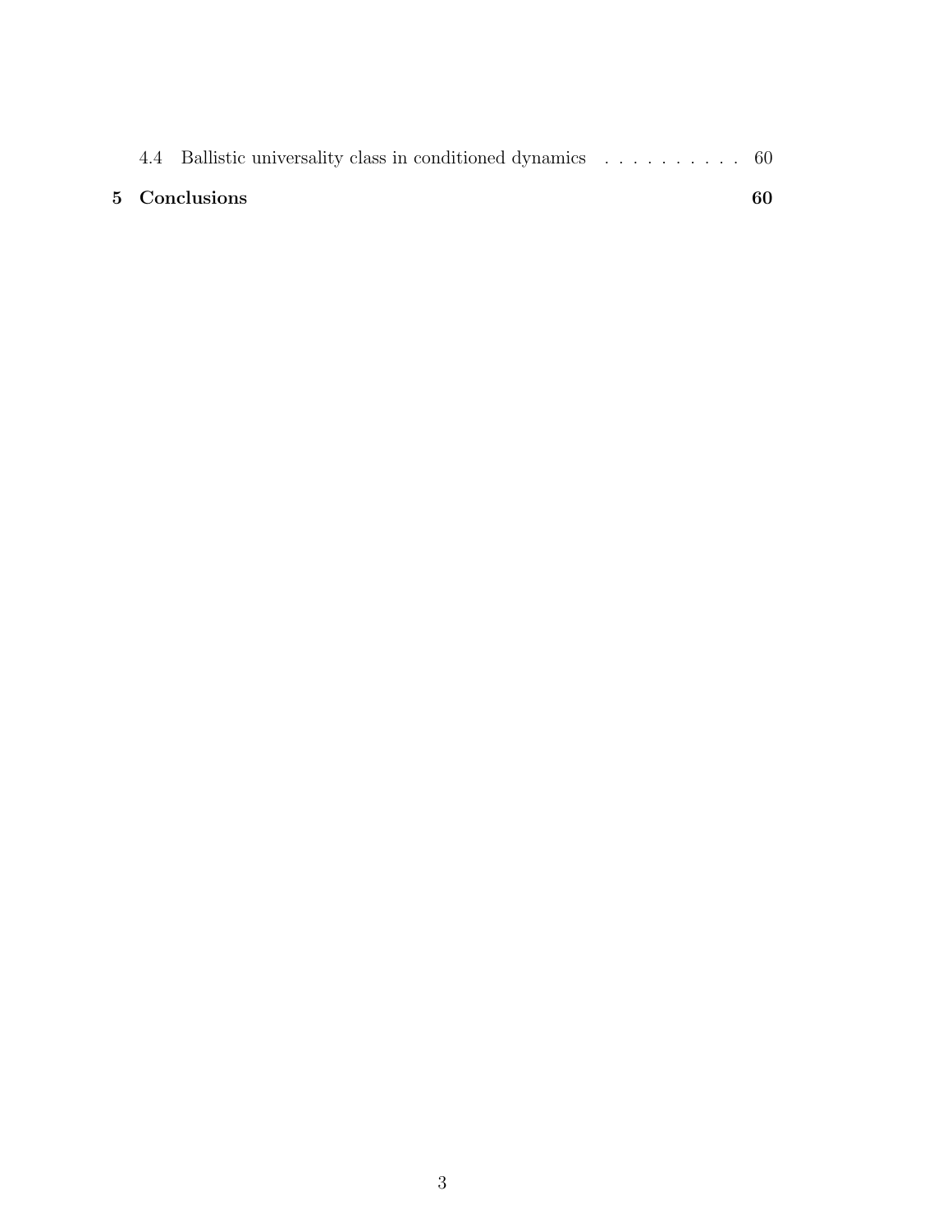4.4 Ballistic universality class in conditioned dynamics . . . . . . . . . . 60

**5 Conclusions** **60**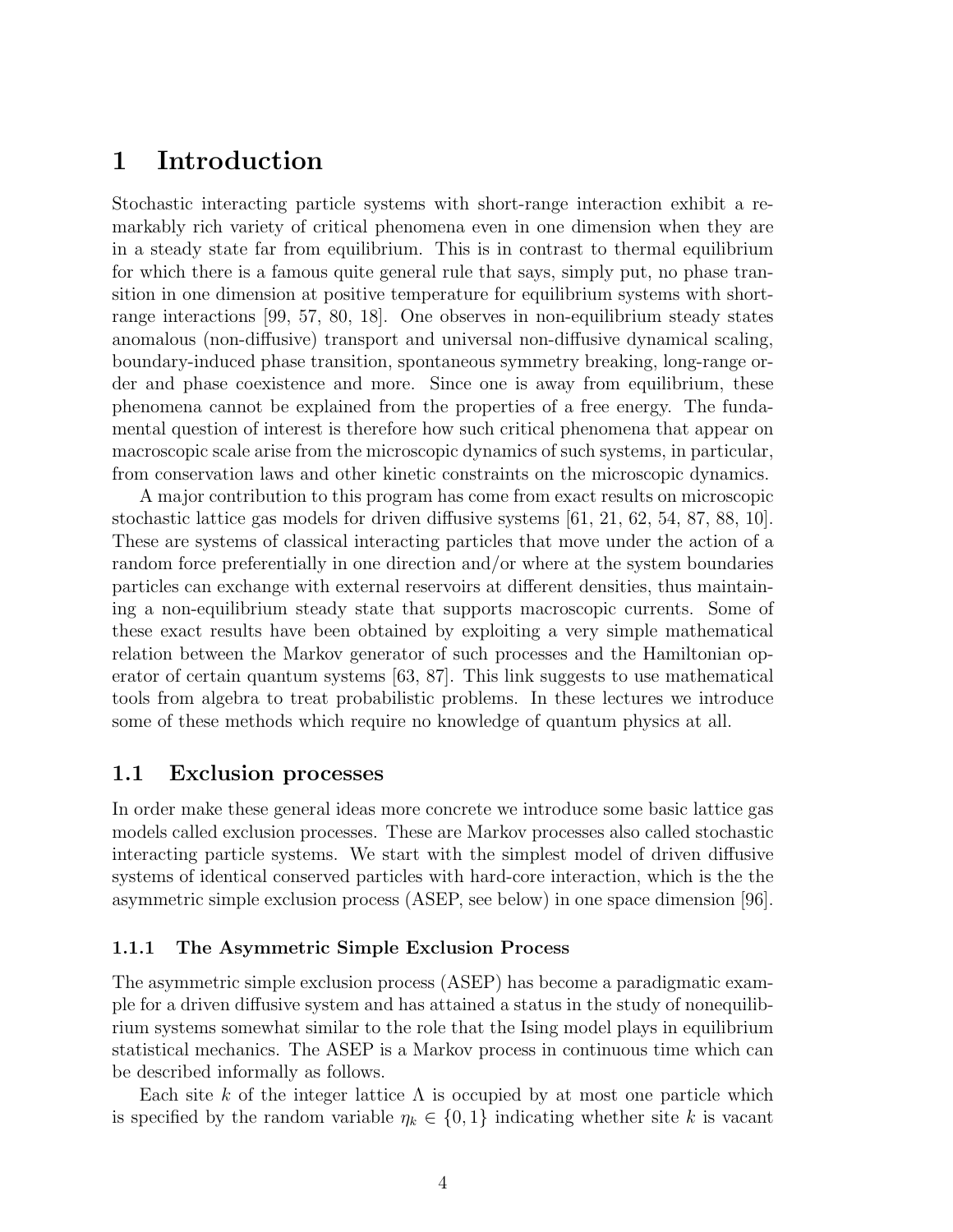# 1 Introduction

Stochastic interacting particle systems with short-range interaction exhibit a remarkably rich variety of critical phenomena even in one dimension when they are in a steady state far from equilibrium. This is in contrast to thermal equilibrium for which there is a famous quite general rule that says, simply put, no phase transition in one dimension at positive temperature for equilibrium systems with short-range interactions [99, 57, 80, 18]. One observes in non-equilibrium steady states anomalous (non-diffusive) transport and universal non-diffusive dynamical scaling, boundary-induced phase transition, spontaneous symmetry breaking, long-range order and phase coexistence and more. Since one is away from equilibrium, these phenomena cannot be explained from the properties of a free energy. The fundamental question of interest is therefore how such critical phenomena that appear on macroscopic scale arise from the microscopic dynamics of such systems, in particular, from conservation laws and other kinetic constraints on the microscopic dynamics.

A major contribution to this program has come from exact results on microscopic stochastic lattice gas models for driven diffusive systems [61, 21, 62, 54, 87, 88, 10]. These are systems of classical interacting particles that move under the action of a random force preferentially in one direction and/or where at the system boundaries particles can exchange with external reservoirs at different densities, thus maintaining a non-equilibrium steady state that supports macroscopic currents. Some of these exact results have been obtained by exploiting a very simple mathematical relation between the Markov generator of such processes and the Hamiltonian operator of certain quantum systems [63, 87]. This link suggests to use mathematical tools from algebra to treat probabilistic problems. In these lectures we introduce some of these methods which require no knowledge of quantum physics at all.

## 1.1 Exclusion processes

In order make these general ideas more concrete we introduce some basic lattice gas models called exclusion processes. These are Markov processes also called stochastic interacting particle systems. We start with the simplest model of driven diffusive systems of identical conserved particles with hard-core interaction, which is the the asymmetric simple exclusion process (ASEP, see below) in one space dimension [96].

### 1.1.1 The Asymmetric Simple Exclusion Process

The asymmetric simple exclusion process (ASEP) has become a paradigmatic example for a driven diffusive system and has attained a status in the study of nonequilibrium systems somewhat similar to the role that the Ising model plays in equilibrium statistical mechanics. The ASEP is a Markov process in continuous time which can be described informally as follows.

Each site $k$ of the integer lattice $\Lambda$ is occupied by at most one particle which is specified by the random variable $\eta_k \in \{0, 1\}$ indicating whether site $k$ is vacant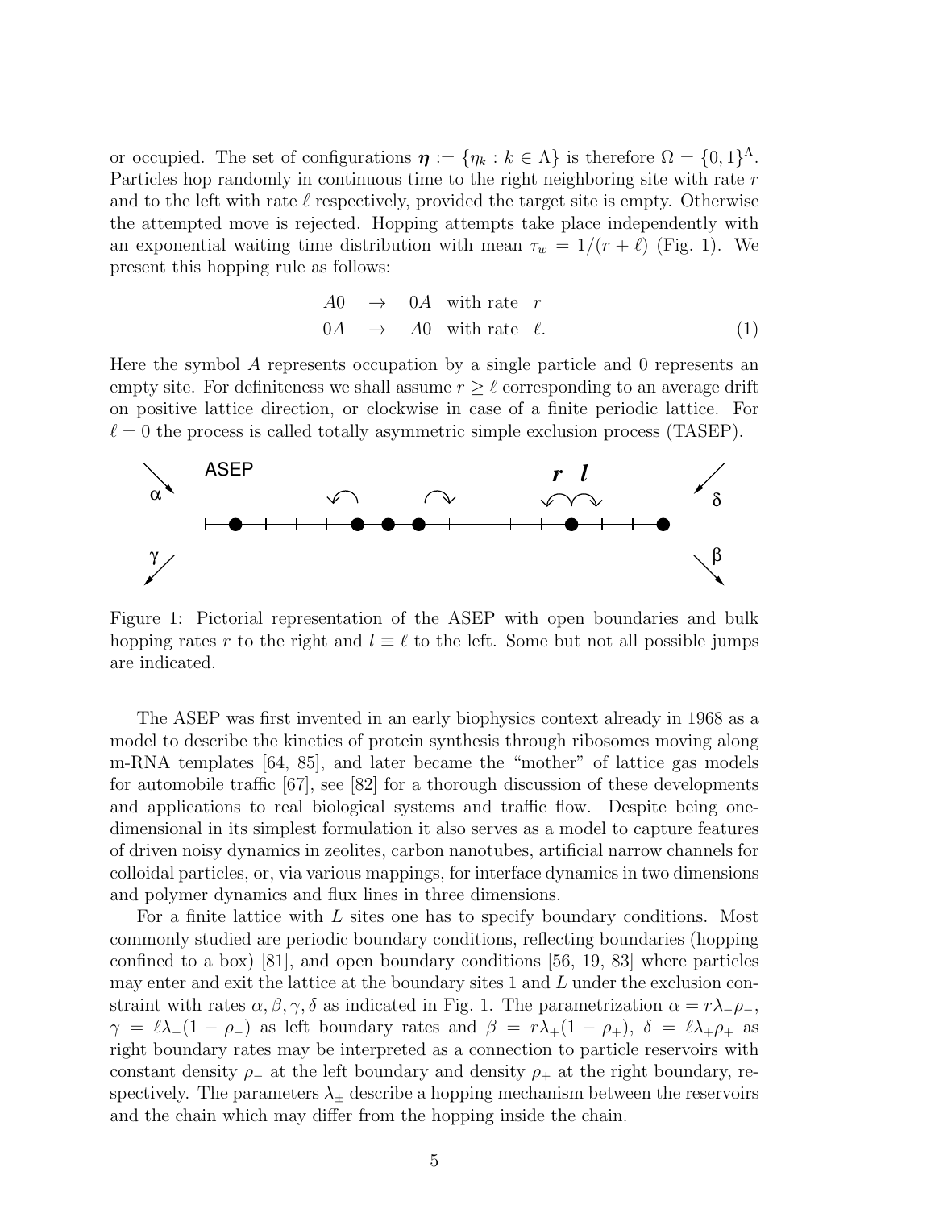or occupied. The set of configurations $\boldsymbol{\eta} := \{\eta_k : k \in \Lambda\}$ is therefore $\Omega = \{0,1\}^\Lambda$. Particles hop randomly in continuous time to the right neighboring site with rate $r$ and to the left with rate $\ell$ respectively, provided the target site is empty. Otherwise the attempted move is rejected. Hopping attempts take place independently with an exponential waiting time distribution with mean $\tau_w = 1/(r+\ell)$ (Fig. 1). We present this hopping rule as follows:

$$
\begin{array}{rcll}
A0 & \to & 0A & \text{with rate} \quad r \\
0A & \to & A0 & \text{with rate} \quad \ell.
\end{array}
\tag{1}
$$

Here the symbol $A$ represents occupation by a single particle and 0 represents an empty site. For definiteness we shall assume $r \geq \ell$ corresponding to an average drift on positive lattice direction, or clockwise in case of a finite periodic lattice. For $\ell = 0$ the process is called totally asymmetric simple exclusion process (TASEP).

Figure 1: Pictorial representation of the ASEP with open boundaries and bulk hopping rates $r$ to the right and $l \equiv \ell$ to the left. Some but not all possible jumps are indicated.

The ASEP was first invented in an early biophysics context already in 1968 as a model to describe the kinetics of protein synthesis through ribosomes moving along m-RNA templates [64, 85], and later became the "mother" of lattice gas models for automobile traffic [67], see [82] for a thorough discussion of these developments and applications to real biological systems and traffic flow. Despite being one-dimensional in its simplest formulation it also serves as a model to capture features of driven noisy dynamics in zeolites, carbon nanotubes, artificial narrow channels for colloidal particles, or, via various mappings, for interface dynamics in two dimensions and polymer dynamics and flux lines in three dimensions.

For a finite lattice with $L$ sites one has to specify boundary conditions. Most commonly studied are periodic boundary conditions, reflecting boundaries (hopping confined to a box) [81], and open boundary conditions [56, 19, 83] where particles may enter and exit the lattice at the boundary sites 1 and $L$ under the exclusion constraint with rates $\alpha, \beta, \gamma, \delta$ as indicated in Fig. 1. The parametrization $\alpha = r\lambda_-\rho_-$, $\gamma = \ell\lambda_-(1-\rho_-)$ as left boundary rates and $\beta = r\lambda_+(1-\rho_+)$, $\delta = \ell\lambda_+\rho_+$ as right boundary rates may be interpreted as a connection to particle reservoirs with constant density $\rho_-$ at the left boundary and density $\rho_+$ at the right boundary, respectively. The parameters $\lambda_\pm$ describe a hopping mechanism between the reservoirs and the chain which may differ from the hopping inside the chain.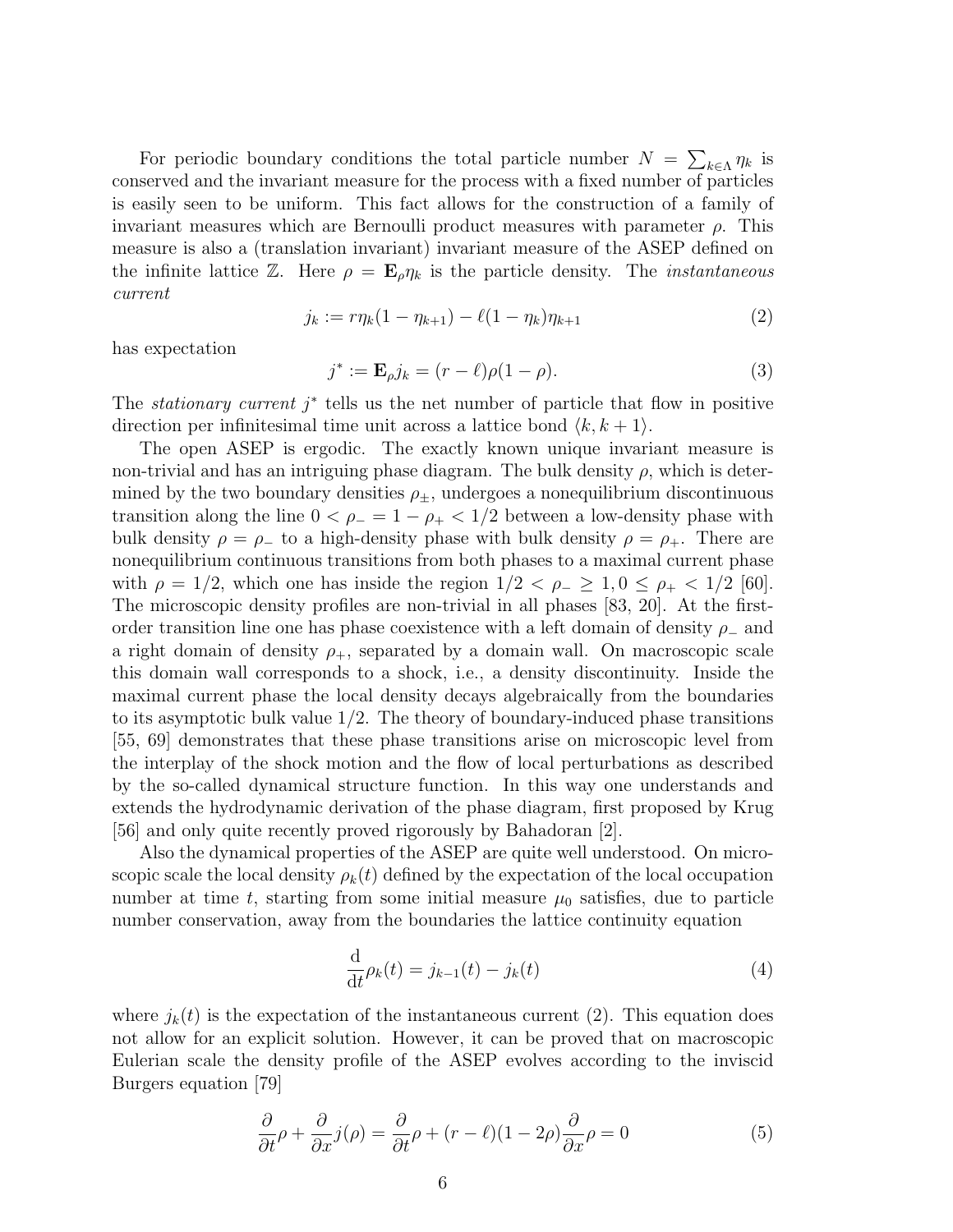For periodic boundary conditions the total particle number $N = \sum_{k\in\Lambda} \eta_k$ is conserved and the invariant measure for the process with a fixed number of particles is easily seen to be uniform. This fact allows for the construction of a family of invariant measures which are Bernoulli product measures with parameter $\rho$. This measure is also a (translation invariant) invariant measure of the ASEP defined on the infinite lattice $\mathbb{Z}$. Here $\rho = \mathbf{E}_\rho \eta_k$ is the particle density. The *instantaneous current*

$$j_k := r\eta_k(1 - \eta_{k+1}) - \ell(1 - \eta_k)\eta_{k+1} \tag{2}$$

has expectation

$$j^* := \mathbf{E}_\rho j_k = (r - \ell)\rho(1 - \rho). \tag{3}$$

The *stationary current* $j^*$ tells us the net number of particle that flow in positive direction per infinitesimal time unit across a lattice bond $\langle k, k+1 \rangle$.

The open ASEP is ergodic. The exactly known unique invariant measure is non-trivial and has an intriguing phase diagram. The bulk density $\rho$, which is determined by the two boundary densities $\rho_\pm$, undergoes a nonequilibrium discontinuous transition along the line $0 < \rho_- = 1 - \rho_+ < 1/2$ between a low-density phase with bulk density $\rho = \rho_-$ to a high-density phase with bulk density $\rho = \rho_+$. There are nonequilibrium continuous transitions from both phases to a maximal current phase with $\rho = 1/2$, which one has inside the region $1/2 < \rho_- \geq 1, 0 \leq \rho_+ < 1/2$ [60]. The microscopic density profiles are non-trivial in all phases [83, 20]. At the first-order transition line one has phase coexistence with a left domain of density $\rho_-$ and a right domain of density $\rho_+$, separated by a domain wall. On macroscopic scale this domain wall corresponds to a shock, i.e., a density discontinuity. Inside the maximal current phase the local density decays algebraically from the boundaries to its asymptotic bulk value 1/2. The theory of boundary-induced phase transitions [55, 69] demonstrates that these phase transitions arise on microscopic level from the interplay of the shock motion and the flow of local perturbations as described by the so-called dynamical structure function. In this way one understands and extends the hydrodynamic derivation of the phase diagram, first proposed by Krug [56] and only quite recently proved rigorously by Bahadoran [2].

Also the dynamical properties of the ASEP are quite well understood. On microscopic scale the local density $\rho_k(t)$ defined by the expectation of the local occupation number at time $t$, starting from some initial measure $\mu_0$ satisfies, due to particle number conservation, away from the boundaries the lattice continuity equation

$$\frac{\mathrm{d}}{\mathrm{d}t}\rho_k(t) = j_{k-1}(t) - j_k(t) \tag{4}$$

where $j_k(t)$ is the expectation of the instantaneous current (2). This equation does not allow for an explicit solution. However, it can be proved that on macroscopic Eulerian scale the density profile of the ASEP evolves according to the inviscid Burgers equation [79]

$$\frac{\partial}{\partial t}\rho + \frac{\partial}{\partial x}j(\rho) = \frac{\partial}{\partial t}\rho + (r - \ell)(1 - 2\rho)\frac{\partial}{\partial x}\rho = 0 \tag{5}$$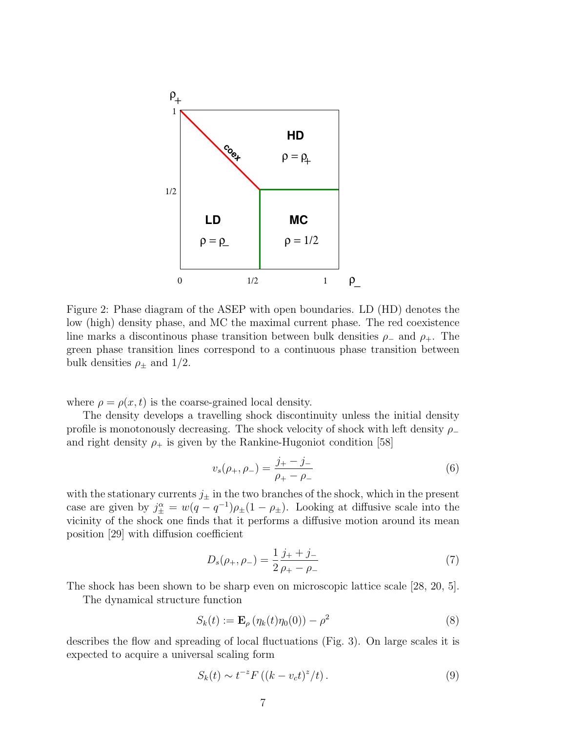Figure 2: Phase diagram of the ASEP with open boundaries. LD (HD) denotes the low (high) density phase, and MC the maximal current phase. The red coexistence line marks a discontinous phase transition between bulk densities $\rho_-$ and $\rho_+$. The green phase transition lines correspond to a continuous phase transition between bulk densities $\rho_\pm$ and 1/2.

where $\rho = \rho(x,t)$ is the coarse-grained local density.

The density develops a travelling shock discontinuity unless the initial density profile is monotonously decreasing. The shock velocity of shock with left density $\rho_-$ and right density $\rho_+$ is given by the Rankine-Hugoniot condition [58]

$$v_s(\rho_+, \rho_-) = \frac{j_+ - j_-}{\rho_+ - \rho_-} \tag{6}$$

with the stationary currents $j_\pm$ in the two branches of the shock, which in the present case are given by $j_\pm^\alpha = w(q - q^{-1})\rho_\pm(1 - \rho_\pm)$. Looking at diffusive scale into the vicinity of the shock one finds that it performs a diffusive motion around its mean position [29] with diffusion coefficient

$$D_s(\rho_+, \rho_-) = \frac{1}{2} \frac{j_+ + j_-}{\rho_+ - \rho_-} \tag{7}$$

The shock has been shown to be sharp even on microscopic lattice scale [28, 20, 5].

The dynamical structure function

$$S_k(t) := \mathbf{E}_\rho \left( \eta_k(t) \eta_0(0) \right) - \rho^2 \tag{8}$$

describes the flow and spreading of local fluctuations (Fig. 3). On large scales it is expected to acquire a universal scaling form

$$S_k(t) \sim t^{-z} F\left( (k - v_c t)^z / t \right). \tag{9}$$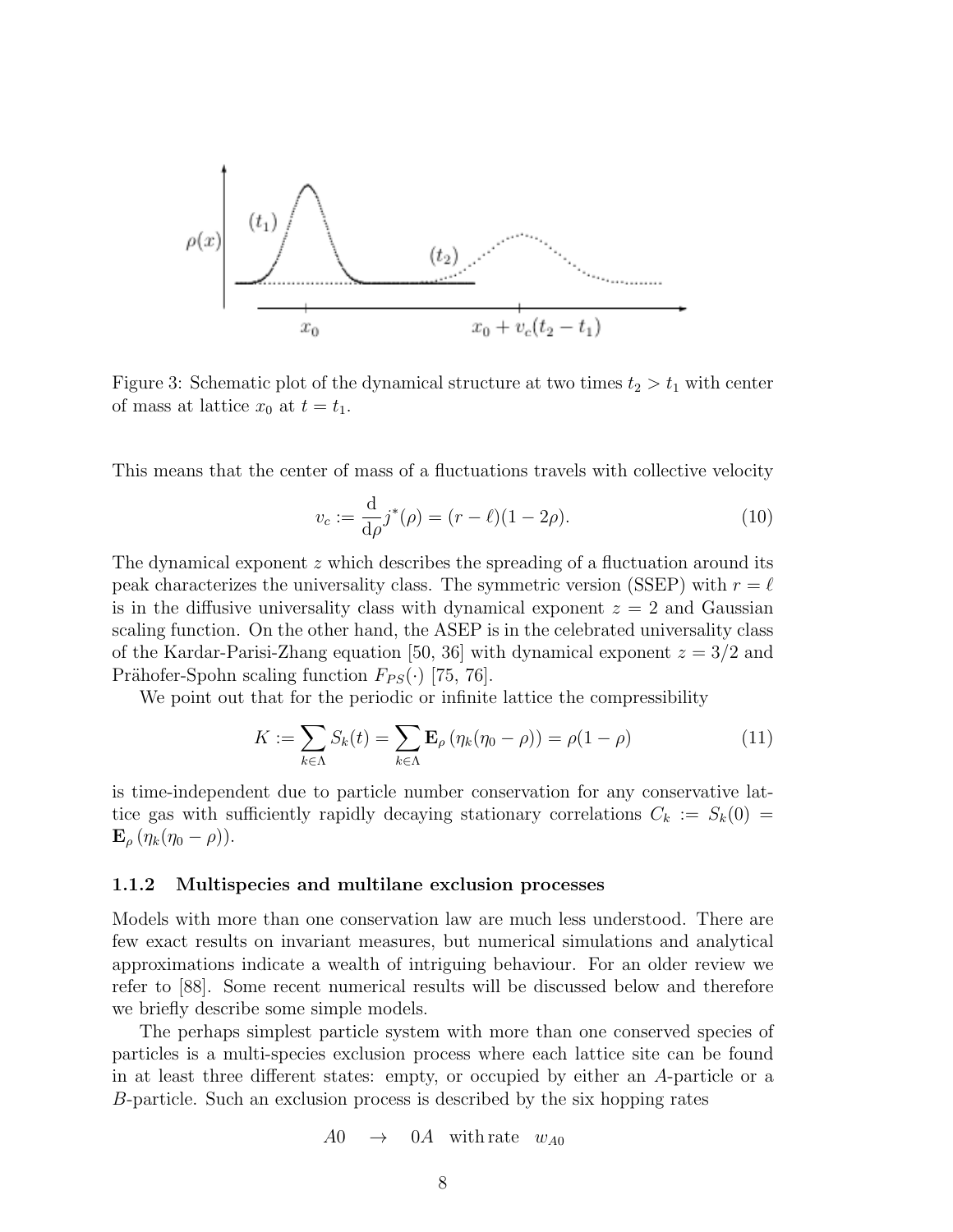Figure 3: Schematic plot of the dynamical structure at two times $t_2 > t_1$ with center of mass at lattice $x_0$ at $t = t_1$.

This means that the center of mass of a fluctuations travels with collective velocity

$$v_c := \frac{\mathrm{d}}{\mathrm{d}\rho} j^*(\rho) = (r - \ell)(1 - 2\rho). \tag{10}$$

The dynamical exponent $z$ which describes the spreading of a fluctuation around its peak characterizes the universality class. The symmetric version (SSEP) with $r = \ell$ is in the diffusive universality class with dynamical exponent $z = 2$ and Gaussian scaling function. On the other hand, the ASEP is in the celebrated universality class of the Kardar-Parisi-Zhang equation [50, 36] with dynamical exponent $z = 3/2$ and Prähofer-Spohn scaling function $F_{PS}(\cdot)$ [75, 76].

We point out that for the periodic or infinite lattice the compressibility

$$K := \sum_{k \in \Lambda} S_k(t) = \sum_{k \in \Lambda} \mathbf{E}_\rho \left( \eta_k (\eta_0 - \rho) \right) = \rho(1 - \rho) \tag{11}$$

is time-independent due to particle number conservation for any conservative lattice gas with sufficiently rapidly decaying stationary correlations $C_k := S_k(0) = \mathbf{E}_\rho \left( \eta_k (\eta_0 - \rho) \right)$.

### 1.1.2 Multispecies and multilane exclusion processes

Models with more than one conservation law are much less understood. There are few exact results on invariant measures, but numerical simulations and analytical approximations indicate a wealth of intriguing behaviour. For an older review we refer to [88]. Some recent numerical results will be discussed below and therefore we briefly describe some simple models.

The perhaps simplest particle system with more than one conserved species of particles is a multi-species exclusion process where each lattice site can be found in at least three different states: empty, or occupied by either an $A$-particle or a $B$-particle. Such an exclusion process is described by the six hopping rates

$$A0 \quad \to \quad 0A \quad \text{with rate} \quad w_{A0}$$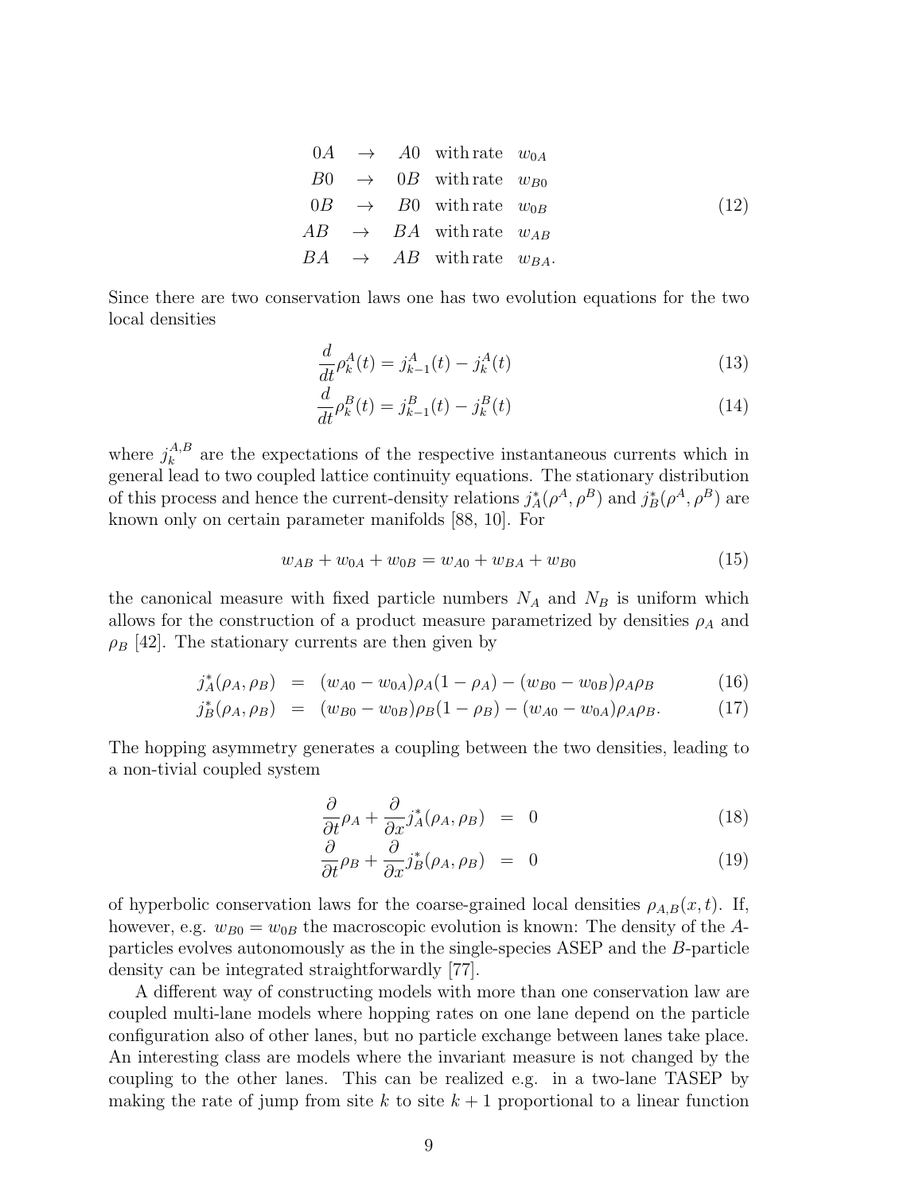$$
\begin{array}{lcll}
0A & \rightarrow & A0 & \text{with rate } w_{0A} \\
B0 & \rightarrow & 0B & \text{with rate } w_{B0} \\
0B & \rightarrow & B0 & \text{with rate } w_{0B} \\
AB & \rightarrow & BA & \text{with rate } w_{AB} \\
BA & \rightarrow & AB & \text{with rate } w_{BA}.
\end{array}
\tag{12}
$$

Since there are two conservation laws one has two evolution equations for the two local densities

$$
\frac{d}{dt}\rho_k^A(t) = j_{k-1}^A(t) - j_k^A(t) \tag{13}
$$

$$
\frac{d}{dt}\rho_k^B(t) = j_{k-1}^B(t) - j_k^B(t) \tag{14}
$$

where $j_k^{A,B}$ are the expectations of the respective instantaneous currents which in general lead to two coupled lattice continuity equations. The stationary distribution of this process and hence the current-density relations $j_A^*(\rho^A, \rho^B)$ and $j_B^*(\rho^A, \rho^B)$ are known only on certain parameter manifolds [88, 10]. For

$$
w_{AB} + w_{0A} + w_{0B} = w_{A0} + w_{BA} + w_{B0} \tag{15}
$$

the canonical measure with fixed particle numbers $N_A$ and $N_B$ is uniform which allows for the construction of a product measure parametrized by densities $\rho_A$ and $\rho_B$ [42]. The stationary currents are then given by

$$
j_A^*(\rho_A, \rho_B) = (w_{A0} - w_{0A})\rho_A(1 - \rho_A) - (w_{B0} - w_{0B})\rho_A\rho_B \tag{16}
$$

$$
j_B^*(\rho_A, \rho_B) = (w_{B0} - w_{0B})\rho_B(1 - \rho_B) - (w_{A0} - w_{0A})\rho_A\rho_B. \tag{17}
$$

The hopping asymmetry generates a coupling between the two densities, leading to a non-tivial coupled system

$$
\frac{\partial}{\partial t}\rho_A + \frac{\partial}{\partial x} j_A^*(\rho_A, \rho_B) = 0 \tag{18}
$$

$$
\frac{\partial}{\partial t}\rho_B + \frac{\partial}{\partial x} j_B^*(\rho_A, \rho_B) = 0 \tag{19}
$$

of hyperbolic conservation laws for the coarse-grained local densities $\rho_{A,B}(x,t)$. If, however, e.g. $w_{B0} = w_{0B}$ the macroscopic evolution is known: The density of the $A$-particles evolves autonomously as the in the single-species ASEP and the $B$-particle density can be integrated straightforwardly [77].

A different way of constructing models with more than one conservation law are coupled multi-lane models where hopping rates on one lane depend on the particle configuration also of other lanes, but no particle exchange between lanes take place. An interesting class are models where the invariant measure is not changed by the coupling to the other lanes. This can be realized e.g. in a two-lane TASEP by making the rate of jump from site $k$ to site $k + 1$ proportional to a linear function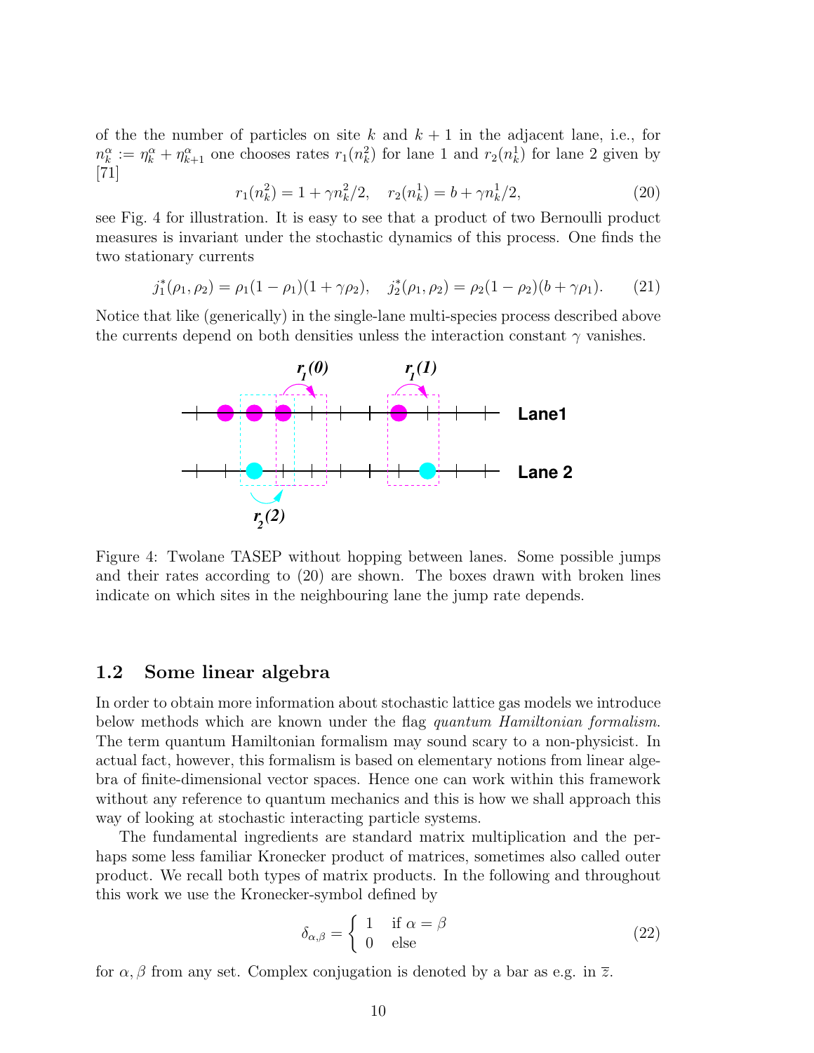of the the number of particles on site $k$ and $k+1$ in the adjacent lane, i.e., for $n_k^\alpha := \eta_k^\alpha + \eta_{k+1}^\alpha$ one chooses rates $r_1(n_k^2)$ for lane 1 and $r_2(n_k^1)$ for lane 2 given by [71]

$$r_1(n_k^2) = 1 + \gamma n_k^2/2, \quad r_2(n_k^1) = b + \gamma n_k^1/2, \tag{20}$$

see Fig. 4 for illustration. It is easy to see that a product of two Bernoulli product measures is invariant under the stochastic dynamics of this process. One finds the two stationary currents

$$j_1^*(\rho_1, \rho_2) = \rho_1(1-\rho_1)(1+\gamma\rho_2), \quad j_2^*(\rho_1, \rho_2) = \rho_2(1-\rho_2)(b+\gamma\rho_1). \tag{21}$$

Notice that like (generically) in the single-lane multi-species process described above the currents depend on both densities unless the interaction constant $\gamma$ vanishes.

Figure 4: Twolane TASEP without hopping between lanes. Some possible jumps and their rates according to (20) are shown. The boxes drawn with broken lines indicate on which sites in the neighbouring lane the jump rate depends.

## 1.2 Some linear algebra

In order to obtain more information about stochastic lattice gas models we introduce below methods which are known under the flag *quantum Hamiltonian formalism*. The term quantum Hamiltonian formalism may sound scary to a non-physicist. In actual fact, however, this formalism is based on elementary notions from linear algebra of finite-dimensional vector spaces. Hence one can work within this framework without any reference to quantum mechanics and this is how we shall approach this way of looking at stochastic interacting particle systems.

The fundamental ingredients are standard matrix multiplication and the perhaps some less familiar Kronecker product of matrices, sometimes also called outer product. We recall both types of matrix products. In the following and throughout this work we use the Kronecker-symbol defined by

$$\delta_{\alpha,\beta} = \begin{cases} 1 & \text{if } \alpha = \beta \\ 0 & \text{else} \end{cases} \tag{22}$$

for $\alpha, \beta$ from any set. Complex conjugation is denoted by a bar as e.g. in $\overline{z}$.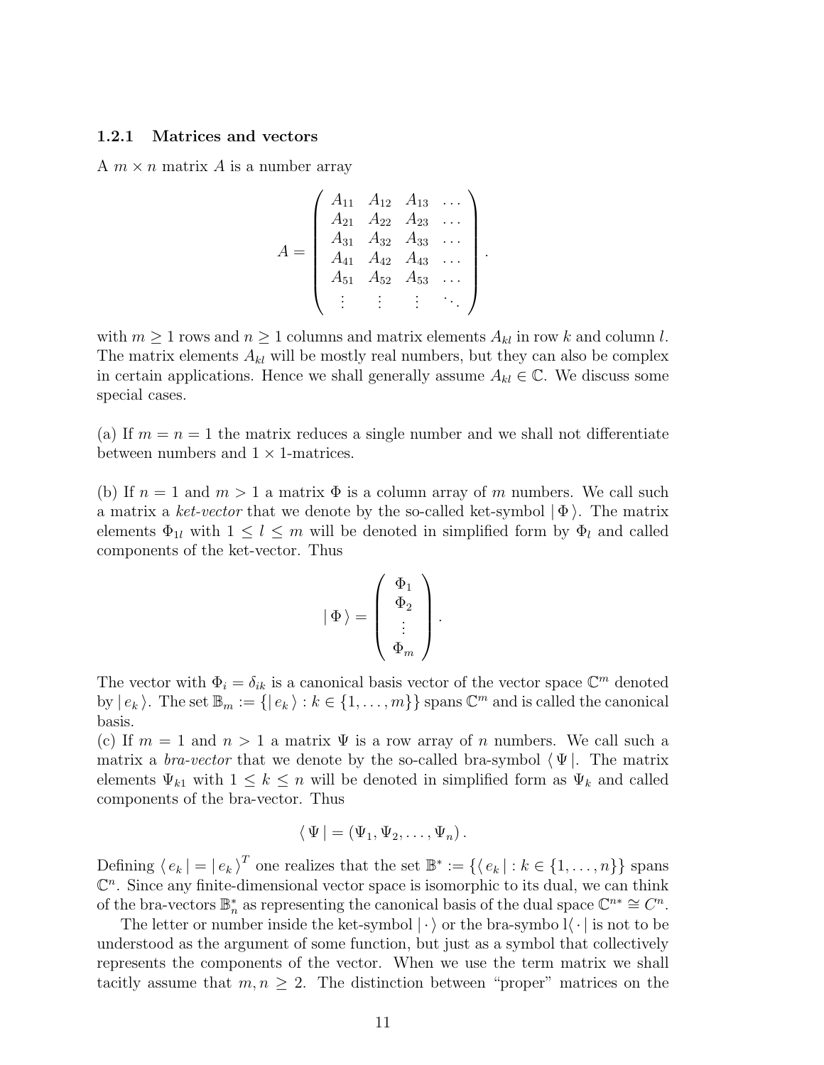### 1.2.1 Matrices and vectors

A $m \times n$ matrix $A$ is a number array

$$
A = \begin{pmatrix}
A_{11} & A_{12} & A_{13} & \dots \\
A_{21} & A_{22} & A_{23} & \dots \\
A_{31} & A_{32} & A_{33} & \dots \\
A_{41} & A_{42} & A_{43} & \dots \\
A_{51} & A_{52} & A_{53} & \dots \\
\vdots & \vdots & \vdots & \ddots
\end{pmatrix}.
$$

with $m \geq 1$ rows and $n \geq 1$ columns and matrix elements $A_{kl}$ in row $k$ and column $l$. The matrix elements $A_{kl}$ will be mostly real numbers, but they can also be complex in certain applications. Hence we shall generally assume $A_{kl} \in \mathbb{C}$. We discuss some special cases.

(a) If $m = n = 1$ the matrix reduces a single number and we shall not differentiate between numbers and $1 \times 1$-matrices.

(b) If $n = 1$ and $m > 1$ a matrix $\Phi$ is a column array of $m$ numbers. We call such a matrix a *ket-vector* that we denote by the so-called ket-symbol $|\,\Phi\,\rangle$. The matrix elements $\Phi_{1l}$ with $1 \leq l \leq m$ will be denoted in simplified form by $\Phi_l$ and called components of the ket-vector. Thus

$$
|\,\Phi\,\rangle = \begin{pmatrix}
\Phi_1 \\
\Phi_2 \\
\vdots \\
\Phi_m
\end{pmatrix}.
$$

The vector with $\Phi_i = \delta_{ik}$ is a canonical basis vector of the vector space $\mathbb{C}^m$ denoted by $|\,e_k\,\rangle$. The set $\mathbb{B}_m := \{|\,e_k\,\rangle : k \in \{1, \dots, m\}\}$ spans $\mathbb{C}^m$ and is called the canonical basis.

(c) If $m = 1$ and $n > 1$ a matrix $\Psi$ is a row array of $n$ numbers. We call such a matrix a *bra-vector* that we denote by the so-called bra-symbol $\langle\,\Psi\,|$. The matrix elements $\Psi_{k1}$ with $1 \leq k \leq n$ will be denoted in simplified form as $\Psi_k$ and called components of the bra-vector. Thus

$$
\langle\,\Psi\,| = (\Psi_1, \Psi_2, \dots, \Psi_n).
$$

Defining $\langle\,e_k\,| = |\,e_k\,\rangle^T$ one realizes that the set $\mathbb{B}^* := \{\langle\,e_k\,| : k \in \{1, \dots, n\}\}$ spans $\mathbb{C}^n$. Since any finite-dimensional vector space is isomorphic to its dual, we can think of the bra-vectors $\mathbb{B}_n^*$ as representing the canonical basis of the dual space $\mathbb{C}^{n*} \cong C^n$.

The letter or number inside the ket-symbol $|\cdot\rangle$ or the bra-symbo l$\langle\cdot|$ is not to be understood as the argument of some function, but just as a symbol that collectively represents the components of the vector. When we use the term matrix we shall tacitly assume that $m, n \geq 2$. The distinction between "proper" matrices on the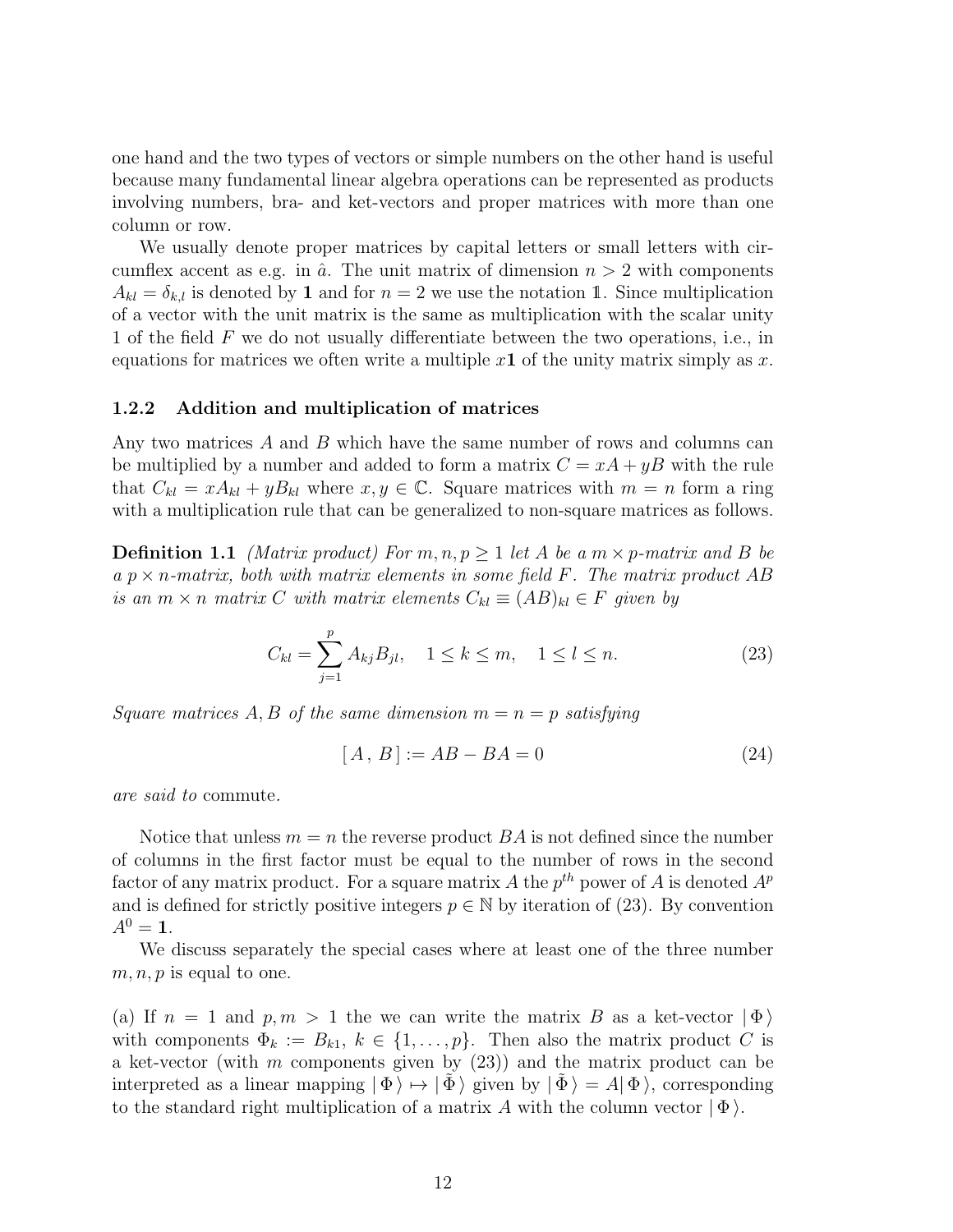one hand and the two types of vectors or simple numbers on the other hand is useful because many fundamental linear algebra operations can be represented as products involving numbers, bra- and ket-vectors and proper matrices with more than one column or row.

We usually denote proper matrices by capital letters or small letters with circumflex accent as e.g. in $\hat{a}$. The unit matrix of dimension $n > 2$ with components $A_{kl} = \delta_{k,l}$ is denoted by $\mathbf{1}$ and for $n = 2$ we use the notation $\mathbb{1}$. Since multiplication of a vector with the unit matrix is the same as multiplication with the scalar unity 1 of the field $F$ we do not usually differentiate between the two operations, i.e., in equations for matrices we often write a multiple $x\mathbf{1}$ of the unity matrix simply as $x$.

### 1.2.2 Addition and multiplication of matrices

Any two matrices $A$ and $B$ which have the same number of rows and columns can be multiplied by a number and added to form a matrix $C = xA + yB$ with the rule that $C_{kl} = xA_{kl} + yB_{kl}$ where $x, y \in \mathbb{C}$. Square matrices with $m = n$ form a ring with a multiplication rule that can be generalized to non-square matrices as follows.

**Definition 1.1** *(Matrix product) For $m, n, p \geq 1$ let $A$ be a $m \times p$-matrix and $B$ be a $p \times n$-matrix, both with matrix elements in some field $F$. The matrix product $AB$ is an $m \times n$ matrix $C$ with matrix elements $C_{kl} \equiv (AB)_{kl} \in F$ given by*

$$C_{kl} = \sum_{j=1}^{p} A_{kj} B_{jl}, \quad 1 \leq k \leq m, \quad 1 \leq l \leq n. \tag{23}$$

*Square matrices $A, B$ of the same dimension $m = n = p$ satisfying*

$$[\, A \,,\, B \,] := AB - BA = 0 \tag{24}$$

*are said to* commute.

Notice that unless $m = n$ the reverse product $BA$ is not defined since the number of columns in the first factor must be equal to the number of rows in the second factor of any matrix product. For a square matrix $A$ the $p^{th}$ power of $A$ is denoted $A^p$ and is defined for strictly positive integers $p \in \mathbb{N}$ by iteration of (23). By convention $A^0 = \mathbf{1}$.

We discuss separately the special cases where at least one of the three number $m, n, p$ is equal to one.

(a) If $n = 1$ and $p, m > 1$ the we can write the matrix $B$ as a ket-vector $|\,\Phi\,\rangle$ with components $\Phi_k := B_{k1}$, $k \in \{1, \ldots, p\}$. Then also the matrix product $C$ is a ket-vector (with $m$ components given by (23)) and the matrix product can be interpreted as a linear mapping $|\,\Phi\,\rangle \mapsto |\,\tilde{\Phi}\,\rangle$ given by $|\,\tilde{\Phi}\,\rangle = A|\,\Phi\,\rangle$, corresponding to the standard right multiplication of a matrix $A$ with the column vector $|\,\Phi\,\rangle$.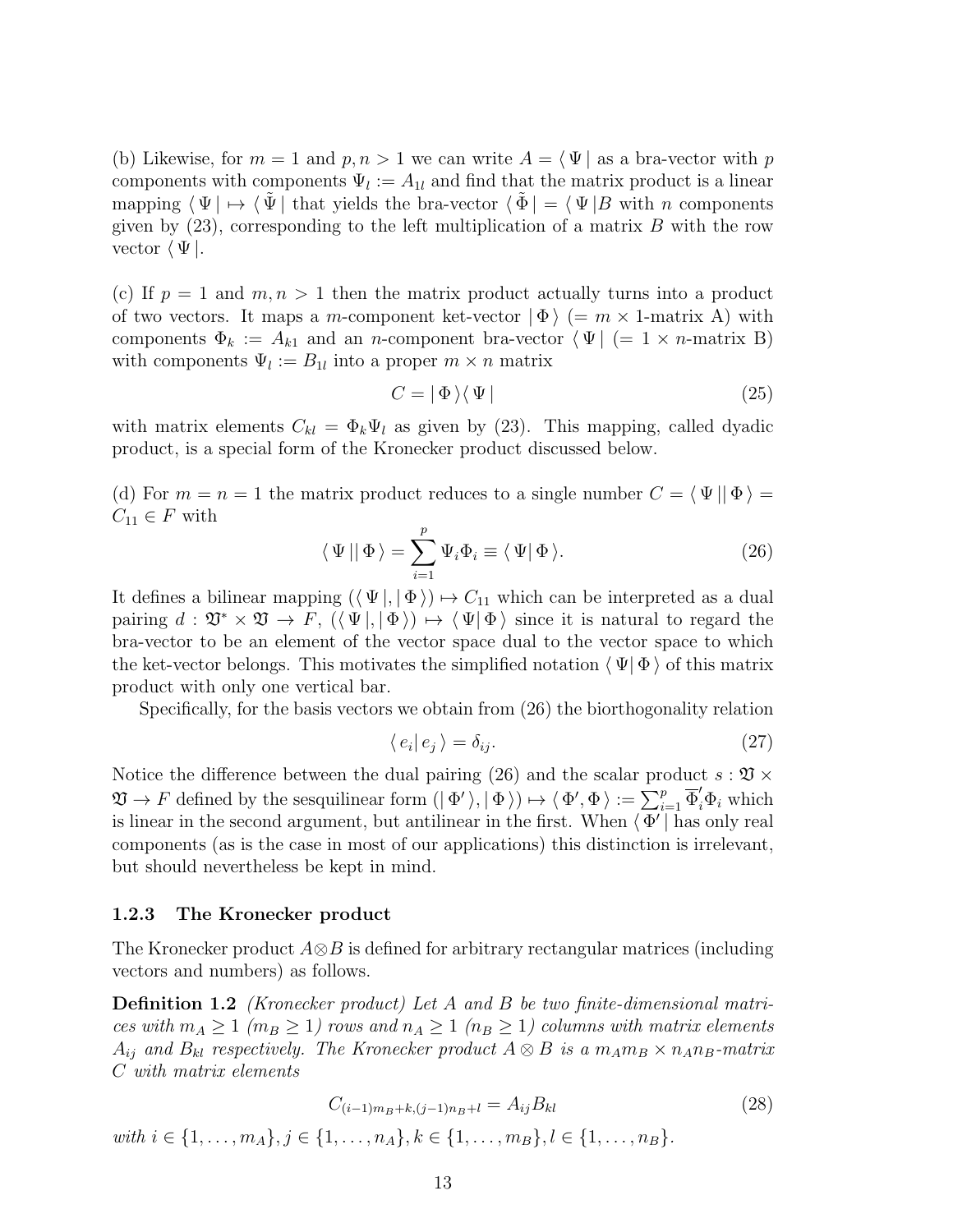(b) Likewise, for $m = 1$ and $p, n > 1$ we can write $A = \langle \Psi |$ as a bra-vector with $p$ components with components $\Psi_l := A_{1l}$ and find that the matrix product is a linear mapping $\langle \Psi | \mapsto \langle \tilde{\Psi} |$ that yields the bra-vector $\langle \tilde{\Phi} | = \langle \Psi | B$ with $n$ components given by (23), corresponding to the left multiplication of a matrix $B$ with the row vector $\langle \Psi |$.

(c) If $p = 1$ and $m, n > 1$ then the matrix product actually turns into a product of two vectors. It maps a $m$-component ket-vector $| \Phi \rangle$ ($= m \times 1$-matrix A) with components $\Phi_k := A_{k1}$ and an $n$-component bra-vector $\langle \Psi |$ ($= 1 \times n$-matrix B) with components $\Psi_l := B_{1l}$ into a proper $m \times n$ matrix

$$C = | \Phi \rangle \langle \Psi | \tag{25}$$

with matrix elements $C_{kl} = \Phi_k \Psi_l$ as given by (23). This mapping, called dyadic product, is a special form of the Kronecker product discussed below.

(d) For $m = n = 1$ the matrix product reduces to a single number $C = \langle \Psi || \Phi \rangle = C_{11} \in F$ with

$$\langle \Psi || \Phi \rangle = \sum_{i=1}^{p} \Psi_i \Phi_i \equiv \langle \Psi | \Phi \rangle. \tag{26}$$

It defines a bilinear mapping $(\langle \Psi |, | \Phi \rangle) \mapsto C_{11}$ which can be interpreted as a dual pairing $d : \mathfrak{V}^* \times \mathfrak{V} \to F$, $(\langle \Psi |, | \Phi \rangle) \mapsto \langle \Psi | \Phi \rangle$ since it is natural to regard the bra-vector to be an element of the vector space dual to the vector space to which the ket-vector belongs. This motivates the simplified notation $\langle \Psi | \Phi \rangle$ of this matrix product with only one vertical bar.

Specifically, for the basis vectors we obtain from (26) the biorthogonality relation

$$\langle e_i | e_j \rangle = \delta_{ij}. \tag{27}$$

Notice the difference between the dual pairing (26) and the scalar product $s : \mathfrak{V} \times \mathfrak{V} \to F$ defined by the sesquilinear form $(| \Phi' \rangle, | \Phi \rangle) \mapsto \langle \Phi', \Phi \rangle := \sum_{i=1}^{p} \overline{\Phi}'_i \Phi_i$ which is linear in the second argument, but antilinear in the first. When $\langle \Phi' |$ has only real components (as is the case in most of our applications) this distinction is irrelevant, but should nevertheless be kept in mind.

### 1.2.3 The Kronecker product

The Kronecker product $A \otimes B$ is defined for arbitrary rectangular matrices (including vectors and numbers) as follows.

**Definition 1.2** *(Kronecker product) Let $A$ and $B$ be two finite-dimensional matrices with $m_A \geq 1$ ($m_B \geq 1$) rows and $n_A \geq 1$ ($n_B \geq 1$) columns with matrix elements $A_{ij}$ and $B_{kl}$ respectively. The Kronecker product $A \otimes B$ is a $m_A m_B \times n_A n_B$-matrix $C$ with matrix elements*

$$C_{(i-1)m_B+k,(j-1)n_B+l} = A_{ij} B_{kl} \tag{28}$$

*with $i \in \{1, \dots, m_A\}, j \in \{1, \dots, n_A\}, k \in \{1, \dots, m_B\}, l \in \{1, \dots, n_B\}$.*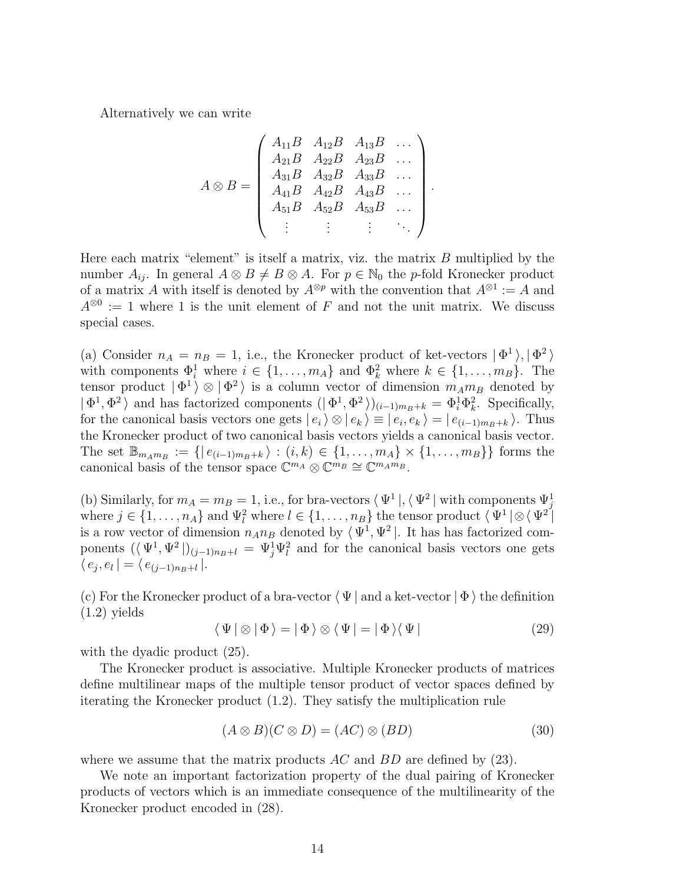Alternatively we can write

$$
A \otimes B = \begin{pmatrix} A_{11}B & A_{12}B & A_{13}B & \dots \\ A_{21}B & A_{22}B & A_{23}B & \dots \\ A_{31}B & A_{32}B & A_{33}B & \dots \\ A_{41}B & A_{42}B & A_{43}B & \dots \\ A_{51}B & A_{52}B & A_{53}B & \dots \\ \vdots & \vdots & \vdots & \ddots \end{pmatrix}.
$$

Here each matrix "element" is itself a matrix, viz. the matrix $B$ multiplied by the number $A_{ij}$. In general $A \otimes B \neq B \otimes A$. For $p \in \mathbb{N}_0$ the $p$-fold Kronecker product of a matrix $A$ with itself is denoted by $A^{\otimes p}$ with the convention that $A^{\otimes 1} := A$ and $A^{\otimes 0} := 1$ where 1 is the unit element of $F$ and not the unit matrix. We discuss special cases.

(a) Consider $n_A = n_B = 1$, i.e., the Kronecker product of ket-vectors $|\,\Phi^1\,\rangle, |\,\Phi^2\,\rangle$ with components $\Phi^1_i$ where $i \in \{1, \dots, m_A\}$ and $\Phi^2_k$ where $k \in \{1, \dots, m_B\}$. The tensor product $|\,\Phi^1\,\rangle \otimes |\,\Phi^2\,\rangle$ is a column vector of dimension $m_A m_B$ denoted by $|\,\Phi^1, \Phi^2\,\rangle$ and has factorized components $(|\,\Phi^1, \Phi^2\,\rangle)_{(i-1)m_B+k} = \Phi^1_i \Phi^2_k$. Specifically, for the canonical basis vectors one gets $|\,e_i\,\rangle \otimes |\,e_k\,\rangle \equiv |\,e_i, e_k\,\rangle = |\,e_{(i-1)m_B+k}\,\rangle$. Thus the Kronecker product of two canonical basis vectors yields a canonical basis vector. The set $\mathbb{B}_{m_A m_B} := \{|\,e_{(i-1)m_B+k}\,\rangle : (i,k) \in \{1, \dots, m_A\} \times \{1, \dots, m_B\}\}$ forms the canonical basis of the tensor space $\mathbb{C}^{m_A} \otimes \mathbb{C}^{m_B} \cong \mathbb{C}^{m_A m_B}$.

(b) Similarly, for $m_A = m_B = 1$, i.e., for bra-vectors $\langle\,\Psi^1\,|, \langle\,\Psi^2\,|$ with components $\Psi^1_j$ where $j \in \{1, \dots, n_A\}$ and $\Psi^2_l$ where $l \in \{1, \dots, n_B\}$ the tensor product $\langle\,\Psi^1\,| \otimes \langle\,\Psi^2\,|$ is a row vector of dimension $n_A n_B$ denoted by $\langle\,\Psi^1, \Psi^2\,|$. It has has factorized components $(\langle\,\Psi^1, \Psi^2\,|)_{(j-1)n_B+l} = \Psi^1_j \Psi^2_l$ and for the canonical basis vectors one gets $\langle\,e_j, e_l\,| = \langle\,e_{(j-1)n_B+l}\,|$.

(c) For the Kronecker product of a bra-vector $\langle\,\Psi\,|$ and a ket-vector $|\,\Phi\,\rangle$ the definition (1.2) yields

$$
\langle\,\Psi\,| \otimes |\,\Phi\,\rangle = |\,\Phi\,\rangle \otimes \langle\,\Psi\,| = |\,\Phi\,\rangle\langle\,\Psi\,| \tag{29}
$$

with the dyadic product (25).

The Kronecker product is associative. Multiple Kronecker products of matrices define multilinear maps of the multiple tensor product of vector spaces defined by iterating the Kronecker product (1.2). They satisfy the multiplication rule

$$
(A \otimes B)(C \otimes D) = (AC) \otimes (BD) \tag{30}
$$

where we assume that the matrix products $AC$ and $BD$ are defined by (23).

We note an important factorization property of the dual pairing of Kronecker products of vectors which is an immediate consequence of the multilinearity of the Kronecker product encoded in (28).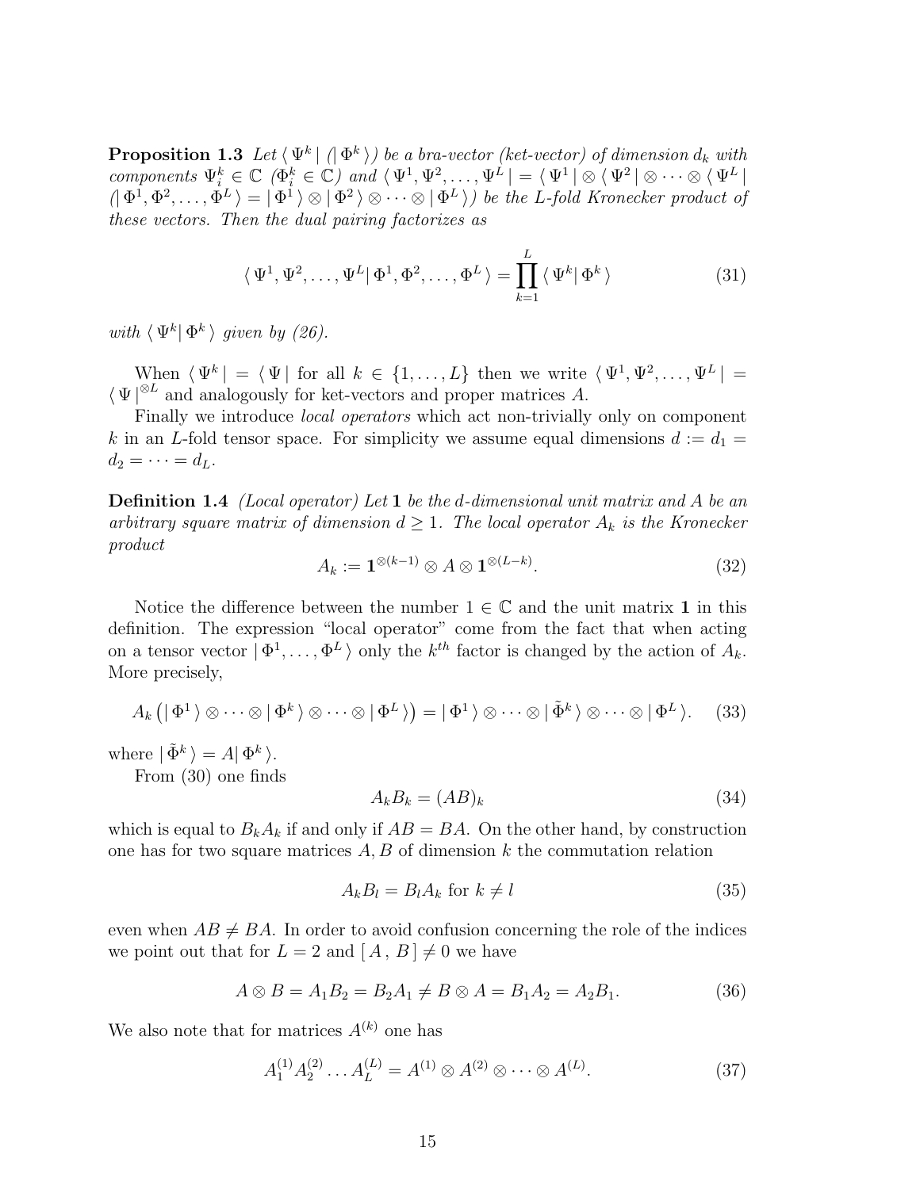**Proposition 1.3** *Let $\langle \Psi^k |$ ($| \Phi^k \rangle$) be a bra-vector (ket-vector) of dimension $d_k$ with components $\Psi^k_i \in \mathbb{C}$ ($\Phi^k_i \in \mathbb{C}$) and $\langle \Psi^1, \Psi^2, \ldots, \Psi^L | = \langle \Psi^1 | \otimes \langle \Psi^2 | \otimes \cdots \otimes \langle \Psi^L |$ ($| \Phi^1, \Phi^2, \ldots, \Phi^L \rangle = | \Phi^1 \rangle \otimes | \Phi^2 \rangle \otimes \cdots \otimes | \Phi^L \rangle$) be the L-fold Kronecker product of these vectors. Then the dual pairing factorizes as*

$$\langle \Psi^1, \Psi^2, \ldots, \Psi^L | \Phi^1, \Phi^2, \ldots, \Phi^L \rangle = \prod_{k=1}^{L} \langle \Psi^k | \Phi^k \rangle \tag{31}$$

*with $\langle \Psi^k | \Phi^k \rangle$ given by (26).*

When $\langle \Psi^k | = \langle \Psi |$ for all $k \in \{1, \ldots, L\}$ then we write $\langle \Psi^1, \Psi^2, \ldots, \Psi^L | = \langle \Psi |^{\otimes L}$ and analogously for ket-vectors and proper matrices $A$.

Finally we introduce *local operators* which act non-trivially only on component $k$ in an $L$-fold tensor space. For simplicity we assume equal dimensions $d := d_1 = d_2 = \cdots = d_L$.

**Definition 1.4** *(Local operator) Let $\mathbf{1}$ be the d-dimensional unit matrix and $A$ be an arbitrary square matrix of dimension $d \geq 1$. The local operator $A_k$ is the Kronecker product*

$$A_k := \mathbf{1}^{\otimes(k-1)} \otimes A \otimes \mathbf{1}^{\otimes(L-k)}. \tag{32}$$

Notice the difference between the number $1 \in \mathbb{C}$ and the unit matrix $\mathbf{1}$ in this definition. The expression "local operator" come from the fact that when acting on a tensor vector $| \Phi^1, \ldots, \Phi^L \rangle$ only the $k^{th}$ factor is changed by the action of $A_k$. More precisely,

$$A_k \left( | \Phi^1 \rangle \otimes \cdots \otimes | \Phi^k \rangle \otimes \cdots \otimes | \Phi^L \rangle \right) = | \Phi^1 \rangle \otimes \cdots \otimes | \tilde{\Phi}^k \rangle \otimes \cdots \otimes | \Phi^L \rangle. \tag{33}$$

where $| \tilde{\Phi}^k \rangle = A | \Phi^k \rangle$.

From (30) one finds

$$A_k B_k = (AB)_k \tag{34}$$

which is equal to $B_k A_k$ if and only if $AB = BA$. On the other hand, by construction one has for two square matrices $A, B$ of dimension $k$ the commutation relation

$$A_k B_l = B_l A_k \text{ for } k \neq l \tag{35}$$

even when $AB \neq BA$. In order to avoid confusion concerning the role of the indices we point out that for $L = 2$ and $[\, A \, , \, B \,] \neq 0$ we have

$$A \otimes B = A_1 B_2 = B_2 A_1 \neq B \otimes A = B_1 A_2 = A_2 B_1. \tag{36}$$

We also note that for matrices $A^{(k)}$ one has

$$A^{(1)}_1 A^{(2)}_2 \ldots A^{(L)}_L = A^{(1)} \otimes A^{(2)} \otimes \cdots \otimes A^{(L)}. \tag{37}$$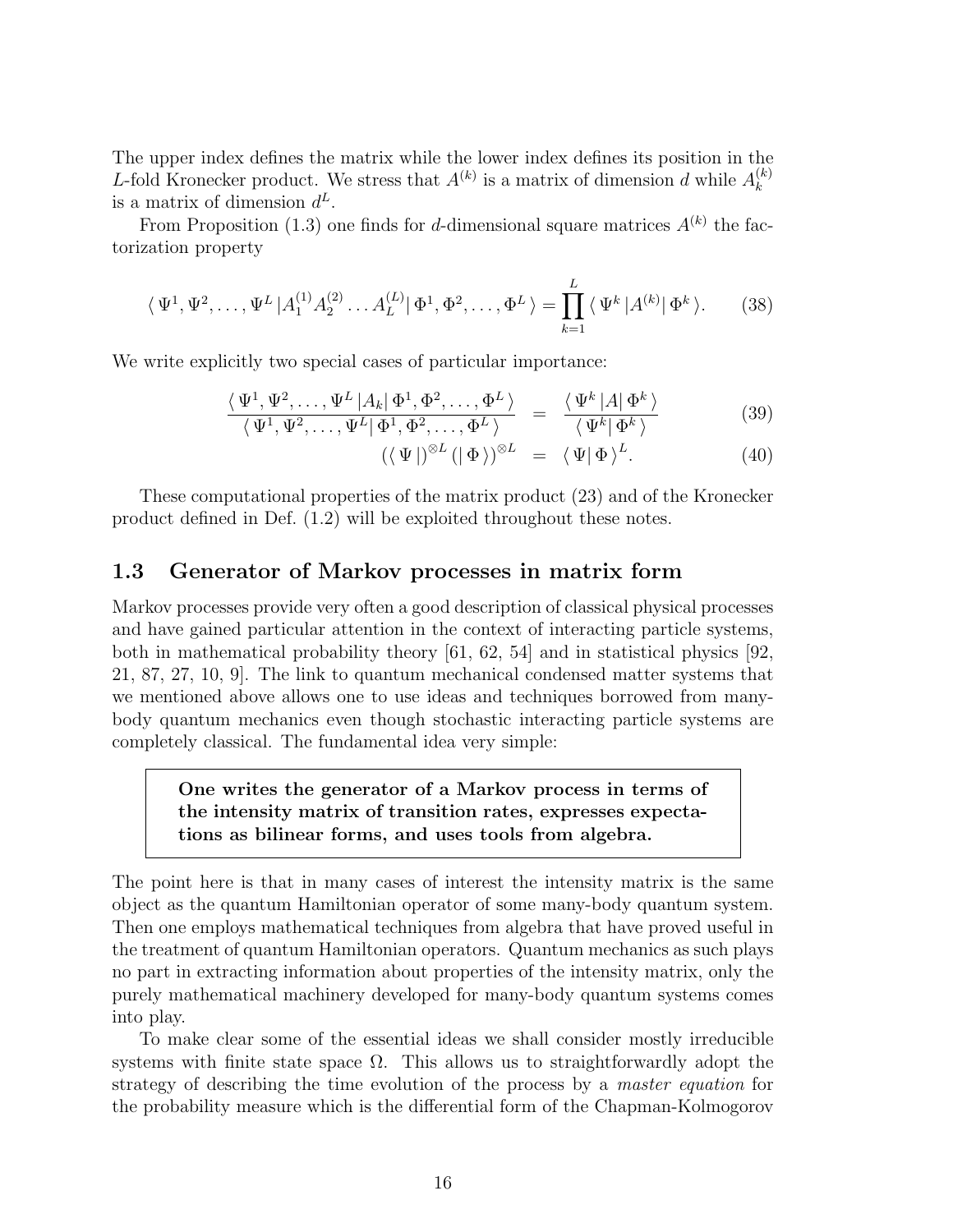The upper index defines the matrix while the lower index defines its position in the $L$-fold Kronecker product. We stress that $A^{(k)}$ is a matrix of dimension $d$ while $A_k^{(k)}$ is a matrix of dimension $d^L$.

From Proposition (1.3) one finds for $d$-dimensional square matrices $A^{(k)}$ the factorization property

$$\langle\, \Psi^1, \Psi^2, \ldots, \Psi^L \,| A_1^{(1)} A_2^{(2)} \ldots A_L^{(L)} |\, \Phi^1, \Phi^2, \ldots, \Phi^L \,\rangle = \prod_{k=1}^{L} \langle\, \Psi^k \,| A^{(k)} |\, \Phi^k \,\rangle. \tag{38}$$

We write explicitly two special cases of particular importance:

$$\frac{\langle\, \Psi^1, \Psi^2, \ldots, \Psi^L \,| A_k |\, \Phi^1, \Phi^2, \ldots, \Phi^L \,\rangle}{\langle\, \Psi^1, \Psi^2, \ldots, \Psi^L |\, \Phi^1, \Phi^2, \ldots, \Phi^L \,\rangle} = \frac{\langle\, \Psi^k \,| A |\, \Phi^k \,\rangle}{\langle\, \Psi^k |\, \Phi^k \,\rangle} \tag{39}$$

$$(\langle\, \Psi \,|)^{\otimes L} \, (|\, \Phi \,\rangle)^{\otimes L} = \langle\, \Psi |\, \Phi \,\rangle^L. \tag{40}$$

These computational properties of the matrix product (23) and of the Kronecker product defined in Def. (1.2) will be exploited throughout these notes.

## 1.3 Generator of Markov processes in matrix form

Markov processes provide very often a good description of classical physical processes and have gained particular attention in the context of interacting particle systems, both in mathematical probability theory [61, 62, 54] and in statistical physics [92, 21, 87, 27, 10, 9]. The link to quantum mechanical condensed matter systems that we mentioned above allows one to use ideas and techniques borrowed from many-body quantum mechanics even though stochastic interacting particle systems are completely classical. The fundamental idea very simple:

> **One writes the generator of a Markov process in terms of the intensity matrix of transition rates, expresses expectations as bilinear forms, and uses tools from algebra.**

The point here is that in many cases of interest the intensity matrix is the same object as the quantum Hamiltonian operator of some many-body quantum system. Then one employs mathematical techniques from algebra that have proved useful in the treatment of quantum Hamiltonian operators. Quantum mechanics as such plays no part in extracting information about properties of the intensity matrix, only the purely mathematical machinery developed for many-body quantum systems comes into play.

To make clear some of the essential ideas we shall consider mostly irreducible systems with finite state space $\Omega$. This allows us to straightforwardly adopt the strategy of describing the time evolution of the process by a *master equation* for the probability measure which is the differential form of the Chapman-Kolmogorov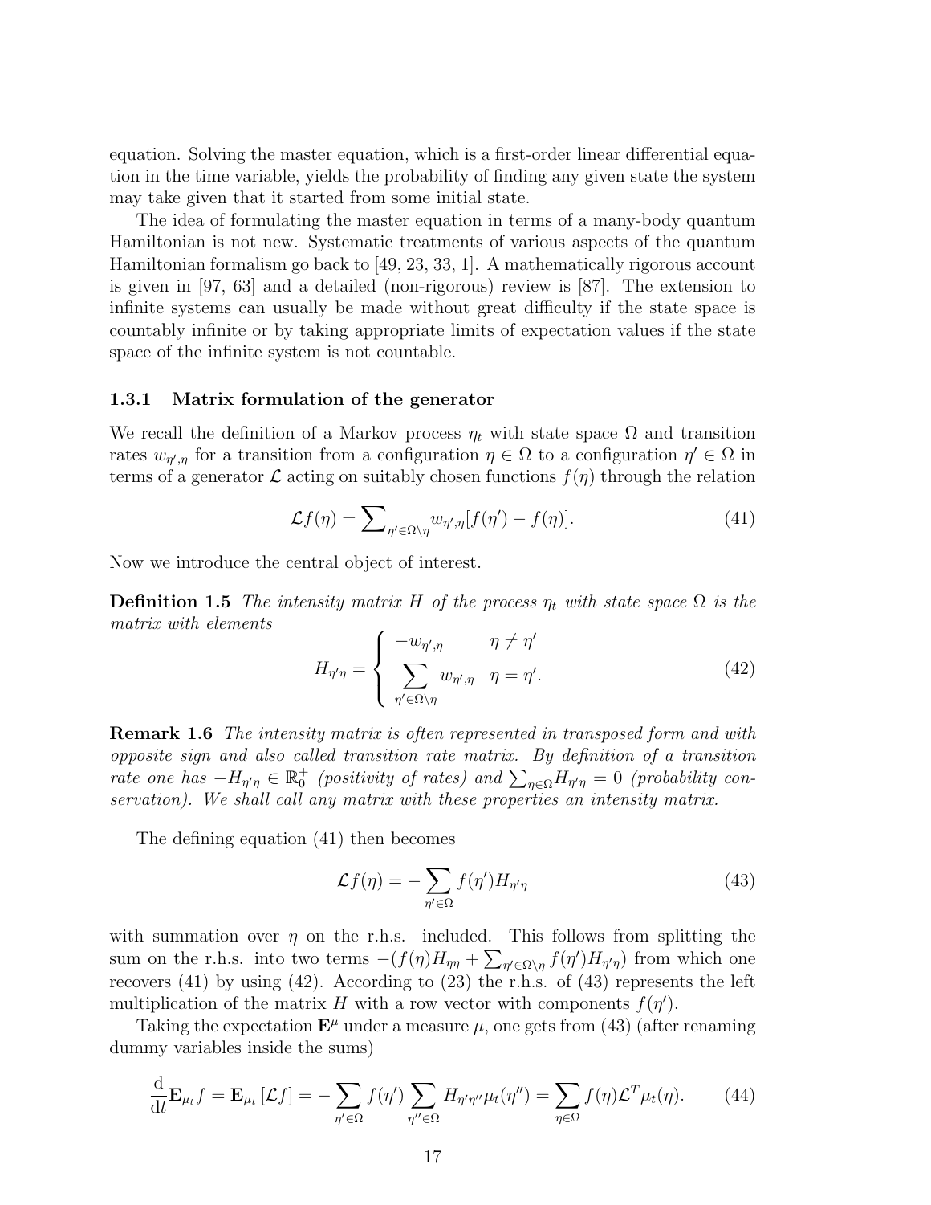equation. Solving the master equation, which is a first-order linear differential equation in the time variable, yields the probability of finding any given state the system may take given that it started from some initial state.

The idea of formulating the master equation in terms of a many-body quantum Hamiltonian is not new. Systematic treatments of various aspects of the quantum Hamiltonian formalism go back to [49, 23, 33, 1]. A mathematically rigorous account is given in [97, 63] and a detailed (non-rigorous) review is [87]. The extension to infinite systems can usually be made without great difficulty if the state space is countably infinite or by taking appropriate limits of expectation values if the state space of the infinite system is not countable.

### 1.3.1 Matrix formulation of the generator

We recall the definition of a Markov process $\eta_t$ with state space $\Omega$ and transition rates $w_{\eta',\eta}$ for a transition from a configuration $\eta \in \Omega$ to a configuration $\eta' \in \Omega$ in terms of a generator $\mathcal{L}$ acting on suitably chosen functions $f(\eta)$ through the relation

$$\mathcal{L}f(\eta) = \sum\nolimits_{\eta' \in \Omega \setminus \eta} w_{\eta',\eta}[f(\eta') - f(\eta)]. \tag{41}$$

Now we introduce the central object of interest.

**Definition 1.5** *The intensity matrix $H$ of the process $\eta_t$ with state space $\Omega$ is the matrix with elements*

$$H_{\eta'\eta} = \begin{cases} -w_{\eta',\eta} & \eta \neq \eta' \\ \displaystyle\sum_{\eta' \in \Omega \setminus \eta} w_{\eta',\eta} & \eta = \eta'. \end{cases} \tag{42}$$

**Remark 1.6** *The intensity matrix is often represented in transposed form and with opposite sign and also called transition rate matrix. By definition of a transition rate one has $-H_{\eta'\eta} \in \mathbb{R}_0^+$ (positivity of rates) and $\sum_{\eta \in \Omega} H_{\eta'\eta} = 0$ (probability conservation). We shall call any matrix with these properties an intensity matrix.*

The defining equation (41) then becomes

$$\mathcal{L}f(\eta) = -\sum_{\eta' \in \Omega} f(\eta') H_{\eta'\eta} \tag{43}$$

with summation over $\eta$ on the r.h.s. included. This follows from splitting the sum on the r.h.s. into two terms $-(f(\eta)H_{\eta\eta} + \sum_{\eta' \in \Omega \setminus \eta} f(\eta')H_{\eta'\eta})$ from which one recovers (41) by using (42). According to (23) the r.h.s. of (43) represents the left multiplication of the matrix $H$ with a row vector with components $f(\eta')$.

Taking the expectation $\mathbf{E}^\mu$ under a measure $\mu$, one gets from (43) (after renaming dummy variables inside the sums)

$$\frac{\mathrm{d}}{\mathrm{d}t}\mathbf{E}_{\mu_t} f = \mathbf{E}_{\mu_t}[\mathcal{L}f] = -\sum_{\eta' \in \Omega} f(\eta') \sum_{\eta'' \in \Omega} H_{\eta'\eta''}\mu_t(\eta'') = \sum_{\eta \in \Omega} f(\eta)\mathcal{L}^T \mu_t(\eta). \tag{44}$$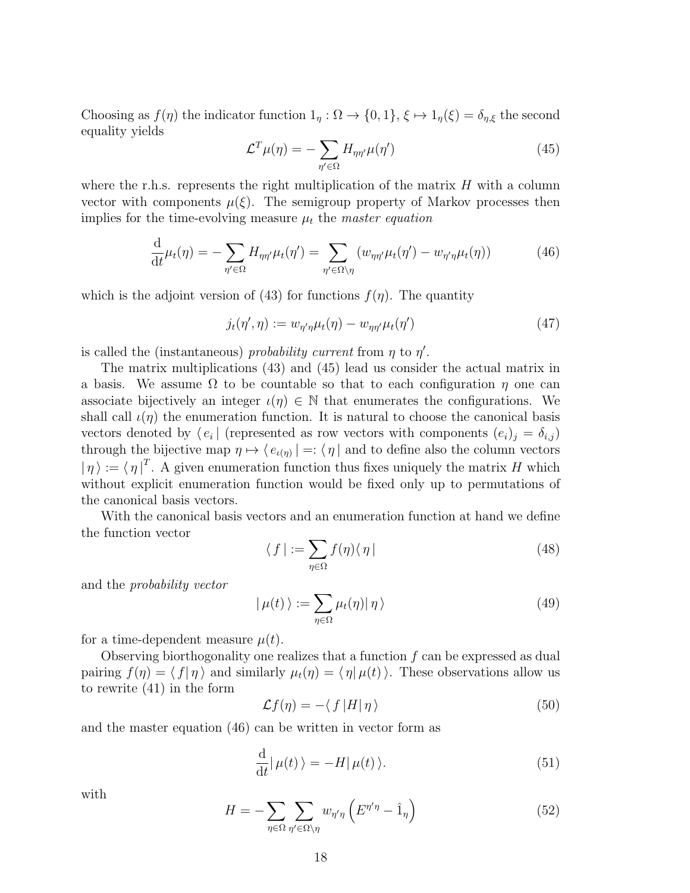Choosing as $f(\eta)$ the indicator function $1_\eta : \Omega \to \{0, 1\}$, $\xi \mapsto 1_\eta(\xi) = \delta_{\eta,\xi}$ the second equality yields

$$\mathcal{L}^T \mu(\eta) = -\sum_{\eta' \in \Omega} H_{\eta\eta'} \mu(\eta') \tag{45}$$

where the r.h.s. represents the right multiplication of the matrix $H$ with a column vector with components $\mu(\xi)$. The semigroup property of Markov processes then implies for the time-evolving measure $\mu_t$ the *master equation*

$$\frac{\mathrm{d}}{\mathrm{d}t} \mu_t(\eta) = -\sum_{\eta' \in \Omega} H_{\eta\eta'} \mu_t(\eta') = \sum_{\eta' \in \Omega \setminus \eta} \left( w_{\eta\eta'} \mu_t(\eta') - w_{\eta'\eta} \mu_t(\eta) \right) \tag{46}$$

which is the adjoint version of (43) for functions $f(\eta)$. The quantity

$$j_t(\eta', \eta) := w_{\eta'\eta} \mu_t(\eta) - w_{\eta\eta'} \mu_t(\eta') \tag{47}$$

is called the (instantaneous) *probability current* from $\eta$ to $\eta'$.

The matrix multiplications (43) and (45) lead us consider the actual matrix in a basis. We assume $\Omega$ to be countable so that to each configuration $\eta$ one can associate bijectively an integer $\iota(\eta) \in \mathbb{N}$ that enumerates the configurations. We shall call $\iota(\eta)$ the enumeration function. It is natural to choose the canonical basis vectors denoted by $\langle\, e_i \,|$ (represented as row vectors with components $(e_i)_j = \delta_{i,j}$) through the bijective map $\eta \mapsto \langle\, e_{\iota(\eta)} \,| =: \langle\, \eta \,|$ and to define also the column vectors $|\, \eta \,\rangle := \langle\, \eta \,|^T$. A given enumeration function thus fixes uniquely the matrix $H$ which without explicit enumeration function would be fixed only up to permutations of the canonical basis vectors.

With the canonical basis vectors and an enumeration function at hand we define the function vector

$$\langle\, f \,| := \sum_{\eta \in \Omega} f(\eta) \langle\, \eta \,| \tag{48}$$

and the *probability vector*

$$|\, \mu(t) \,\rangle := \sum_{\eta \in \Omega} \mu_t(\eta) |\, \eta \,\rangle \tag{49}$$

for a time-dependent measure $\mu(t)$.

Observing biorthogonality one realizes that a function $f$ can be expressed as dual pairing $f(\eta) = \langle\, f |\, \eta \,\rangle$ and similarly $\mu_t(\eta) = \langle\, \eta |\, \mu(t) \,\rangle$. These observations allow us to rewrite (41) in the form

$$\mathcal{L} f(\eta) = -\langle\, f \,| H |\, \eta \,\rangle \tag{50}$$

and the master equation (46) can be written in vector form as

$$\frac{\mathrm{d}}{\mathrm{d}t} |\, \mu(t) \,\rangle = -H |\, \mu(t) \,\rangle. \tag{51}$$

with

$$H = -\sum_{\eta \in \Omega} \sum_{\eta' \in \Omega \setminus \eta} w_{\eta'\eta} \left( E^{\eta'\eta} - \hat{1}_\eta \right) \tag{52}$$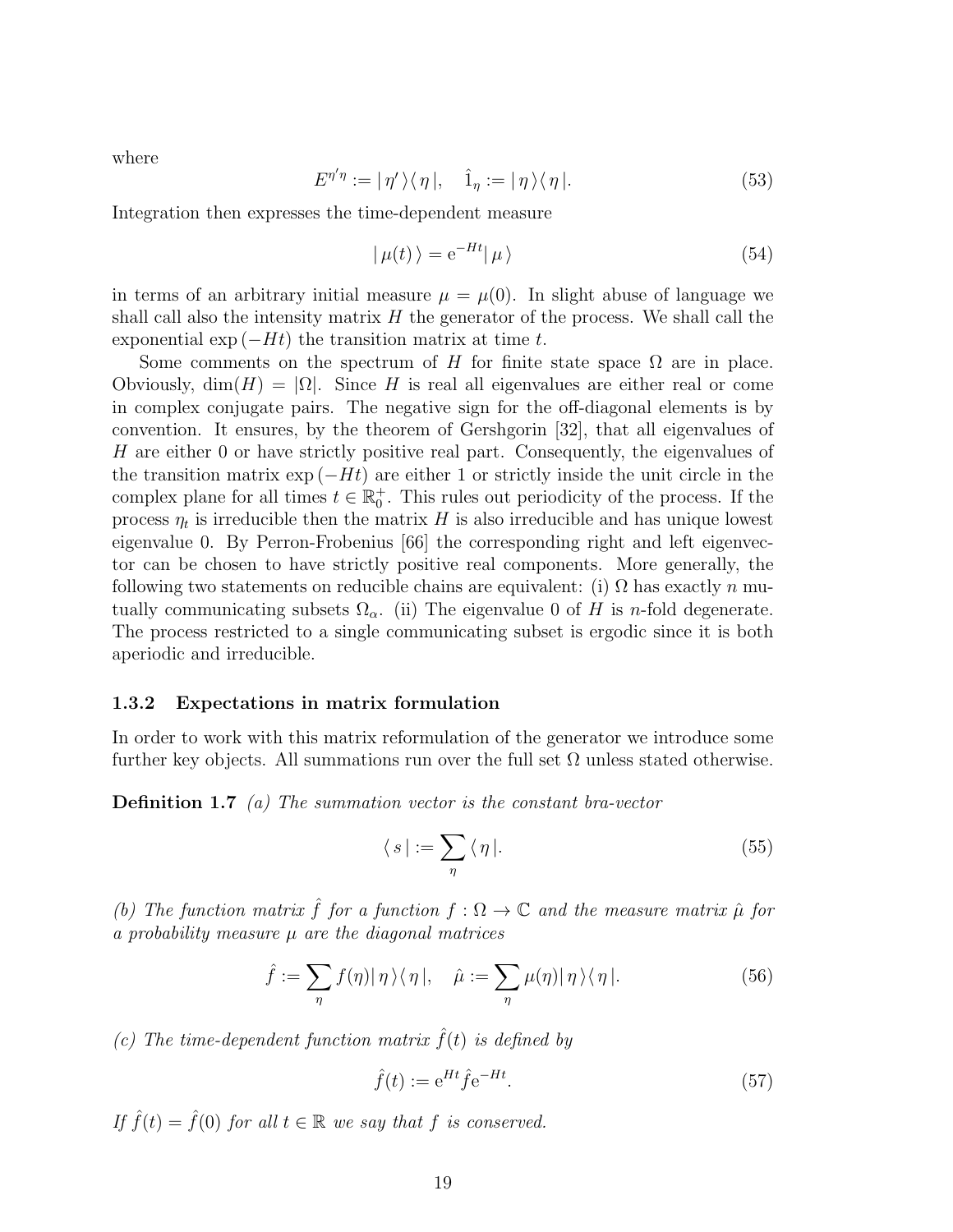where

$$E^{\eta'\eta} := |\,\eta'\,\rangle\langle\,\eta\,|, \quad \hat{1}_\eta := |\,\eta\,\rangle\langle\,\eta\,|. \tag{53}$$

Integration then expresses the time-dependent measure

$$|\,\mu(t)\,\rangle = \mathrm{e}^{-Ht}|\,\mu\,\rangle \tag{54}$$

in terms of an arbitrary initial measure $\mu = \mu(0)$. In slight abuse of language we shall call also the intensity matrix $H$ the generator of the process. We shall call the exponential $\exp(-Ht)$ the transition matrix at time $t$.

Some comments on the spectrum of $H$ for finite state space $\Omega$ are in place. Obviously, $\dim(H) = |\Omega|$. Since $H$ is real all eigenvalues are either real or come in complex conjugate pairs. The negative sign for the off-diagonal elements is by convention. It ensures, by the theorem of Gershgorin [32], that all eigenvalues of $H$ are either 0 or have strictly positive real part. Consequently, the eigenvalues of the transition matrix $\exp(-Ht)$ are either 1 or strictly inside the unit circle in the complex plane for all times $t \in \mathbb{R}_0^+$. This rules out periodicity of the process. If the process $\eta_t$ is irreducible then the matrix $H$ is also irreducible and has unique lowest eigenvalue 0. By Perron-Frobenius [66] the corresponding right and left eigenvector can be chosen to have strictly positive real components. More generally, the following two statements on reducible chains are equivalent: (i) $\Omega$ has exactly $n$ mutually communicating subsets $\Omega_\alpha$. (ii) The eigenvalue 0 of $H$ is $n$-fold degenerate. The process restricted to a single communicating subset is ergodic since it is both aperiodic and irreducible.

### 1.3.2 Expectations in matrix formulation

In order to work with this matrix reformulation of the generator we introduce some further key objects. All summations run over the full set $\Omega$ unless stated otherwise.

**Definition 1.7** *(a) The summation vector is the constant bra-vector*

$$\langle\,s\,| := \sum_\eta \langle\,\eta\,|. \tag{55}$$

*(b) The function matrix $\hat{f}$ for a function $f : \Omega \to \mathbb{C}$ and the measure matrix $\hat{\mu}$ for a probability measure $\mu$ are the diagonal matrices*

$$\hat{f} := \sum_\eta f(\eta)|\,\eta\,\rangle\langle\,\eta\,|, \quad \hat{\mu} := \sum_\eta \mu(\eta)|\,\eta\,\rangle\langle\,\eta\,|. \tag{56}$$

*(c) The time-dependent function matrix $\hat{f}(t)$ is defined by*

$$\hat{f}(t) := \mathrm{e}^{Ht}\hat{f}\mathrm{e}^{-Ht}. \tag{57}$$

*If $\hat{f}(t) = \hat{f}(0)$ for all $t \in \mathbb{R}$ we say that $f$ is conserved.*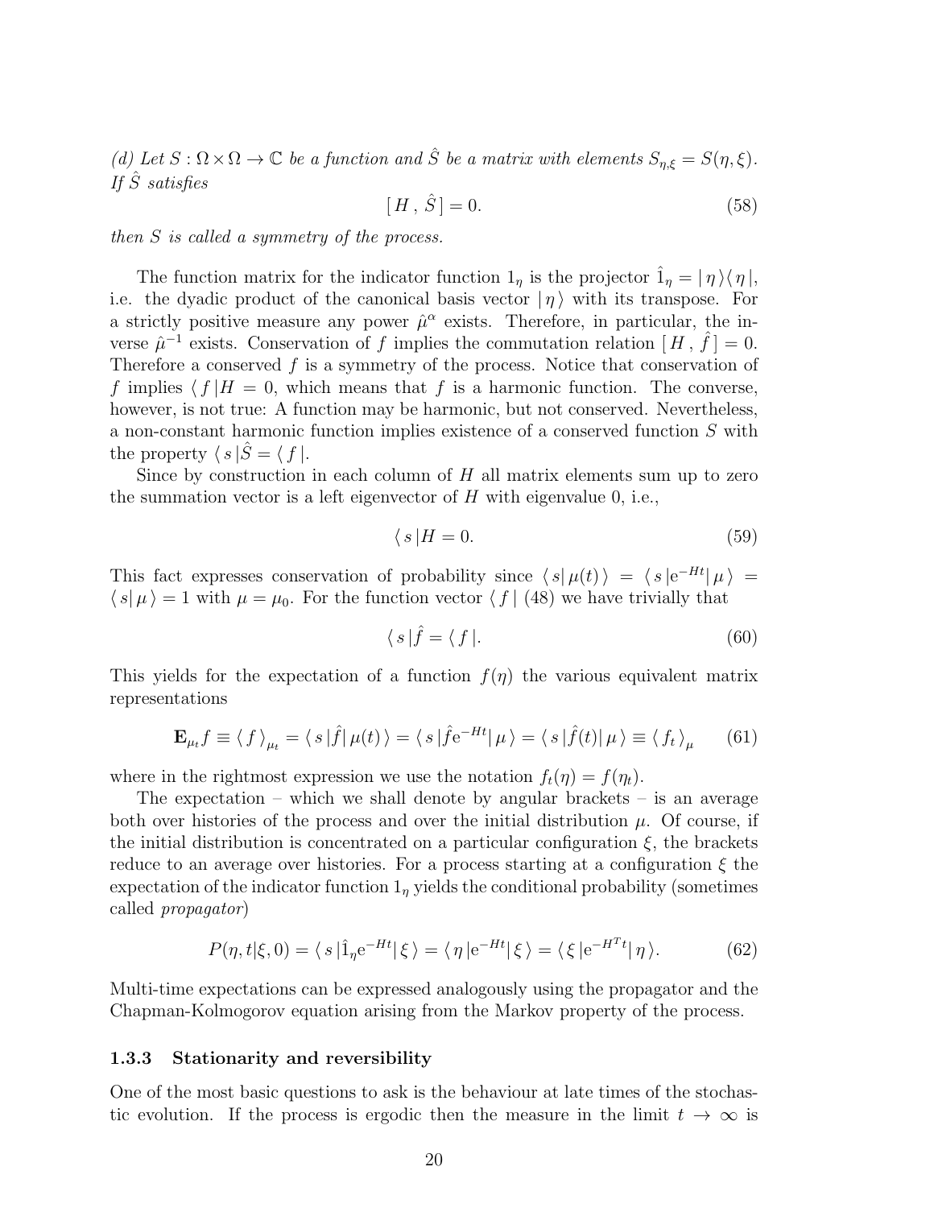*(d) Let $S : \Omega \times \Omega \to \mathbb{C}$ be a function and $\hat{S}$ be a matrix with elements $S_{\eta,\xi} = S(\eta, \xi)$. If $\hat{S}$ satisfies*

$$[\,H\,,\,\hat{S}\,] = 0. \tag{58}$$

*then $S$ is called a symmetry of the process.*

The function matrix for the indicator function $1_\eta$ is the projector $\hat{1}_\eta = |\,\eta\,\rangle\langle\,\eta\,|$, i.e. the dyadic product of the canonical basis vector $|\,\eta\,\rangle$ with its transpose. For a strictly positive measure any power $\hat{\mu}^\alpha$ exists. Therefore, in particular, the inverse $\hat{\mu}^{-1}$ exists. Conservation of $f$ implies the commutation relation $[\,H\,,\,\hat{f}\,] = 0$. Therefore a conserved $f$ is a symmetry of the process. Notice that conservation of $f$ implies $\langle\,f\,|H = 0$, which means that $f$ is a harmonic function. The converse, however, is not true: A function may be harmonic, but not conserved. Nevertheless, a non-constant harmonic function implies existence of a conserved function $S$ with the property $\langle\,s\,|\hat{S} = \langle\,f\,|$.

Since by construction in each column of $H$ all matrix elements sum up to zero the summation vector is a left eigenvector of $H$ with eigenvalue 0, i.e.,

$$\langle\,s\,|H = 0. \tag{59}$$

This fact expresses conservation of probability since $\langle\,s|\,\mu(t)\,\rangle = \langle\,s\,|\mathrm{e}^{-Ht}|\,\mu\,\rangle = \langle\,s|\,\mu\,\rangle = 1$ with $\mu = \mu_0$. For the function vector $\langle\,f\,|$ (48) we have trivially that

$$\langle\,s\,|\hat{f} = \langle\,f\,|. \tag{60}$$

This yields for the expectation of a function $f(\eta)$ the various equivalent matrix representations

$$\mathbf{E}_{\mu_t} f \equiv \langle\,f\,\rangle_{\mu_t} = \langle\,s\,|\hat{f}|\,\mu(t)\,\rangle = \langle\,s\,|\hat{f}\mathrm{e}^{-Ht}|\,\mu\,\rangle = \langle\,s\,|\hat{f}(t)|\,\mu\,\rangle \equiv \langle\,f_t\,\rangle_\mu \tag{61}$$

where in the rightmost expression we use the notation $f_t(\eta) = f(\eta_t)$.

The expectation – which we shall denote by angular brackets – is an average both over histories of the process and over the initial distribution $\mu$. Of course, if the initial distribution is concentrated on a particular configuration $\xi$, the brackets reduce to an average over histories. For a process starting at a configuration $\xi$ the expectation of the indicator function $1_\eta$ yields the conditional probability (sometimes called *propagator*)

$$P(\eta, t|\xi, 0) = \langle\,s\,|\hat{1}_\eta \mathrm{e}^{-Ht}|\,\xi\,\rangle = \langle\,\eta\,|\mathrm{e}^{-Ht}|\,\xi\,\rangle = \langle\,\xi\,|\mathrm{e}^{-H^T t}|\,\eta\,\rangle. \tag{62}$$

Multi-time expectations can be expressed analogously using the propagator and the Chapman-Kolmogorov equation arising from the Markov property of the process.

### 1.3.3 Stationarity and reversibility

One of the most basic questions to ask is the behaviour at late times of the stochastic evolution. If the process is ergodic then the measure in the limit $t \to \infty$ is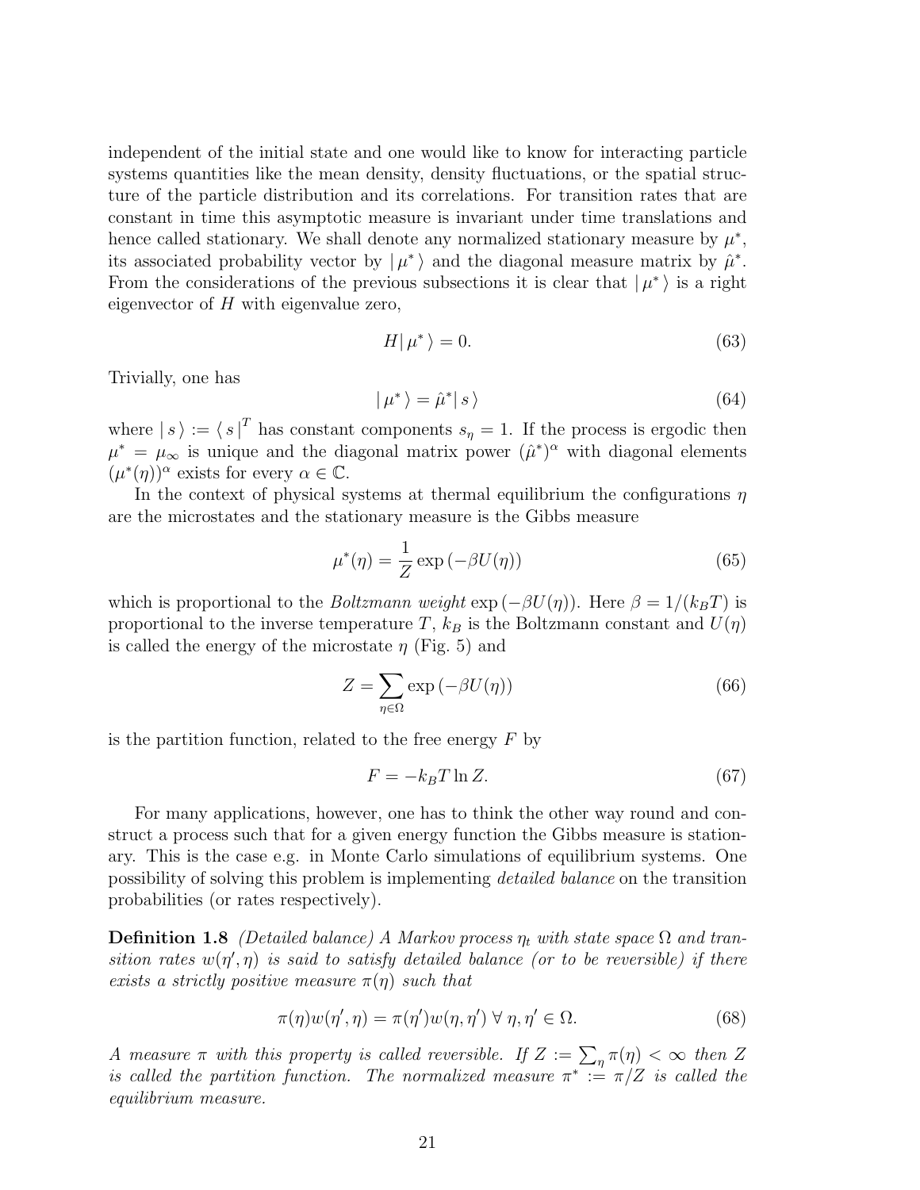independent of the initial state and one would like to know for interacting particle systems quantities like the mean density, density fluctuations, or the spatial structure of the particle distribution and its correlations. For transition rates that are constant in time this asymptotic measure is invariant under time translations and hence called stationary. We shall denote any normalized stationary measure by $\mu^*$, its associated probability vector by $|\, \mu^* \,\rangle$ and the diagonal measure matrix by $\hat{\mu}^*$. From the considerations of the previous subsections it is clear that $|\, \mu^* \,\rangle$ is a right eigenvector of $H$ with eigenvalue zero,

$$H|\, \mu^* \,\rangle = 0. \tag{63}$$

Trivially, one has

$$|\, \mu^* \,\rangle = \hat{\mu}^* |\, s \,\rangle \tag{64}$$

where $|\, s \,\rangle := \langle\, s \,|^T$ has constant components $s_\eta = 1$. If the process is ergodic then $\mu^* = \mu_\infty$ is unique and the diagonal matrix power $(\hat{\mu}^*)^\alpha$ with diagonal elements $(\mu^*(\eta))^\alpha$ exists for every $\alpha \in \mathbb{C}$.

In the context of physical systems at thermal equilibrium the configurations $\eta$ are the microstates and the stationary measure is the Gibbs measure

$$\mu^*(\eta) = \frac{1}{Z} \exp\left(-\beta U(\eta)\right) \tag{65}$$

which is proportional to the *Boltzmann weight* $\exp\left(-\beta U(\eta)\right)$. Here $\beta = 1/(k_B T)$ is proportional to the inverse temperature $T$, $k_B$ is the Boltzmann constant and $U(\eta)$ is called the energy of the microstate $\eta$ (Fig. 5) and

$$Z = \sum_{\eta \in \Omega} \exp\left(-\beta U(\eta)\right) \tag{66}$$

is the partition function, related to the free energy $F$ by

$$F = -k_B T \ln Z. \tag{67}$$

For many applications, however, one has to think the other way round and construct a process such that for a given energy function the Gibbs measure is stationary. This is the case e.g. in Monte Carlo simulations of equilibrium systems. One possibility of solving this problem is implementing *detailed balance* on the transition probabilities (or rates respectively).

**Definition 1.8** *(Detailed balance) A Markov process $\eta_t$ with state space $\Omega$ and transition rates $w(\eta', \eta)$ is said to satisfy detailed balance (or to be reversible) if there exists a strictly positive measure $\pi(\eta)$ such that*

$$\pi(\eta) w(\eta', \eta) = \pi(\eta') w(\eta, \eta') \;\forall\; \eta, \eta' \in \Omega. \tag{68}$$

*A measure $\pi$ with this property is called reversible. If $Z := \sum_\eta \pi(\eta) < \infty$ then $Z$ is called the partition function. The normalized measure $\pi^* := \pi/Z$ is called the equilibrium measure.*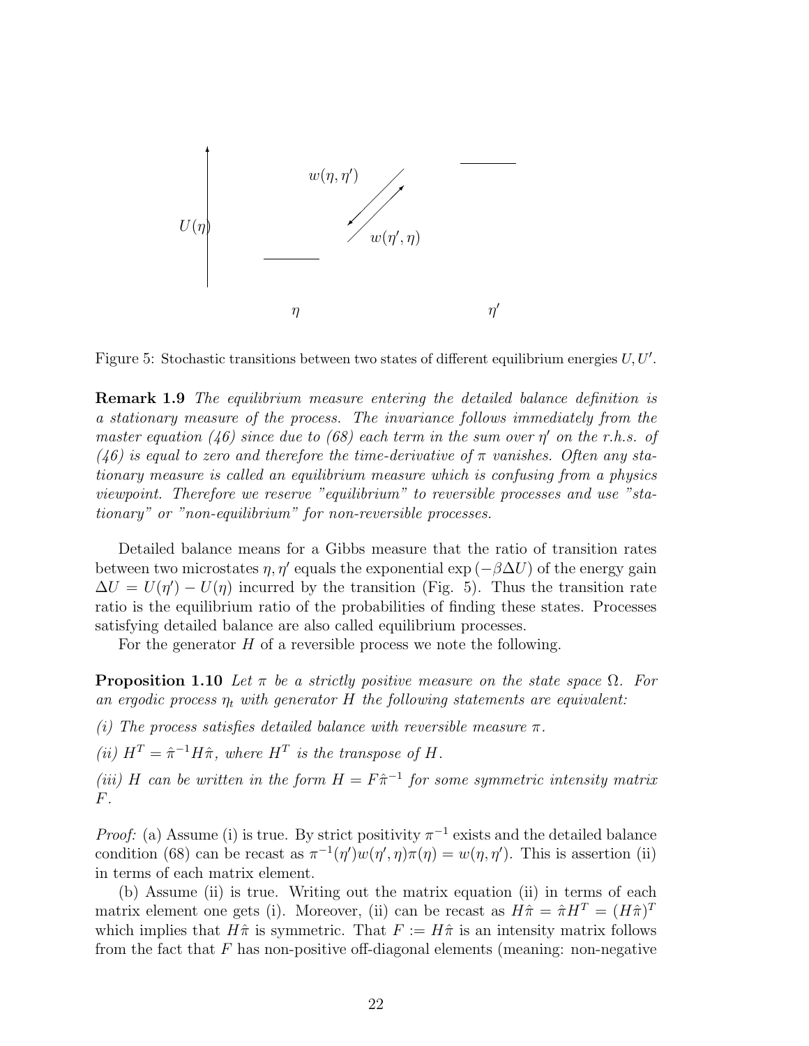Figure 5: Stochastic transitions between two states of different equilibrium energies $U, U'$.

**Remark 1.9** *The equilibrium measure entering the detailed balance definition is a stationary measure of the process. The invariance follows immediately from the master equation (46) since due to (68) each term in the sum over $\eta'$ on the r.h.s. of (46) is equal to zero and therefore the time-derivative of $\pi$ vanishes. Often any stationary measure is called an equilibrium measure which is confusing from a physics viewpoint. Therefore we reserve "equilibrium" to reversible processes and use "stationary" or "non-equilibrium" for non-reversible processes.*

Detailed balance means for a Gibbs measure that the ratio of transition rates between two microstates $\eta, \eta'$ equals the exponential $\exp(-\beta \Delta U)$ of the energy gain $\Delta U = U(\eta') - U(\eta)$ incurred by the transition (Fig. 5). Thus the transition rate ratio is the equilibrium ratio of the probabilities of finding these states. Processes satisfying detailed balance are also called equilibrium processes.

For the generator $H$ of a reversible process we note the following.

**Proposition 1.10** *Let $\pi$ be a strictly positive measure on the state space $\Omega$. For an ergodic process $\eta_t$ with generator $H$ the following statements are equivalent:*

*(i) The process satisfies detailed balance with reversible measure $\pi$.*

*(ii) $H^T = \hat{\pi}^{-1} H \hat{\pi}$, where $H^T$ is the transpose of $H$.*

*(iii) $H$ can be written in the form $H = F\hat{\pi}^{-1}$ for some symmetric intensity matrix $F$.*

*Proof:* (a) Assume (i) is true. By strict positivity $\pi^{-1}$ exists and the detailed balance condition (68) can be recast as $\pi^{-1}(\eta')w(\eta', \eta)\pi(\eta) = w(\eta, \eta')$. This is assertion (ii) in terms of each matrix element.

(b) Assume (ii) is true. Writing out the matrix equation (ii) in terms of each matrix element one gets (i). Moreover, (ii) can be recast as $H\hat{\pi} = \hat{\pi}H^T = (H\hat{\pi})^T$ which implies that $H\hat{\pi}$ is symmetric. That $F := H\hat{\pi}$ is an intensity matrix follows from the fact that $F$ has non-positive off-diagonal elements (meaning: non-negative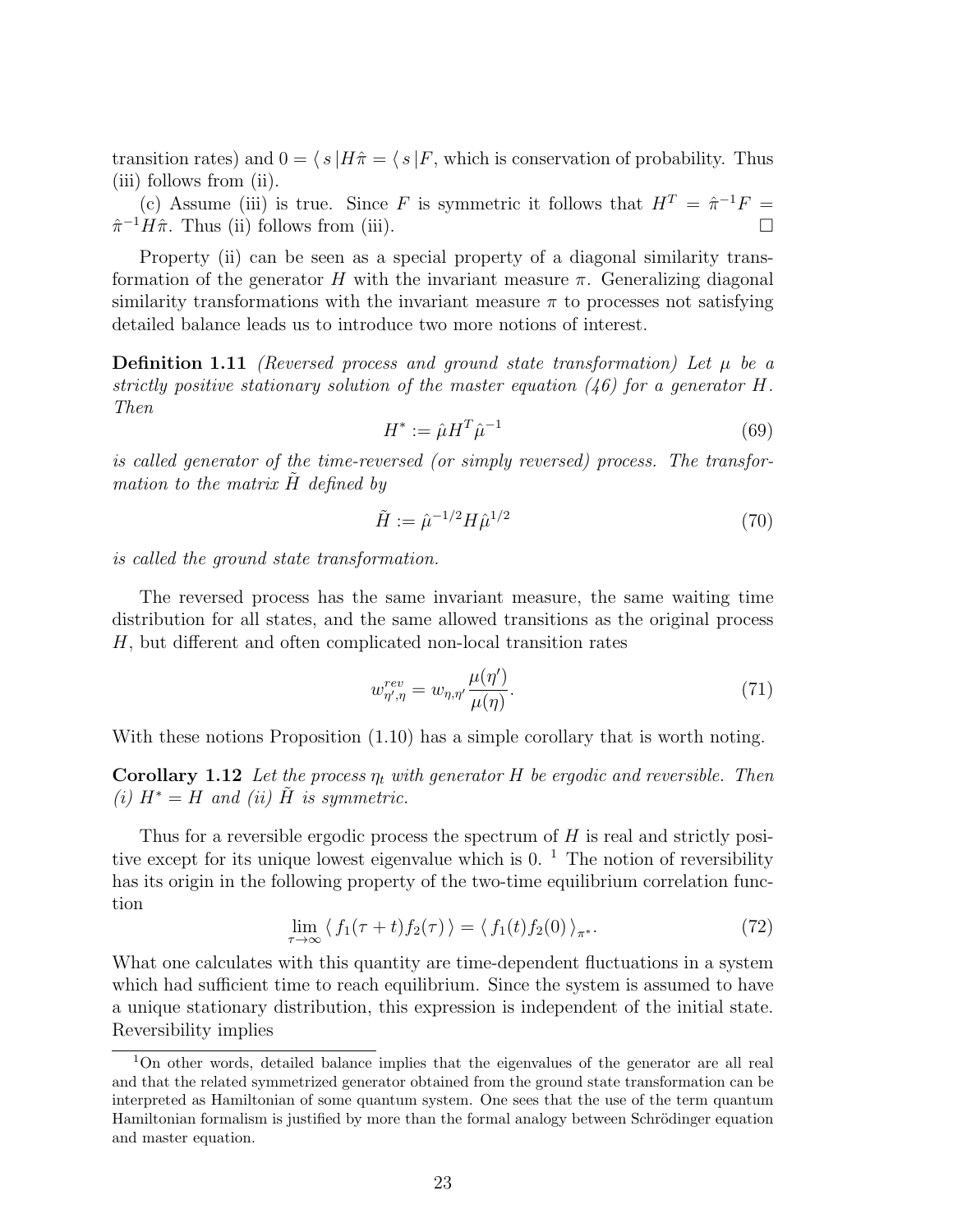transition rates) and $0 = \langle\, s\,|H\hat{\pi} = \langle\, s\,|F$, which is conservation of probability. Thus (iii) follows from (ii).

(c) Assume (iii) is true. Since $F$ is symmetric it follows that $H^T = \hat{\pi}^{-1}F = \hat{\pi}^{-1}H\hat{\pi}$. Thus (ii) follows from (iii). □

Property (ii) can be seen as a special property of a diagonal similarity transformation of the generator $H$ with the invariant measure $\pi$. Generalizing diagonal similarity transformations with the invariant measure $\pi$ to processes not satisfying detailed balance leads us to introduce two more notions of interest.

**Definition 1.11** *(Reversed process and ground state transformation) Let $\mu$ be a strictly positive stationary solution of the master equation (46) for a generator $H$. Then*

$$H^* := \hat{\mu} H^T \hat{\mu}^{-1} \tag{69}$$

*is called generator of the time-reversed (or simply reversed) process. The transformation to the matrix $\tilde{H}$ defined by*

$$\tilde{H} := \hat{\mu}^{-1/2} H \hat{\mu}^{1/2} \tag{70}$$

*is called the ground state transformation.*

The reversed process has the same invariant measure, the same waiting time distribution for all states, and the same allowed transitions as the original process $H$, but different and often complicated non-local transition rates

$$w^{rev}_{\eta',\eta} = w_{\eta,\eta'} \frac{\mu(\eta')}{\mu(\eta)}. \tag{71}$$

With these notions Proposition (1.10) has a simple corollary that is worth noting.

**Corollary 1.12** *Let the process $\eta_t$ with generator $H$ be ergodic and reversible. Then (i) $H^* = H$ and (ii) $\tilde{H}$ is symmetric.*

Thus for a reversible ergodic process the spectrum of $H$ is real and strictly positive except for its unique lowest eigenvalue which is 0. [1] The notion of reversibility has its origin in the following property of the two-time equilibrium correlation function

$$\lim_{\tau\to\infty} \langle\, f_1(\tau+t) f_2(\tau)\,\rangle = \langle\, f_1(t) f_2(0)\,\rangle_{\pi^*}. \tag{72}$$

What one calculates with this quantity are time-dependent fluctuations in a system which had sufficient time to reach equilibrium. Since the system is assumed to have a unique stationary distribution, this expression is independent of the initial state. Reversibility implies

[1] On other words, detailed balance implies that the eigenvalues of the generator are all real and that the related symmetrized generator obtained from the ground state transformation can be interpreted as Hamiltonian of some quantum system. One sees that the use of the term quantum Hamiltonian formalism is justified by more than the formal analogy between Schrödinger equation and master equation.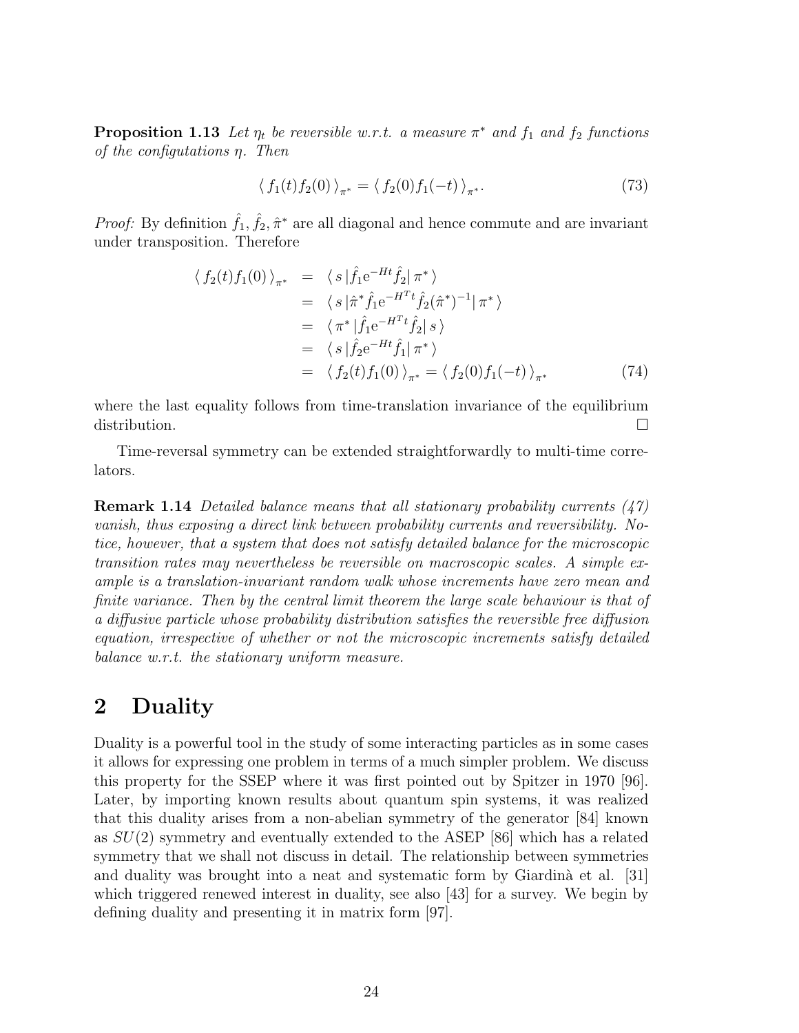**Proposition 1.13** *Let $\eta_t$ be reversible w.r.t. a measure $\pi^*$ and $f_1$ and $f_2$ functions of the configutations $\eta$. Then*

$$\langle\, f_1(t) f_2(0)\,\rangle_{\pi^*} = \langle\, f_2(0) f_1(-t)\,\rangle_{\pi^*}. \tag{73}$$

*Proof:* By definition $\hat{f}_1, \hat{f}_2, \hat{\pi}^*$ are all diagonal and hence commute and are invariant under transposition. Therefore

$$\begin{aligned}
\langle\, f_2(t) f_1(0)\,\rangle_{\pi^*} &= \langle\, s\,|\hat{f}_1 \mathrm{e}^{-Ht} \hat{f}_2|\,\pi^*\,\rangle \\
&= \langle\, s\,|\hat{\pi}^* \hat{f}_1 \mathrm{e}^{-H^T t} \hat{f}_2 (\hat{\pi}^*)^{-1}|\,\pi^*\,\rangle \\
&= \langle\, \pi^*\,|\hat{f}_1 \mathrm{e}^{-H^T t} \hat{f}_2|\,s\,\rangle \\
&= \langle\, s\,|\hat{f}_2 \mathrm{e}^{-Ht} \hat{f}_1|\,\pi^*\,\rangle \\
&= \langle\, f_2(t) f_1(0)\,\rangle_{\pi^*} = \langle\, f_2(0) f_1(-t)\,\rangle_{\pi^*}
\end{aligned} \tag{74}$$

where the last equality follows from time-translation invariance of the equilibrium distribution. □

Time-reversal symmetry can be extended straightforwardly to multi-time correlators.

**Remark 1.14** *Detailed balance means that all stationary probability currents (47) vanish, thus exposing a direct link between probability currents and reversibility. Notice, however, that a system that does not satisfy detailed balance for the microscopic transition rates may nevertheless be reversible on macroscopic scales. A simple example is a translation-invariant random walk whose increments have zero mean and finite variance. Then by the central limit theorem the large scale behaviour is that of a diffusive particle whose probability distribution satisfies the reversible free diffusion equation, irrespective of whether or not the microscopic increments satisfy detailed balance w.r.t. the stationary uniform measure.*

# 2 Duality

Duality is a powerful tool in the study of some interacting particles as in some cases it allows for expressing one problem in terms of a much simpler problem. We discuss this property for the SSEP where it was first pointed out by Spitzer in 1970 [96]. Later, by importing known results about quantum spin systems, it was realized that this duality arises from a non-abelian symmetry of the generator [84] known as $SU(2)$ symmetry and eventually extended to the ASEP [86] which has a related symmetry that we shall not discuss in detail. The relationship between symmetries and duality was brought into a neat and systematic form by Giardinà et al. [31] which triggered renewed interest in duality, see also [43] for a survey. We begin by defining duality and presenting it in matrix form [97].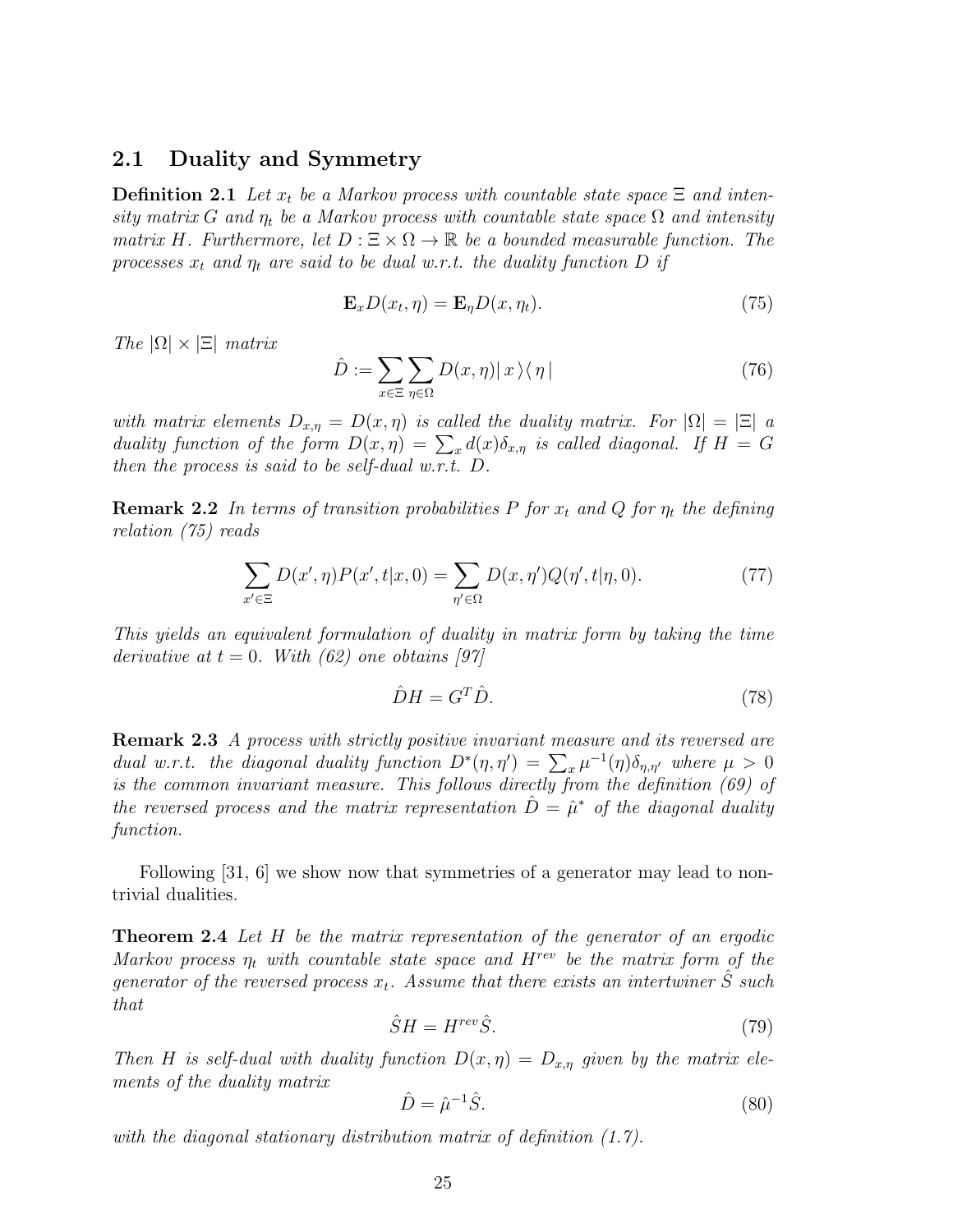## 2.1 Duality and Symmetry

**Definition 2.1** *Let $x_t$ be a Markov process with countable state space $\Xi$ and intensity matrix $G$ and $\eta_t$ be a Markov process with countable state space $\Omega$ and intensity matrix $H$. Furthermore, let $D : \Xi \times \Omega \to \mathbb{R}$ be a bounded measurable function. The processes $x_t$ and $\eta_t$ are said to be dual w.r.t. the duality function $D$ if*

$$\mathbf{E}_x D(x_t, \eta) = \mathbf{E}_\eta D(x, \eta_t). \tag{75}$$

*The $|\Omega| \times |\Xi|$ matrix*

$$\hat{D} := \sum_{x \in \Xi} \sum_{\eta \in \Omega} D(x, \eta) |\, x \,\rangle \langle\, \eta \,| \tag{76}$$

*with matrix elements $D_{x,\eta} = D(x, \eta)$ is called the duality matrix. For $|\Omega| = |\Xi|$ a duality function of the form $D(x, \eta) = \sum_x d(x) \delta_{x,\eta}$ is called diagonal. If $H = G$ then the process is said to be self-dual w.r.t. $D$.*

**Remark 2.2** *In terms of transition probabilities $P$ for $x_t$ and $Q$ for $\eta_t$ the defining relation (75) reads*

$$\sum_{x' \in \Xi} D(x', \eta) P(x', t|x, 0) = \sum_{\eta' \in \Omega} D(x, \eta') Q(\eta', t|\eta, 0). \tag{77}$$

*This yields an equivalent formulation of duality in matrix form by taking the time derivative at $t = 0$. With (62) one obtains [97]*

$$\hat{D} H = G^T \hat{D}. \tag{78}$$

**Remark 2.3** *A process with strictly positive invariant measure and its reversed are dual w.r.t. the diagonal duality function $D^*(\eta, \eta') = \sum_x \mu^{-1}(\eta) \delta_{\eta,\eta'}$ where $\mu > 0$ is the common invariant measure. This follows directly from the definition (69) of the reversed process and the matrix representation $\hat{D} = \hat{\mu}^*$ of the diagonal duality function.*

Following [31, 6] we show now that symmetries of a generator may lead to nontrivial dualities.

**Theorem 2.4** *Let $H$ be the matrix representation of the generator of an ergodic Markov process $\eta_t$ with countable state space and $H^{rev}$ be the matrix form of the generator of the reversed process $x_t$. Assume that there exists an intertwiner $\hat{S}$ such that*

$$\hat{S} H = H^{rev} \hat{S}. \tag{79}$$

*Then $H$ is self-dual with duality function $D(x, \eta) = D_{x,\eta}$ given by the matrix elements of the duality matrix*

$$\hat{D} = \hat{\mu}^{-1} \hat{S}. \tag{80}$$

*with the diagonal stationary distribution matrix of definition (1.7).*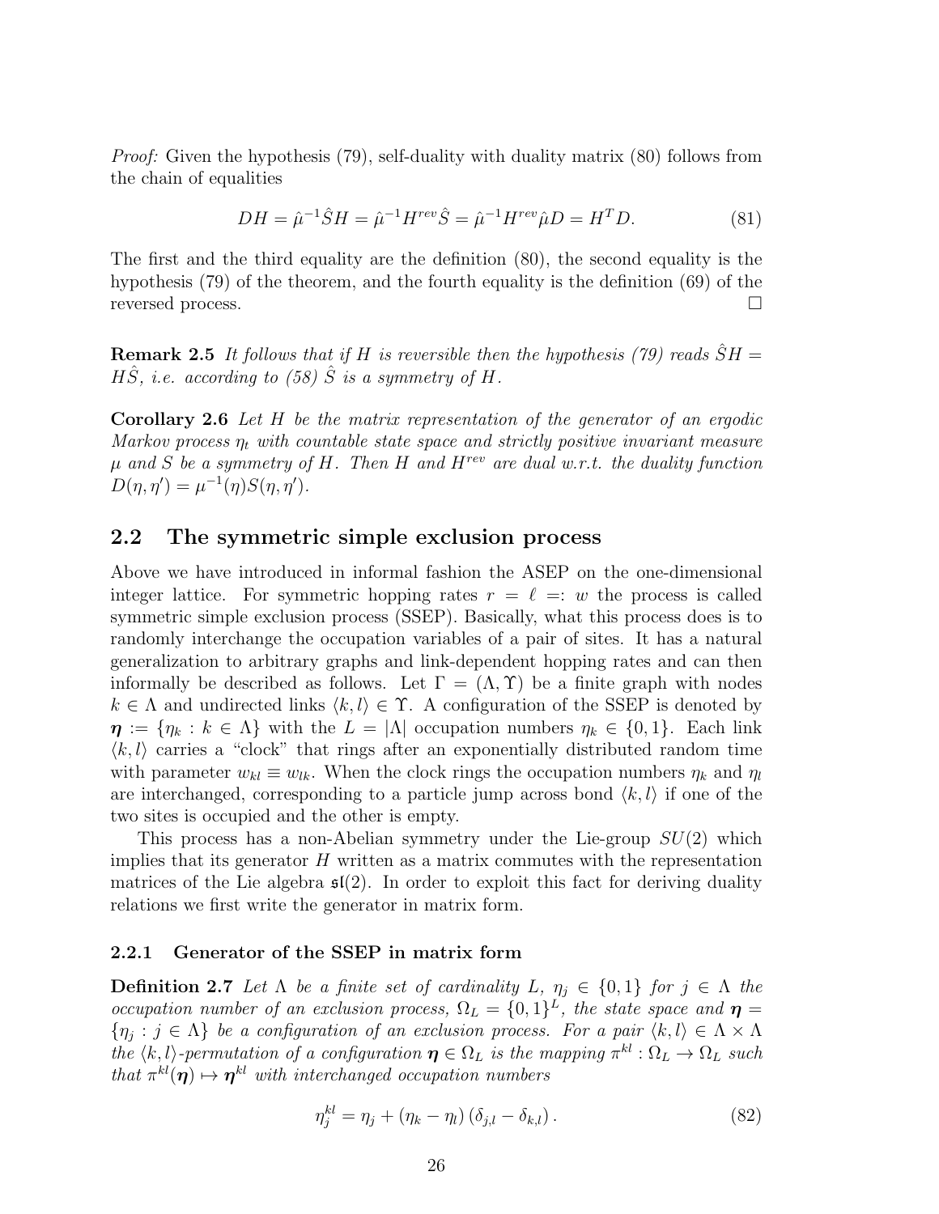*Proof:* Given the hypothesis (79), self-duality with duality matrix (80) follows from the chain of equalities

$$DH = \hat{\mu}^{-1}\hat{S}H = \hat{\mu}^{-1}H^{rev}\hat{S} = \hat{\mu}^{-1}H^{rev}\hat{\mu}D = H^T D. \tag{81}$$

The first and the third equality are the definition (80), the second equality is the hypothesis (79) of the theorem, and the fourth equality is the definition (69) of the reversed process. □

**Remark 2.5** *It follows that if $H$ is reversible then the hypothesis (79) reads $\hat{S}H = H\hat{S}$, i.e. according to (58) $\hat{S}$ is a symmetry of $H$.*

**Corollary 2.6** *Let $H$ be the matrix representation of the generator of an ergodic Markov process $\eta_t$ with countable state space and strictly positive invariant measure $\mu$ and $S$ be a symmetry of $H$. Then $H$ and $H^{rev}$ are dual w.r.t. the duality function $D(\eta, \eta') = \mu^{-1}(\eta)S(\eta, \eta')$.*

## 2.2 The symmetric simple exclusion process

Above we have introduced in informal fashion the ASEP on the one-dimensional integer lattice. For symmetric hopping rates $r = \ell =: w$ the process is called symmetric simple exclusion process (SSEP). Basically, what this process does is to randomly interchange the occupation variables of a pair of sites. It has a natural generalization to arbitrary graphs and link-dependent hopping rates and can then informally be described as follows. Let $\Gamma = (\Lambda, \Upsilon)$ be a finite graph with nodes $k \in \Lambda$ and undirected links $\langle k, l \rangle \in \Upsilon$. A configuration of the SSEP is denoted by $\boldsymbol{\eta} := \{\eta_k : k \in \Lambda\}$ with the $L = |\Lambda|$ occupation numbers $\eta_k \in \{0, 1\}$. Each link $\langle k, l \rangle$ carries a "clock" that rings after an exponentially distributed random time with parameter $w_{kl} \equiv w_{lk}$. When the clock rings the occupation numbers $\eta_k$ and $\eta_l$ are interchanged, corresponding to a particle jump across bond $\langle k, l \rangle$ if one of the two sites is occupied and the other is empty.

This process has a non-Abelian symmetry under the Lie-group $SU(2)$ which implies that its generator $H$ written as a matrix commutes with the representation matrices of the Lie algebra $\mathfrak{sl}(2)$. In order to exploit this fact for deriving duality relations we first write the generator in matrix form.

### 2.2.1 Generator of the SSEP in matrix form

**Definition 2.7** *Let $\Lambda$ be a finite set of cardinality $L$, $\eta_j \in \{0, 1\}$ for $j \in \Lambda$ the occupation number of an exclusion process, $\Omega_L = \{0, 1\}^L$, the state space and $\boldsymbol{\eta} = \{\eta_j : j \in \Lambda\}$ be a configuration of an exclusion process. For a pair $\langle k, l \rangle \in \Lambda \times \Lambda$ the $\langle k, l \rangle$-permutation of a configuration $\boldsymbol{\eta} \in \Omega_L$ is the mapping $\pi^{kl} : \Omega_L \to \Omega_L$ such that $\pi^{kl}(\boldsymbol{\eta}) \mapsto \boldsymbol{\eta}^{kl}$ with interchanged occupation numbers*

$$\eta_j^{kl} = \eta_j + (\eta_k - \eta_l)\left(\delta_{j,l} - \delta_{k,l}\right). \tag{82}$$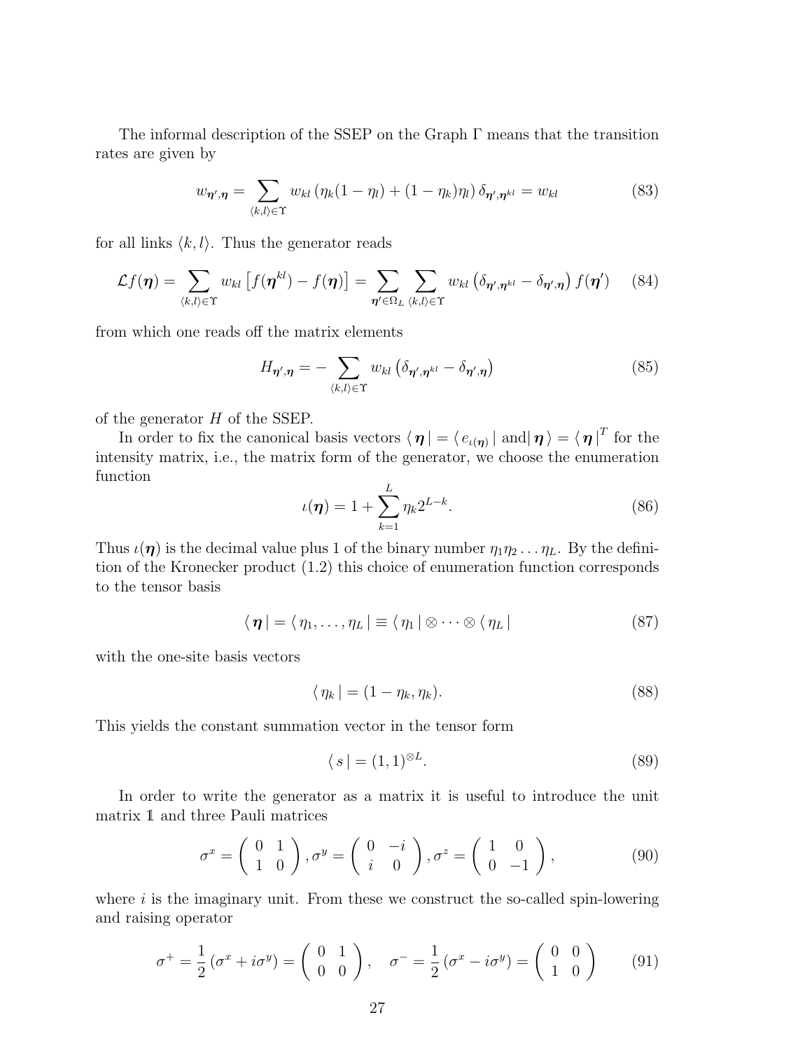The informal description of the SSEP on the Graph $\Gamma$ means that the transition rates are given by

$$w_{\boldsymbol{\eta}',\boldsymbol{\eta}} = \sum_{\langle k,l\rangle \in \Upsilon} w_{kl} \left(\eta_k(1-\eta_l) + (1-\eta_k)\eta_l\right) \delta_{\boldsymbol{\eta}',\boldsymbol{\eta}^{kl}} = w_{kl} \tag{83}$$

for all links $\langle k, l\rangle$. Thus the generator reads

$$\mathcal{L} f(\boldsymbol{\eta}) = \sum_{\langle k,l\rangle \in \Upsilon} w_{kl} \left[ f(\boldsymbol{\eta}^{kl}) - f(\boldsymbol{\eta}) \right] = \sum_{\boldsymbol{\eta}' \in \Omega_L} \sum_{\langle k,l\rangle \in \Upsilon} w_{kl} \left( \delta_{\boldsymbol{\eta}',\boldsymbol{\eta}^{kl}} - \delta_{\boldsymbol{\eta}',\boldsymbol{\eta}} \right) f(\boldsymbol{\eta}') \tag{84}$$

from which one reads off the matrix elements

$$H_{\boldsymbol{\eta}',\boldsymbol{\eta}} = - \sum_{\langle k,l\rangle \in \Upsilon} w_{kl} \left( \delta_{\boldsymbol{\eta}',\boldsymbol{\eta}^{kl}} - \delta_{\boldsymbol{\eta}',\boldsymbol{\eta}} \right) \tag{85}$$

of the generator $H$ of the SSEP.

In order to fix the canonical basis vectors $\langle\, \boldsymbol{\eta} \,| = \langle\, e_{\iota(\boldsymbol{\eta})} \,|$ and$|\, \boldsymbol{\eta} \,\rangle = \langle\, \boldsymbol{\eta} \,|^T$ for the intensity matrix, i.e., the matrix form of the generator, we choose the enumeration function

$$\iota(\boldsymbol{\eta}) = 1 + \sum_{k=1}^{L} \eta_k 2^{L-k}. \tag{86}$$

Thus $\iota(\boldsymbol{\eta})$ is the decimal value plus 1 of the binary number $\eta_1\eta_2 \dots \eta_L$. By the definition of the Kronecker product (1.2) this choice of enumeration function corresponds to the tensor basis

$$\langle\, \boldsymbol{\eta} \,| = \langle\, \eta_1, \dots, \eta_L \,| \equiv \langle\, \eta_1 \,| \otimes \cdots \otimes \langle\, \eta_L \,| \tag{87}$$

with the one-site basis vectors

$$\langle\, \eta_k \,| = (1-\eta_k, \eta_k). \tag{88}$$

This yields the constant summation vector in the tensor form

$$\langle\, s \,| = (1,1)^{\otimes L}. \tag{89}$$

In order to write the generator as a matrix it is useful to introduce the unit matrix $\mathbb{1}$ and three Pauli matrices

$$\sigma^x = \begin{pmatrix} 0 & 1 \\ 1 & 0 \end{pmatrix}, \sigma^y = \begin{pmatrix} 0 & -i \\ i & 0 \end{pmatrix}, \sigma^z = \begin{pmatrix} 1 & 0 \\ 0 & -1 \end{pmatrix}, \tag{90}$$

where $i$ is the imaginary unit. From these we construct the so-called spin-lowering and raising operator

$$\sigma^+ = \frac{1}{2}\left(\sigma^x + i\sigma^y\right) = \begin{pmatrix} 0 & 1 \\ 0 & 0 \end{pmatrix}, \quad \sigma^- = \frac{1}{2}\left(\sigma^x - i\sigma^y\right) = \begin{pmatrix} 0 & 0 \\ 1 & 0 \end{pmatrix} \tag{91}$$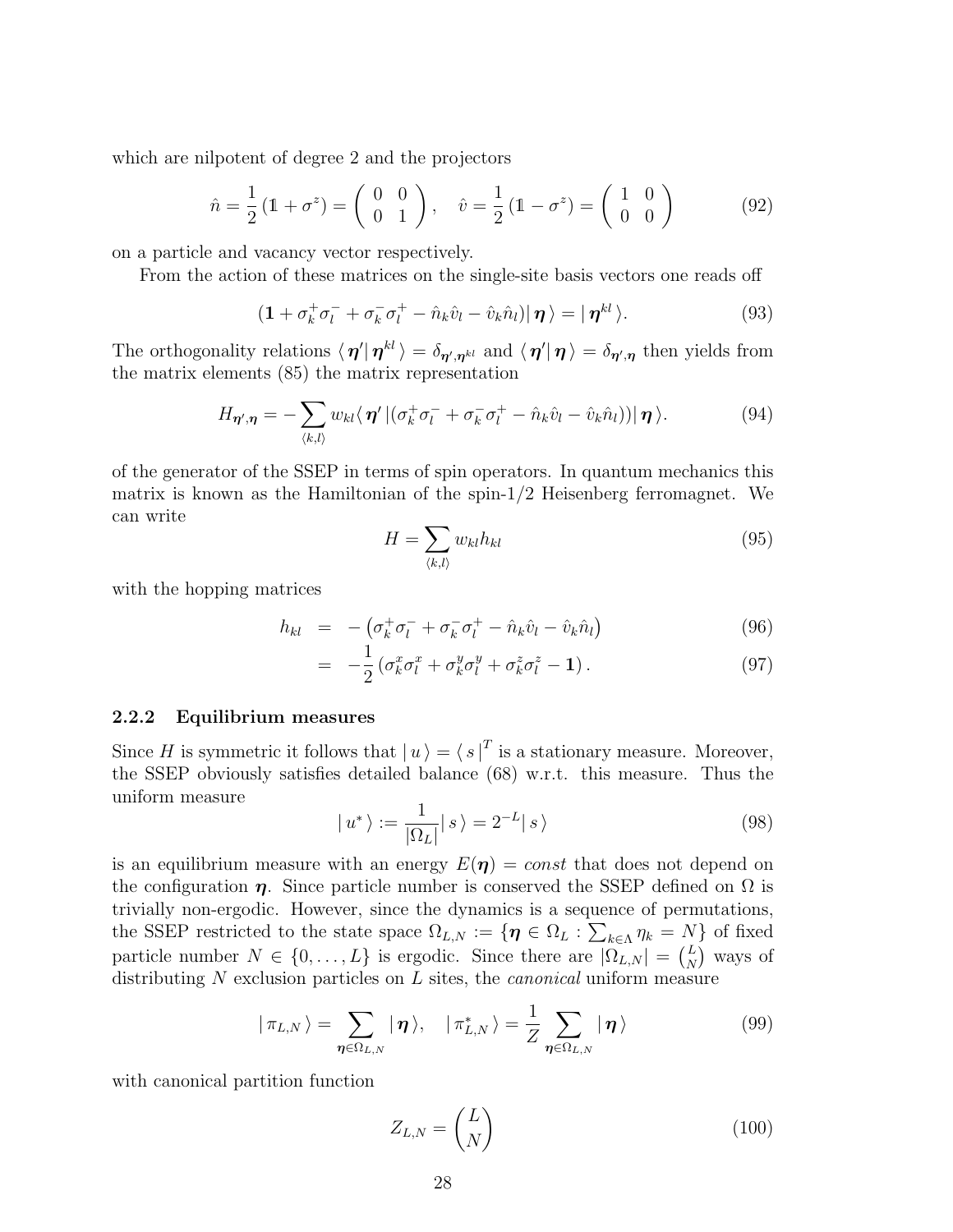which are nilpotent of degree 2 and the projectors

$$\hat{n} = \frac{1}{2}(\mathbb{1} + \sigma^z) = \begin{pmatrix} 0 & 0 \\ 0 & 1 \end{pmatrix}, \quad \hat{v} = \frac{1}{2}(\mathbb{1} - \sigma^z) = \begin{pmatrix} 1 & 0 \\ 0 & 0 \end{pmatrix} \tag{92}$$

on a particle and vacancy vector respectively.

From the action of these matrices on the single-site basis vectors one reads off

$$(\mathbf{1} + \sigma_k^+ \sigma_l^- + \sigma_k^- \sigma_l^+ - \hat{n}_k \hat{v}_l - \hat{v}_k \hat{n}_l) | \boldsymbol{\eta} \rangle = | \boldsymbol{\eta}^{kl} \rangle. \tag{93}$$

The orthogonality relations $\langle \boldsymbol{\eta}' | \boldsymbol{\eta}^{kl} \rangle = \delta_{\boldsymbol{\eta}', \boldsymbol{\eta}^{kl}}$ and $\langle \boldsymbol{\eta}' | \boldsymbol{\eta} \rangle = \delta_{\boldsymbol{\eta}', \boldsymbol{\eta}}$ then yields from the matrix elements (85) the matrix representation

$$H_{\boldsymbol{\eta}', \boldsymbol{\eta}} = - \sum_{\langle k,l \rangle} w_{kl} \langle \boldsymbol{\eta}' | (\sigma_k^+ \sigma_l^- + \sigma_k^- \sigma_l^+ - \hat{n}_k \hat{v}_l - \hat{v}_k \hat{n}_l)) | \boldsymbol{\eta} \rangle. \tag{94}$$

of the generator of the SSEP in terms of spin operators. In quantum mechanics this matrix is known as the Hamiltonian of the spin-1/2 Heisenberg ferromagnet. We can write

$$H = \sum_{\langle k,l \rangle} w_{kl} h_{kl} \tag{95}$$

with the hopping matrices

$$h_{kl} = - \left( \sigma_k^+ \sigma_l^- + \sigma_k^- \sigma_l^+ - \hat{n}_k \hat{v}_l - \hat{v}_k \hat{n}_l \right) \tag{96}$$

$$= -\frac{1}{2} \left( \sigma_k^x \sigma_l^x + \sigma_k^y \sigma_l^y + \sigma_k^z \sigma_l^z - \mathbf{1} \right). \tag{97}$$

### 2.2.2 Equilibrium measures

Since $H$ is symmetric it follows that $| u \rangle = \langle s |^T$ is a stationary measure. Moreover, the SSEP obviously satisfies detailed balance (68) w.r.t. this measure. Thus the uniform measure

$$| u^* \rangle := \frac{1}{|\Omega_L|} | s \rangle = 2^{-L} | s \rangle \tag{98}$$

is an equilibrium measure with an energy $E(\boldsymbol{\eta}) = const$ that does not depend on the configuration $\boldsymbol{\eta}$. Since particle number is conserved the SSEP defined on $\Omega$ is trivially non-ergodic. However, since the dynamics is a sequence of permutations, the SSEP restricted to the state space $\Omega_{L,N} := \{\boldsymbol{\eta} \in \Omega_L : \sum_{k \in \Lambda} \eta_k = N\}$ of fixed particle number $N \in \{0, \ldots, L\}$ is ergodic. Since there are $|\Omega_{L,N}| = \binom{L}{N}$ ways of distributing $N$ exclusion particles on $L$ sites, the *canonical* uniform measure

$$| \pi_{L,N} \rangle = \sum_{\boldsymbol{\eta} \in \Omega_{L,N}} | \boldsymbol{\eta} \rangle, \quad | \pi^*_{L,N} \rangle = \frac{1}{Z} \sum_{\boldsymbol{\eta} \in \Omega_{L,N}} | \boldsymbol{\eta} \rangle \tag{99}$$

with canonical partition function

$$Z_{L,N} = \binom{L}{N} \tag{100}$$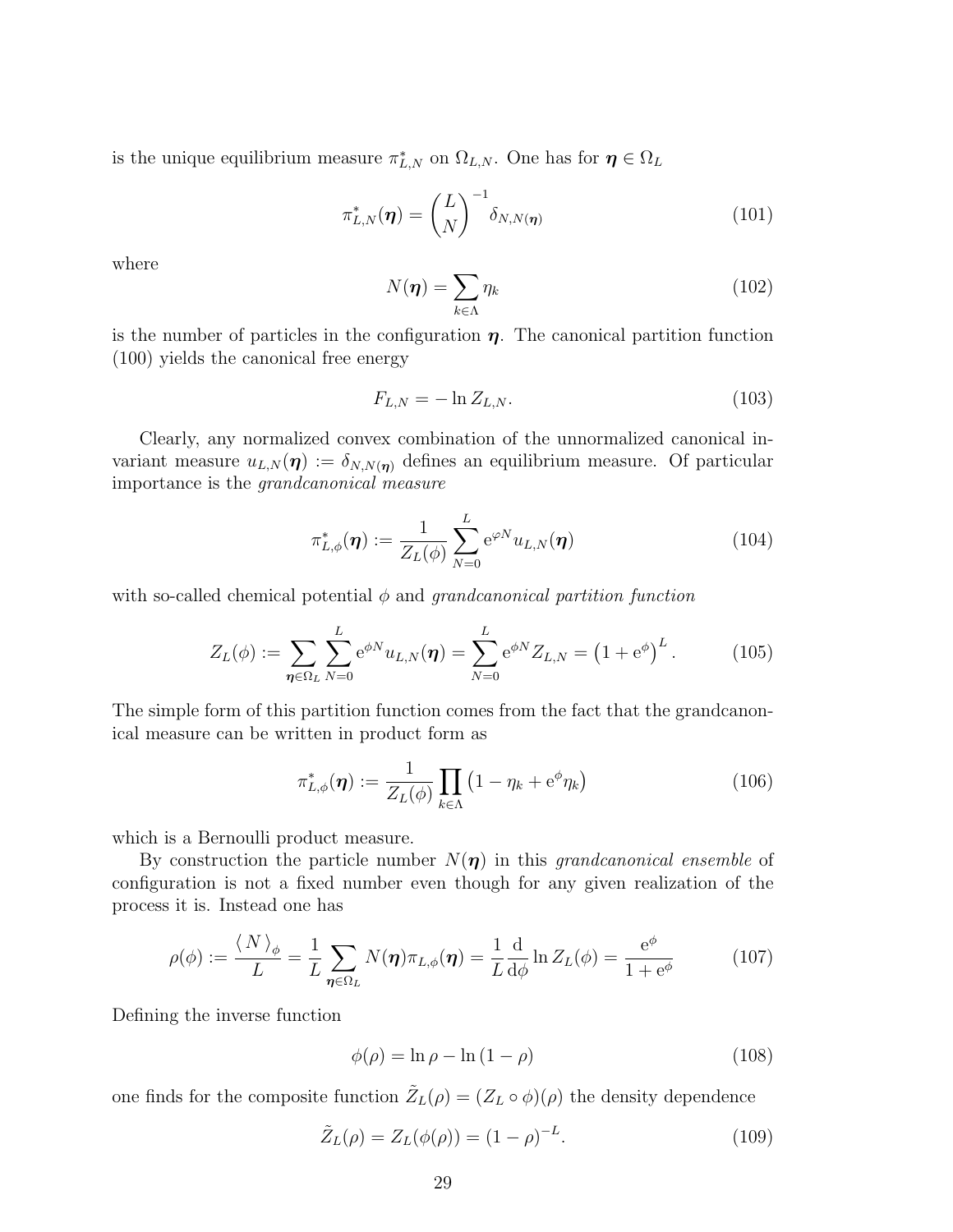is the unique equilibrium measure $\pi^*_{L,N}$ on $\Omega_{L,N}$. One has for $\boldsymbol{\eta} \in \Omega_L$

$$\pi^*_{L,N}(\boldsymbol{\eta}) = \binom{L}{N}^{-1} \delta_{N,N(\boldsymbol{\eta})} \tag{101}$$

where

$$N(\boldsymbol{\eta}) = \sum_{k\in\Lambda} \eta_k \tag{102}$$

is the number of particles in the configuration $\boldsymbol{\eta}$. The canonical partition function (100) yields the canonical free energy

$$F_{L,N} = -\ln Z_{L,N}. \tag{103}$$

Clearly, any normalized convex combination of the unnormalized canonical invariant measure $u_{L,N}(\boldsymbol{\eta}) := \delta_{N,N(\boldsymbol{\eta})}$ defines an equilibrium measure. Of particular importance is the *grandcanonical measure*

$$\pi^*_{L,\phi}(\boldsymbol{\eta}) := \frac{1}{Z_L(\phi)} \sum_{N=0}^{L} \mathrm{e}^{\varphi N} u_{L,N}(\boldsymbol{\eta}) \tag{104}$$

with so-called chemical potential $\phi$ and *grandcanonical partition function*

$$Z_L(\phi) := \sum_{\boldsymbol{\eta}\in\Omega_L} \sum_{N=0}^{L} \mathrm{e}^{\phi N} u_{L,N}(\boldsymbol{\eta}) = \sum_{N=0}^{L} \mathrm{e}^{\phi N} Z_{L,N} = \left(1+\mathrm{e}^{\phi}\right)^L. \tag{105}$$

The simple form of this partition function comes from the fact that the grandcanonical measure can be written in product form as

$$\pi^*_{L,\phi}(\boldsymbol{\eta}) := \frac{1}{Z_L(\phi)} \prod_{k\in\Lambda} \left(1-\eta_k+\mathrm{e}^{\phi}\eta_k\right) \tag{106}$$

which is a Bernoulli product measure.

By construction the particle number $N(\boldsymbol{\eta})$ in this *grandcanonical ensemble* of configuration is not a fixed number even though for any given realization of the process it is. Instead one has

$$\rho(\phi) := \frac{\langle\, N \,\rangle_\phi}{L} = \frac{1}{L} \sum_{\boldsymbol{\eta}\in\Omega_L} N(\boldsymbol{\eta})\pi_{L,\phi}(\boldsymbol{\eta}) = \frac{1}{L}\frac{\mathrm{d}}{\mathrm{d}\phi} \ln Z_L(\phi) = \frac{\mathrm{e}^{\phi}}{1+\mathrm{e}^{\phi}} \tag{107}$$

Defining the inverse function

$$\phi(\rho) = \ln\rho - \ln(1-\rho) \tag{108}$$

one finds for the composite function $\tilde{Z}_L(\rho) = (Z_L \circ \phi)(\rho)$ the density dependence

$$\tilde{Z}_L(\rho) = Z_L(\phi(\rho)) = (1-\rho)^{-L}. \tag{109}$$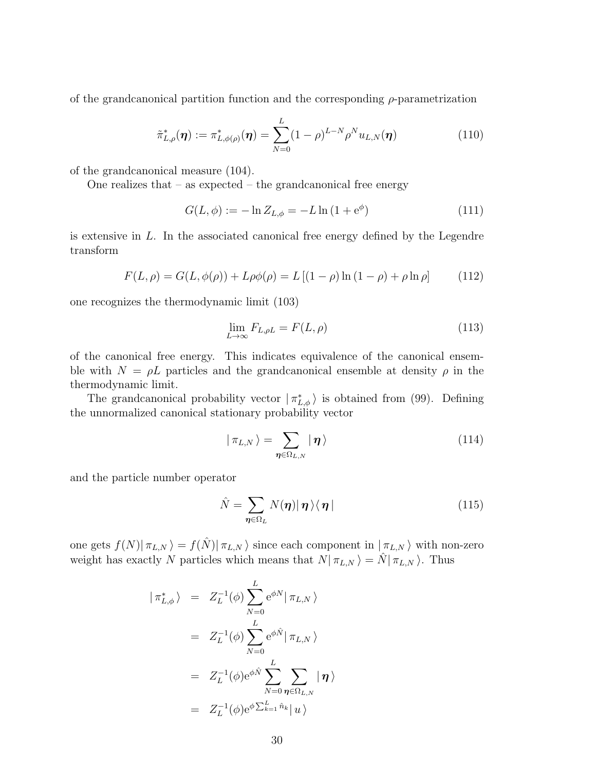of the grandcanonical partition function and the corresponding $\rho$-parametrization

$$\tilde{\pi}^*_{L,\rho}(\boldsymbol{\eta}) := \pi^*_{L,\phi(\rho)}(\boldsymbol{\eta}) = \sum_{N=0}^{L} (1-\rho)^{L-N} \rho^N u_{L,N}(\boldsymbol{\eta}) \tag{110}$$

of the grandcanonical measure (104).

One realizes that – as expected – the grandcanonical free energy

$$G(L,\phi) := -\ln Z_{L,\phi} = -L \ln\left(1 + \mathrm{e}^{\phi}\right) \tag{111}$$

is extensive in $L$. In the associated canonical free energy defined by the Legendre transform

$$F(L,\rho) = G(L,\phi(\rho)) + L\rho\phi(\rho) = L\left[(1-\rho)\ln(1-\rho) + \rho \ln \rho\right] \tag{112}$$

one recognizes the thermodynamic limit (103)

$$\lim_{L\to\infty} F_{L,\rho L} = F(L,\rho) \tag{113}$$

of the canonical free energy. This indicates equivalence of the canonical ensemble with $N = \rho L$ particles and the grandcanonical ensemble at density $\rho$ in the thermodynamic limit.

The grandcanonical probability vector $|\, \pi^*_{L,\phi} \,\rangle$ is obtained from (99). Defining the unnormalized canonical stationary probability vector

$$|\, \pi_{L,N} \,\rangle = \sum_{\boldsymbol{\eta} \in \Omega_{L,N}} |\, \boldsymbol{\eta} \,\rangle \tag{114}$$

and the particle number operator

$$\hat{N} = \sum_{\boldsymbol{\eta} \in \Omega_L} N(\boldsymbol{\eta}) |\, \boldsymbol{\eta} \,\rangle\langle\, \boldsymbol{\eta} \,| \tag{115}$$

one gets $f(N)|\, \pi_{L,N} \,\rangle = f(\hat{N})|\, \pi_{L,N} \,\rangle$ since each component in $|\, \pi_{L,N} \,\rangle$ with non-zero weight has exactly $N$ particles which means that $N|\, \pi_{L,N} \,\rangle = \hat{N}|\, \pi_{L,N} \,\rangle$. Thus

$$\begin{aligned}
|\, \pi^*_{L,\phi} \,\rangle &= Z_L^{-1}(\phi) \sum_{N=0}^{L} \mathrm{e}^{\phi N} |\, \pi_{L,N} \,\rangle \\
&= Z_L^{-1}(\phi) \sum_{N=0}^{L} \mathrm{e}^{\phi \hat{N}} |\, \pi_{L,N} \,\rangle \\
&= Z_L^{-1}(\phi) \mathrm{e}^{\phi \hat{N}} \sum_{N=0}^{L} \sum_{\boldsymbol{\eta} \in \Omega_{L,N}} |\, \boldsymbol{\eta} \,\rangle \\
&= Z_L^{-1}(\phi) \mathrm{e}^{\phi \sum_{k=1}^{L} \hat{n}_k} |\, u \,\rangle
\end{aligned}$$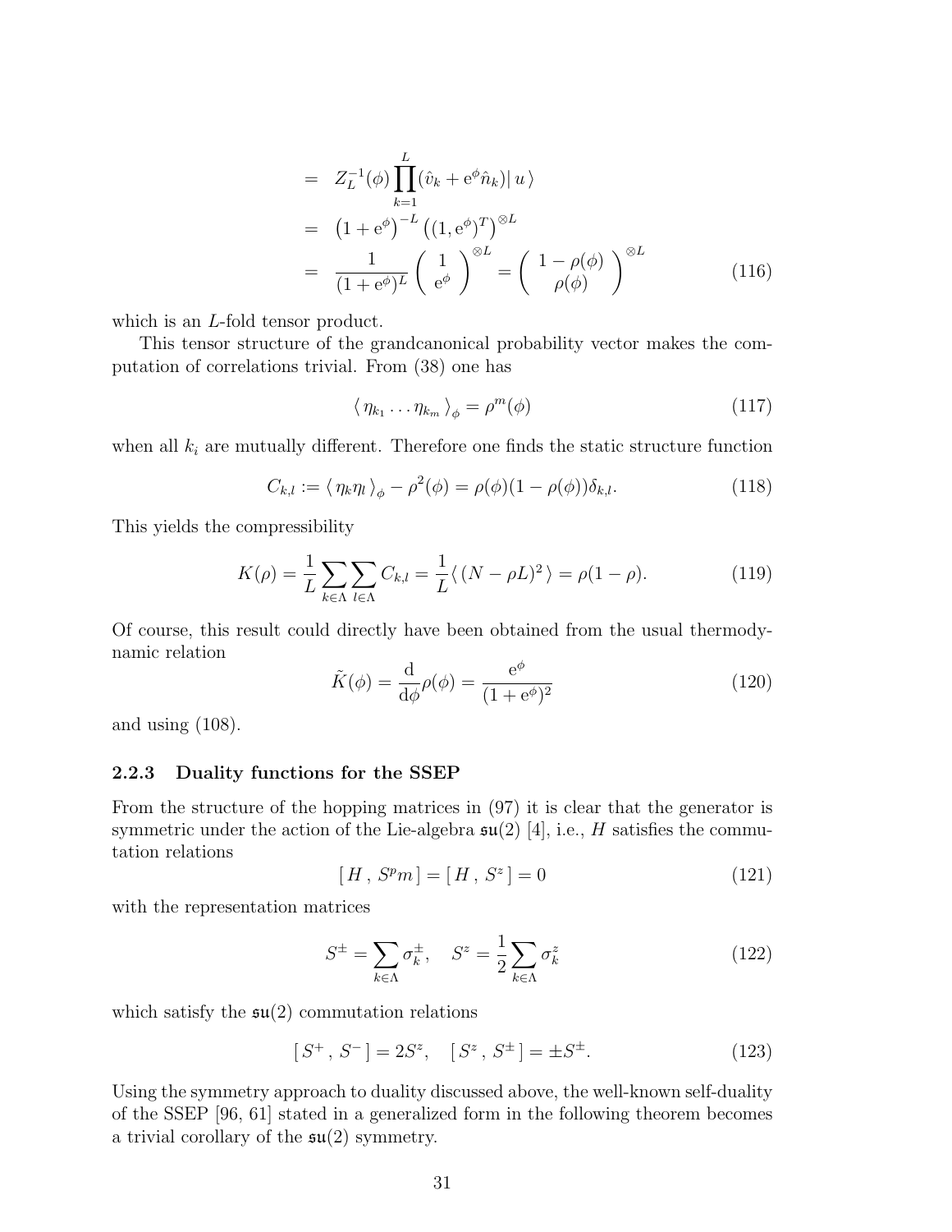$$
\begin{aligned}
&= Z_L^{-1}(\phi)\prod_{k=1}^{L}(\hat{v}_k + \mathrm{e}^{\phi}\hat{n}_k)|\, u\,\rangle \\
&= \left(1+\mathrm{e}^{\phi}\right)^{-L}\left((1,\mathrm{e}^{\phi})^T\right)^{\otimes L} \\
&= \frac{1}{(1+\mathrm{e}^{\phi})^L}\left(\begin{array}{c} 1 \\ \mathrm{e}^{\phi}\end{array}\right)^{\otimes L} = \left(\begin{array}{c} 1-\rho(\phi) \\ \rho(\phi)\end{array}\right)^{\otimes L}
\end{aligned}
\tag{116}
$$

which is an $L$-fold tensor product.

This tensor structure of the grandcanonical probability vector makes the computation of correlations trivial. From (38) one has

$$
\langle\, \eta_{k_1}\ldots\eta_{k_m}\,\rangle_\phi = \rho^m(\phi) \tag{117}
$$

when all $k_i$ are mutually different. Therefore one finds the static structure function

$$
C_{k,l} := \langle\, \eta_k\eta_l\,\rangle_\phi - \rho^2(\phi) = \rho(\phi)(1-\rho(\phi))\delta_{k,l}. \tag{118}
$$

This yields the compressibility

$$
K(\rho) = \frac{1}{L}\sum_{k\in\Lambda}\sum_{l\in\Lambda} C_{k,l} = \frac{1}{L}\langle\,(N-\rho L)^2\,\rangle = \rho(1-\rho). \tag{119}
$$

Of course, this result could directly have been obtained from the usual thermodynamic relation

$$
\tilde{K}(\phi) = \frac{\mathrm{d}}{\mathrm{d}\phi}\rho(\phi) = \frac{\mathrm{e}^{\phi}}{(1+\mathrm{e}^{\phi})^2} \tag{120}
$$

and using (108).

### 2.2.3 Duality functions for the SSEP

From the structure of the hopping matrices in (97) it is clear that the generator is symmetric under the action of the Lie-algebra $\mathfrak{su}(2)$ [4], i.e., $H$ satisfies the commutation relations

$$
[\, H\,,\, S^pm\,] = [\, H\,,\, S^z\,] = 0 \tag{121}
$$

with the representation matrices

$$
S^{\pm} = \sum_{k\in\Lambda}\sigma_k^{\pm}, \quad S^z = \frac{1}{2}\sum_{k\in\Lambda}\sigma_k^z \tag{122}
$$

which satisfy the $\mathfrak{su}(2)$ commutation relations

$$
[\, S^+\,,\, S^-\,] = 2S^z, \quad [\, S^z\,,\, S^{\pm}\,] = \pm S^{\pm}. \tag{123}
$$

Using the symmetry approach to duality discussed above, the well-known self-duality of the SSEP [96, 61] stated in a generalized form in the following theorem becomes a trivial corollary of the $\mathfrak{su}(2)$ symmetry.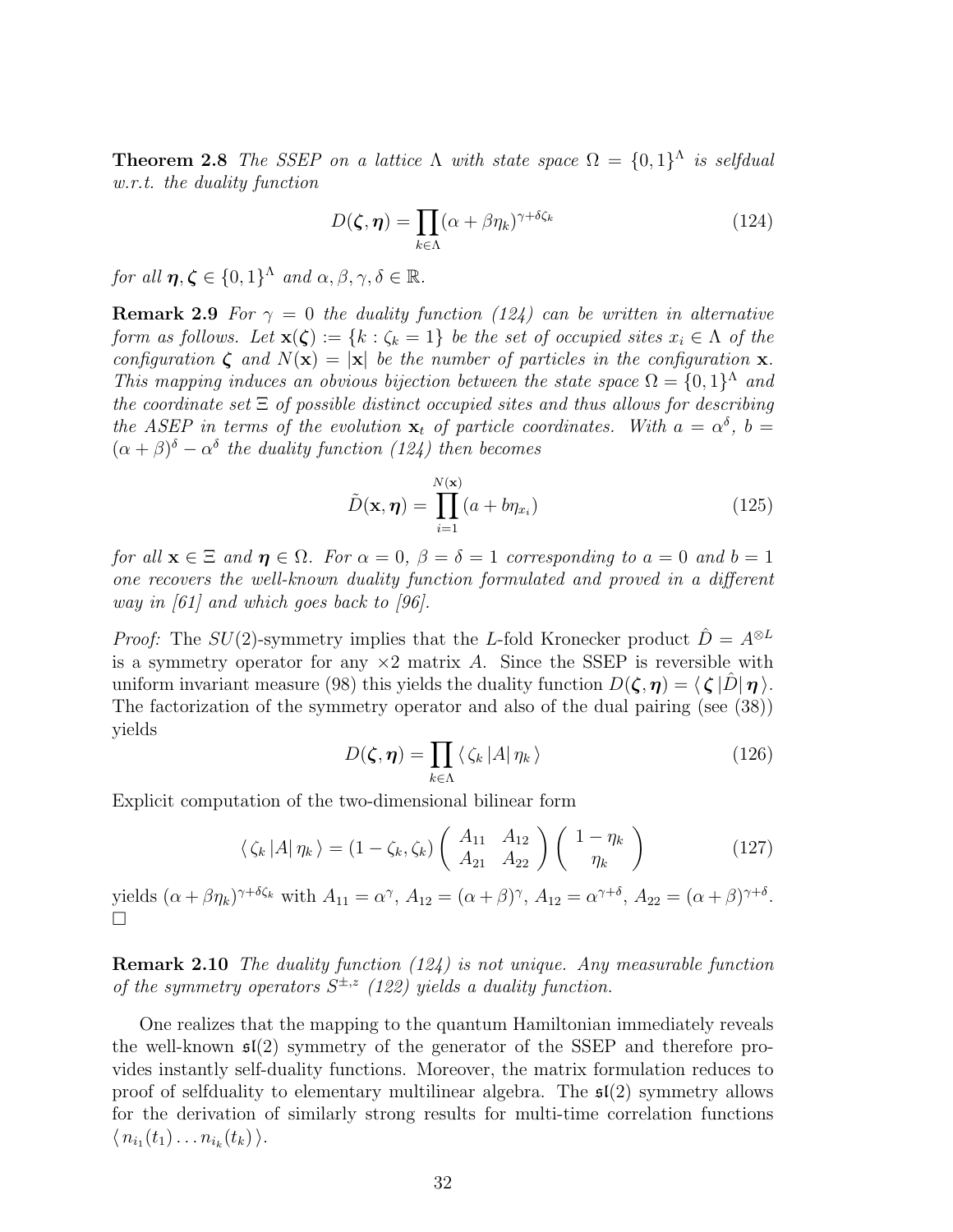**Theorem 2.8** *The SSEP on a lattice $\Lambda$ with state space $\Omega = \{0,1\}^\Lambda$ is selfdual w.r.t. the duality function*

$$D(\boldsymbol{\zeta}, \boldsymbol{\eta}) = \prod_{k\in\Lambda} (\alpha + \beta\eta_k)^{\gamma+\delta\zeta_k} \tag{124}$$

*for all $\boldsymbol{\eta}, \boldsymbol{\zeta} \in \{0,1\}^\Lambda$ and $\alpha, \beta, \gamma, \delta \in \mathbb{R}$.*

**Remark 2.9** *For $\gamma = 0$ the duality function (124) can be written in alternative form as follows. Let $\mathbf{x}(\boldsymbol{\zeta}) := \{k : \zeta_k = 1\}$ be the set of occupied sites $x_i \in \Lambda$ of the configuration $\boldsymbol{\zeta}$ and $N(\mathbf{x}) = |\mathbf{x}|$ be the number of particles in the configuration $\mathbf{x}$. This mapping induces an obvious bijection between the state space $\Omega = \{0,1\}^\Lambda$ and the coordinate set $\Xi$ of possible distinct occupied sites and thus allows for describing the ASEP in terms of the evolution $\mathbf{x}_t$ of particle coordinates. With $a = \alpha^\delta$, $b = (\alpha+\beta)^\delta - \alpha^\delta$ the duality function (124) then becomes*

$$\tilde{D}(\mathbf{x}, \boldsymbol{\eta}) = \prod_{i=1}^{N(\mathbf{x})} (a + b\eta_{x_i}) \tag{125}$$

*for all $\mathbf{x} \in \Xi$ and $\boldsymbol{\eta} \in \Omega$. For $\alpha = 0$, $\beta = \delta = 1$ corresponding to $a = 0$ and $b = 1$ one recovers the well-known duality function formulated and proved in a different way in [61] and which goes back to [96].*

*Proof:* The $SU(2)$-symmetry implies that the $L$-fold Kronecker product $\hat{D} = A^{\otimes L}$ is a symmetry operator for any $\times 2$ matrix $A$. Since the SSEP is reversible with uniform invariant measure (98) this yields the duality function $D(\boldsymbol{\zeta}, \boldsymbol{\eta}) = \langle\, \boldsymbol{\zeta}\, | \hat{D} |\, \boldsymbol{\eta}\, \rangle$. The factorization of the symmetry operator and also of the dual pairing (see (38)) yields

$$D(\boldsymbol{\zeta}, \boldsymbol{\eta}) = \prod_{k\in\Lambda} \langle\, \zeta_k\, |A|\, \eta_k\, \rangle \tag{126}$$

Explicit computation of the two-dimensional bilinear form

$$\langle\, \zeta_k\, |A|\, \eta_k\, \rangle = (1-\zeta_k, \zeta_k) \begin{pmatrix} A_{11} & A_{12} \\ A_{21} & A_{22} \end{pmatrix} \begin{pmatrix} 1-\eta_k \\ \eta_k \end{pmatrix} \tag{127}$$

yields $(\alpha + \beta\eta_k)^{\gamma+\delta\zeta_k}$ with $A_{11} = \alpha^\gamma$, $A_{12} = (\alpha+\beta)^\gamma$, $A_{12} = \alpha^{\gamma+\delta}$, $A_{22} = (\alpha+\beta)^{\gamma+\delta}$. $\square$

**Remark 2.10** *The duality function (124) is not unique. Any measurable function of the symmetry operators $S^{\pm,z}$ (122) yields a duality function.*

One realizes that the mapping to the quantum Hamiltonian immediately reveals the well-known $\mathfrak{sl}(2)$ symmetry of the generator of the SSEP and therefore provides instantly self-duality functions. Moreover, the matrix formulation reduces to proof of selfduality to elementary multilinear algebra. The $\mathfrak{sl}(2)$ symmetry allows for the derivation of similarly strong results for multi-time correlation functions $\langle\, n_{i_1}(t_1) \dots n_{i_k}(t_k)\, \rangle$.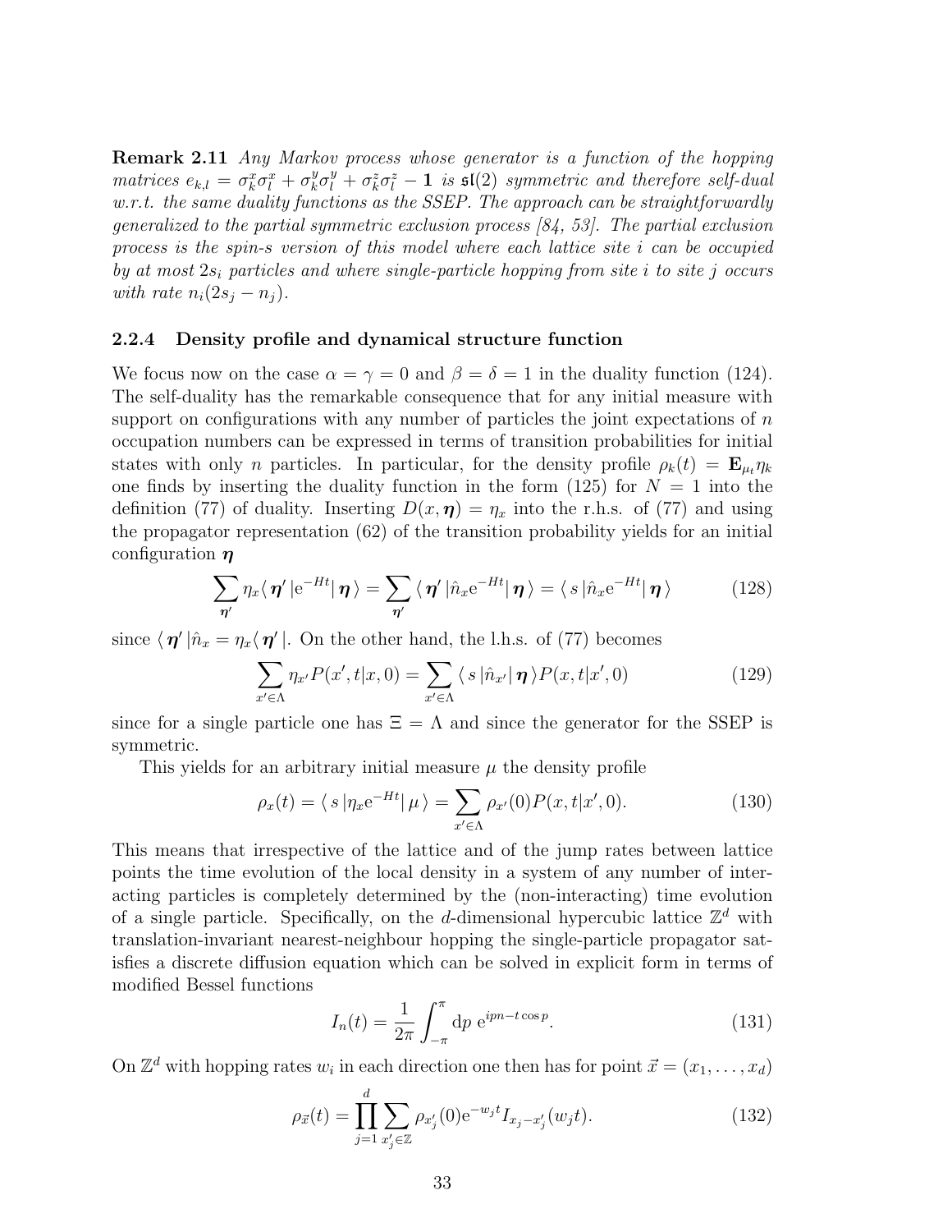**Remark 2.11** *Any Markov process whose generator is a function of the hopping matrices $e_{k,l} = \sigma_k^x \sigma_l^x + \sigma_k^y \sigma_l^y + \sigma_k^z \sigma_l^z - \mathbf{1}$ is $\mathfrak{sl}(2)$ symmetric and therefore self-dual w.r.t. the same duality functions as the SSEP. The approach can be straightforwardly generalized to the partial symmetric exclusion process [84, 53]. The partial exclusion process is the spin-s version of this model where each lattice site i can be occupied by at most $2s_i$ particles and where single-particle hopping from site i to site j occurs with rate $n_i(2s_j - n_j)$.*

### 2.2.4 Density profile and dynamical structure function

We focus now on the case $\alpha = \gamma = 0$ and $\beta = \delta = 1$ in the duality function (124). The self-duality has the remarkable consequence that for any initial measure with support on configurations with any number of particles the joint expectations of $n$ occupation numbers can be expressed in terms of transition probabilities for initial states with only $n$ particles. In particular, for the density profile $\rho_k(t) = \mathbf{E}_{\mu_t} \eta_k$ one finds by inserting the duality function in the form (125) for $N = 1$ into the definition (77) of duality. Inserting $D(x, \boldsymbol{\eta}) = \eta_x$ into the r.h.s. of (77) and using the propagator representation (62) of the transition probability yields for an initial configuration $\boldsymbol{\eta}$

$$\sum_{\boldsymbol{\eta}'} \eta_x \langle\, \boldsymbol{\eta}' \,| \mathrm{e}^{-Ht} |\, \boldsymbol{\eta} \,\rangle = \sum_{\boldsymbol{\eta}'} \langle\, \boldsymbol{\eta}' \,| \hat{n}_x \mathrm{e}^{-Ht} |\, \boldsymbol{\eta} \,\rangle = \langle\, s \,| \hat{n}_x \mathrm{e}^{-Ht} |\, \boldsymbol{\eta} \,\rangle \tag{128}$$

since $\langle\, \boldsymbol{\eta}' \,| \hat{n}_x = \eta_x \langle\, \boldsymbol{\eta}' \,|$. On the other hand, the l.h.s. of (77) becomes

$$\sum_{x' \in \Lambda} \eta_{x'} P(x', t | x, 0) = \sum_{x' \in \Lambda} \langle\, s \,| \hat{n}_{x'} |\, \boldsymbol{\eta} \,\rangle P(x, t | x', 0) \tag{129}$$

since for a single particle one has $\Xi = \Lambda$ and since the generator for the SSEP is symmetric.

This yields for an arbitrary initial measure $\mu$ the density profile

$$\rho_x(t) = \langle\, s \,| \eta_x \mathrm{e}^{-Ht} |\, \mu \,\rangle = \sum_{x' \in \Lambda} \rho_{x'}(0) P(x, t | x', 0). \tag{130}$$

This means that irrespective of the lattice and of the jump rates between lattice points the time evolution of the local density in a system of any number of interacting particles is completely determined by the (non-interacting) time evolution of a single particle. Specifically, on the $d$-dimensional hypercubic lattice $\mathbb{Z}^d$ with translation-invariant nearest-neighbour hopping the single-particle propagator satisfies a discrete diffusion equation which can be solved in explicit form in terms of modified Bessel functions

$$I_n(t) = \frac{1}{2\pi} \int_{-\pi}^{\pi} \mathrm{d}p \; \mathrm{e}^{ipn - t \cos p}. \tag{131}$$

On $\mathbb{Z}^d$ with hopping rates $w_i$ in each direction one then has for point $\vec{x} = (x_1, \ldots, x_d)$

$$\rho_{\vec{x}}(t) = \prod_{j=1}^{d} \sum_{x_j' \in \mathbb{Z}} \rho_{x_j'}(0) \mathrm{e}^{-w_j t} I_{x_j - x_j'}(w_j t). \tag{132}$$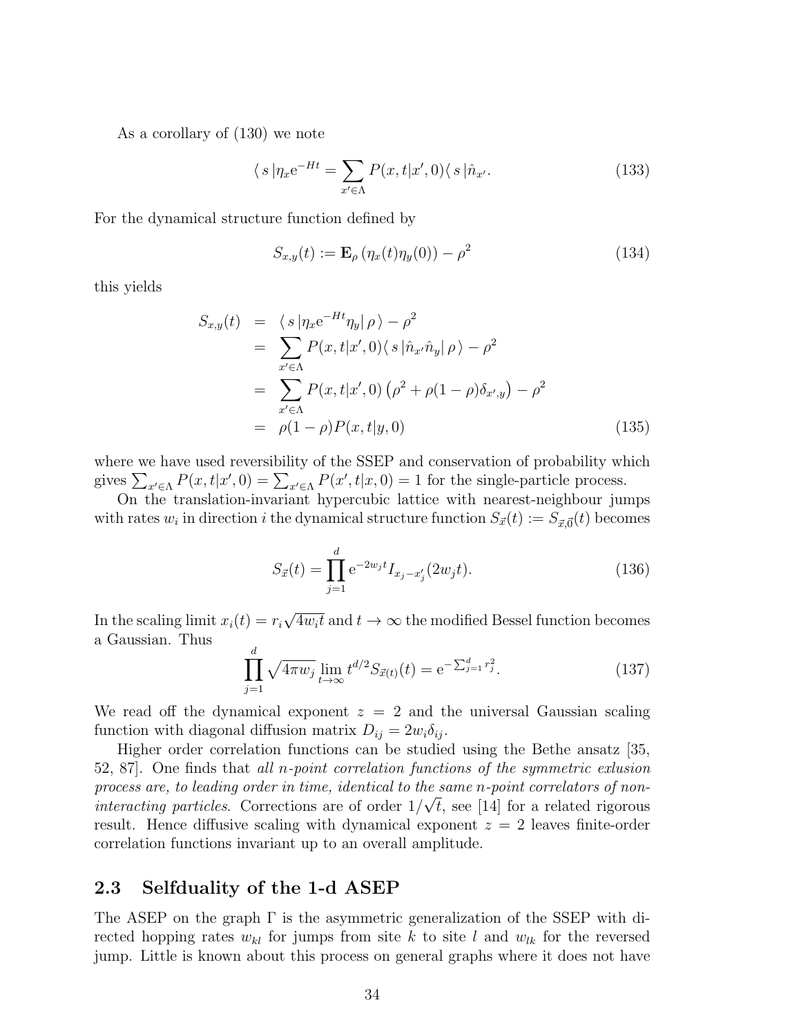As a corollary of (130) we note

$$\langle\, s\,|\eta_x \mathrm{e}^{-Ht} = \sum_{x'\in\Lambda} P(x,t|x',0)\langle\, s\,|\hat{n}_{x'}. \tag{133}$$

For the dynamical structure function defined by

$$S_{x,y}(t) := \mathbf{E}_\rho\left(\eta_x(t)\eta_y(0)\right) - \rho^2 \tag{134}$$

this yields

$$\begin{aligned}
S_{x,y}(t) &= \langle\, s\,|\eta_x \mathrm{e}^{-Ht}\eta_y|\,\rho\,\rangle - \rho^2 \\
&= \sum_{x'\in\Lambda} P(x,t|x',0)\langle\, s\,|\hat{n}_{x'}\hat{n}_y|\,\rho\,\rangle - \rho^2 \\
&= \sum_{x'\in\Lambda} P(x,t|x',0)\left(\rho^2 + \rho(1-\rho)\delta_{x',y}\right) - \rho^2 \\
&= \rho(1-\rho)P(x,t|y,0)
\end{aligned} \tag{135}$$

where we have used reversibility of the SSEP and conservation of probability which gives $\sum_{x'\in\Lambda} P(x,t|x',0) = \sum_{x'\in\Lambda} P(x',t|x,0) = 1$ for the single-particle process.

On the translation-invariant hypercubic lattice with nearest-neighbour jumps with rates $w_i$ in direction $i$ the dynamical structure function $S_{\vec{x}}(t) := S_{\vec{x},\vec{0}}(t)$ becomes

$$S_{\vec{x}}(t) = \prod_{j=1}^{d} \mathrm{e}^{-2w_j t} I_{x_j - x'_j}(2w_j t). \tag{136}$$

In the scaling limit $x_i(t) = r_i\sqrt{4w_i t}$ and $t\to\infty$ the modified Bessel function becomes a Gaussian. Thus

$$\prod_{j=1}^{d}\sqrt{4\pi w_j}\,\lim_{t\to\infty} t^{d/2} S_{\vec{x}(t)}(t) = \mathrm{e}^{-\sum_{j=1}^{d} r_j^2}. \tag{137}$$

We read off the dynamical exponent $z = 2$ and the universal Gaussian scaling function with diagonal diffusion matrix $D_{ij} = 2w_i\delta_{ij}$.

Higher order correlation functions can be studied using the Bethe ansatz [35, 52, 87]. One finds that *all n-point correlation functions of the symmetric exlusion process are, to leading order in time, identical to the same n-point correlators of non-interacting particles*. Corrections are of order $1/\sqrt{t}$, see [14] for a related rigorous result. Hence diffusive scaling with dynamical exponent $z = 2$ leaves finite-order correlation functions invariant up to an overall amplitude.

## 2.3 Selfduality of the 1-d ASEP

The ASEP on the graph $\Gamma$ is the asymmetric generalization of the SSEP with directed hopping rates $w_{kl}$ for jumps from site $k$ to site $l$ and $w_{lk}$ for the reversed jump. Little is known about this process on general graphs where it does not have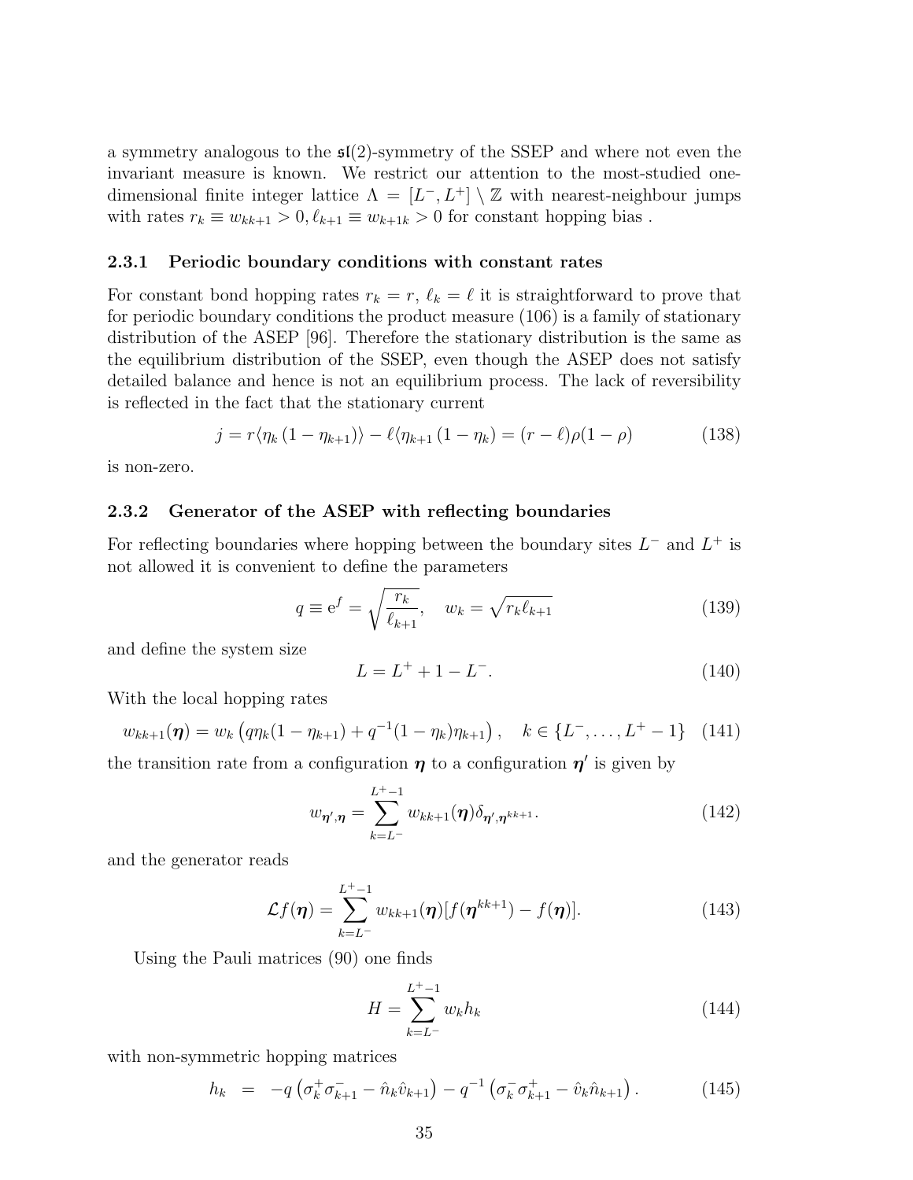a symmetry analogous to the $\mathfrak{sl}(2)$-symmetry of the SSEP and where not even the invariant measure is known. We restrict our attention to the most-studied one-dimensional finite integer lattice $\Lambda = [L^-, L^+] \setminus \mathbb{Z}$ with nearest-neighbour jumps with rates $r_k \equiv w_{kk+1} > 0, \ell_{k+1} \equiv w_{k+1k} > 0$ for constant hopping bias .

### 2.3.1 Periodic boundary conditions with constant rates

For constant bond hopping rates $r_k = r$, $\ell_k = \ell$ it is straightforward to prove that for periodic boundary conditions the product measure (106) is a family of stationary distribution of the ASEP [96]. Therefore the stationary distribution is the same as the equilibrium distribution of the SSEP, even though the ASEP does not satisfy detailed balance and hence is not an equilibrium process. The lack of reversibility is reflected in the fact that the stationary current

$$j = r\langle \eta_k (1 - \eta_{k+1}) \rangle - \ell \langle \eta_{k+1} (1 - \eta_k) = (r - \ell)\rho(1 - \rho) \tag{138}$$

is non-zero.

### 2.3.2 Generator of the ASEP with reflecting boundaries

For reflecting boundaries where hopping between the boundary sites $L^-$ and $L^+$ is not allowed it is convenient to define the parameters

$$q \equiv \mathrm{e}^f = \sqrt{\frac{r_k}{\ell_{k+1}}}, \quad w_k = \sqrt{r_k \ell_{k+1}} \tag{139}$$

and define the system size

$$L = L^+ + 1 - L^-. \tag{140}$$

With the local hopping rates

$$w_{kk+1}(\boldsymbol{\eta}) = w_k \left( q\eta_k(1 - \eta_{k+1}) + q^{-1}(1 - \eta_k)\eta_{k+1} \right), \quad k \in \{L^-, \ldots, L^+ - 1\} \tag{141}$$

the transition rate from a configuration $\boldsymbol{\eta}$ to a configuration $\boldsymbol{\eta}'$ is given by

$$w_{\boldsymbol{\eta}',\boldsymbol{\eta}} = \sum_{k=L^-}^{L^+-1} w_{kk+1}(\boldsymbol{\eta}) \delta_{\boldsymbol{\eta}',\boldsymbol{\eta}^{kk+1}}. \tag{142}$$

and the generator reads

$$\mathcal{L}f(\boldsymbol{\eta}) = \sum_{k=L^-}^{L^+-1} w_{kk+1}(\boldsymbol{\eta})[f(\boldsymbol{\eta}^{kk+1}) - f(\boldsymbol{\eta})]. \tag{143}$$

Using the Pauli matrices (90) one finds

$$H = \sum_{k=L^-}^{L^+-1} w_k h_k \tag{144}$$

with non-symmetric hopping matrices

$$h_k = -q \left( \sigma_k^+ \sigma_{k+1}^- - \hat{n}_k \hat{v}_{k+1} \right) - q^{-1} \left( \sigma_k^- \sigma_{k+1}^+ - \hat{v}_k \hat{n}_{k+1} \right). \tag{145}$$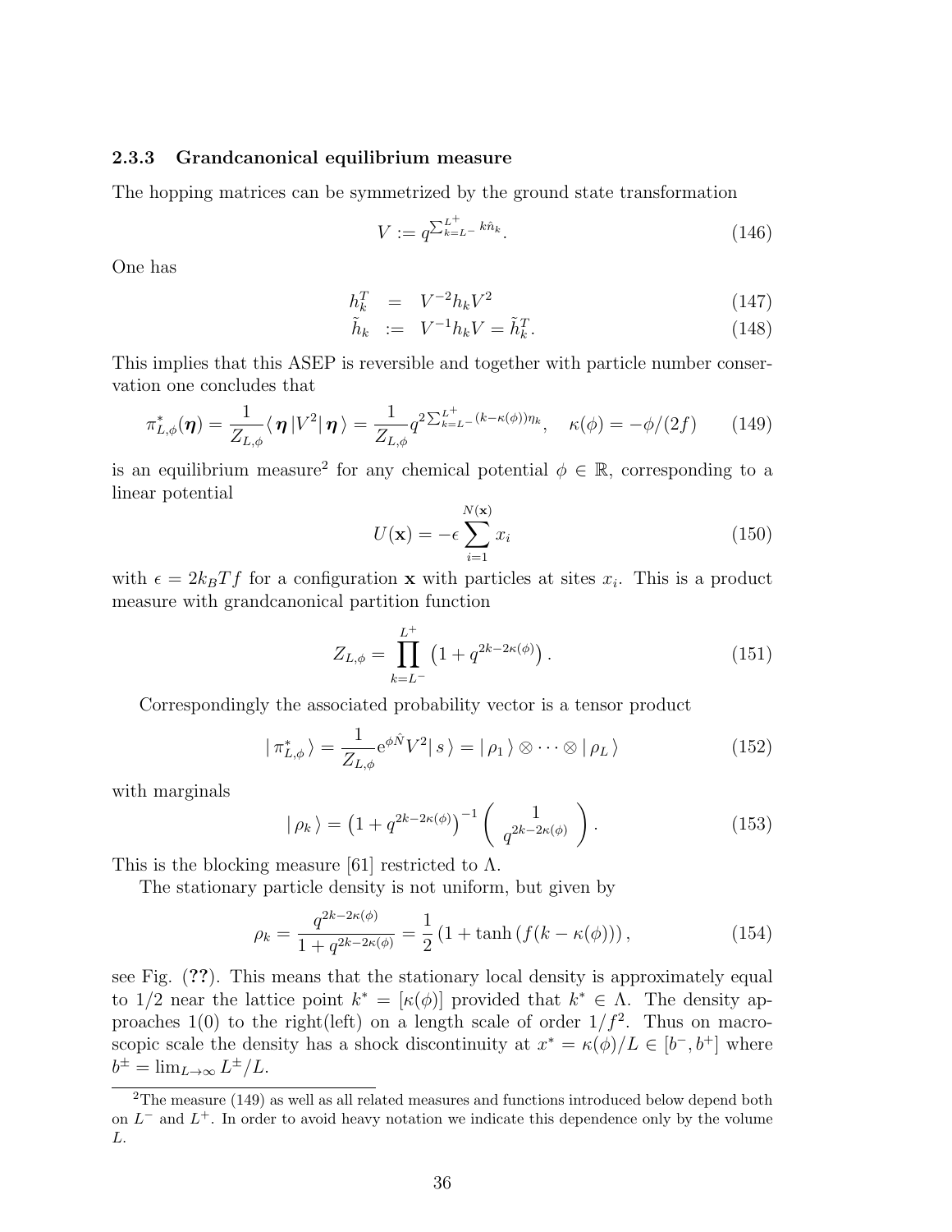### 2.3.3 Grandcanonical equilibrium measure

The hopping matrices can be symmetrized by the ground state transformation

$$V := q^{\sum_{k=L^-}^{L^+} k\hat{n}_k}. \tag{146}$$

One has

$$h_k^T = V^{-2} h_k V^2 \tag{147}$$

$$\tilde{h}_k := V^{-1} h_k V = \tilde{h}_k^T. \tag{148}$$

This implies that this ASEP is reversible and together with particle number conservation one concludes that

$$\pi^*_{L,\phi}(\boldsymbol{\eta}) = \frac{1}{Z_{L,\phi}} \langle\, \boldsymbol{\eta}\, | V^2 |\, \boldsymbol{\eta}\, \rangle = \frac{1}{Z_{L,\phi}} q^{2\sum_{k=L^-}^{L^+}(k-\kappa(\phi))\eta_k}, \quad \kappa(\phi) = -\phi/(2f) \tag{149}$$

is an equilibrium measure[2] for any chemical potential $\phi \in \mathbb{R}$, corresponding to a linear potential

$$U(\mathbf{x}) = -\epsilon \sum_{i=1}^{N(\mathbf{x})} x_i \tag{150}$$

with $\epsilon = 2k_B T f$ for a configuration $\mathbf{x}$ with particles at sites $x_i$. This is a product measure with grandcanonical partition function

$$Z_{L,\phi} = \prod_{k=L^-}^{L^+} \left(1 + q^{2k-2\kappa(\phi)}\right). \tag{151}$$

Correspondingly the associated probability vector is a tensor product

$$|\, \pi^*_{L,\phi}\, \rangle = \frac{1}{Z_{L,\phi}} \mathrm{e}^{\phi\hat{N}} V^2 |\, s\, \rangle = |\, \rho_1\, \rangle \otimes \cdots \otimes |\, \rho_L\, \rangle \tag{152}$$

with marginals

$$|\, \rho_k\, \rangle = \left(1 + q^{2k-2\kappa(\phi)}\right)^{-1} \begin{pmatrix} 1 \\ q^{2k-2\kappa(\phi)} \end{pmatrix}. \tag{153}$$

This is the blocking measure [61] restricted to $\Lambda$.

The stationary particle density is not uniform, but given by

$$\rho_k = \frac{q^{2k-2\kappa(\phi)}}{1 + q^{2k-2\kappa(\phi)}} = \frac{1}{2}\left(1 + \tanh\left(f(k - \kappa(\phi))\right)\right), \tag{154}$$

see Fig. (**??**). This means that the stationary local density is approximately equal to 1/2 near the lattice point $k^* = [\kappa(\phi)]$ provided that $k^* \in \Lambda$. The density approaches 1(0) to the right(left) on a length scale of order $1/f^2$. Thus on macroscopic scale the density has a shock discontinuity at $x^* = \kappa(\phi)/L \in [b^-, b^+]$ where $b^\pm = \lim_{L\to\infty} L^\pm/L$.

---

[2] The measure (149) as well as all related measures and functions introduced below depend both on $L^-$ and $L^+$. In order to avoid heavy notation we indicate this dependence only by the volume $L$.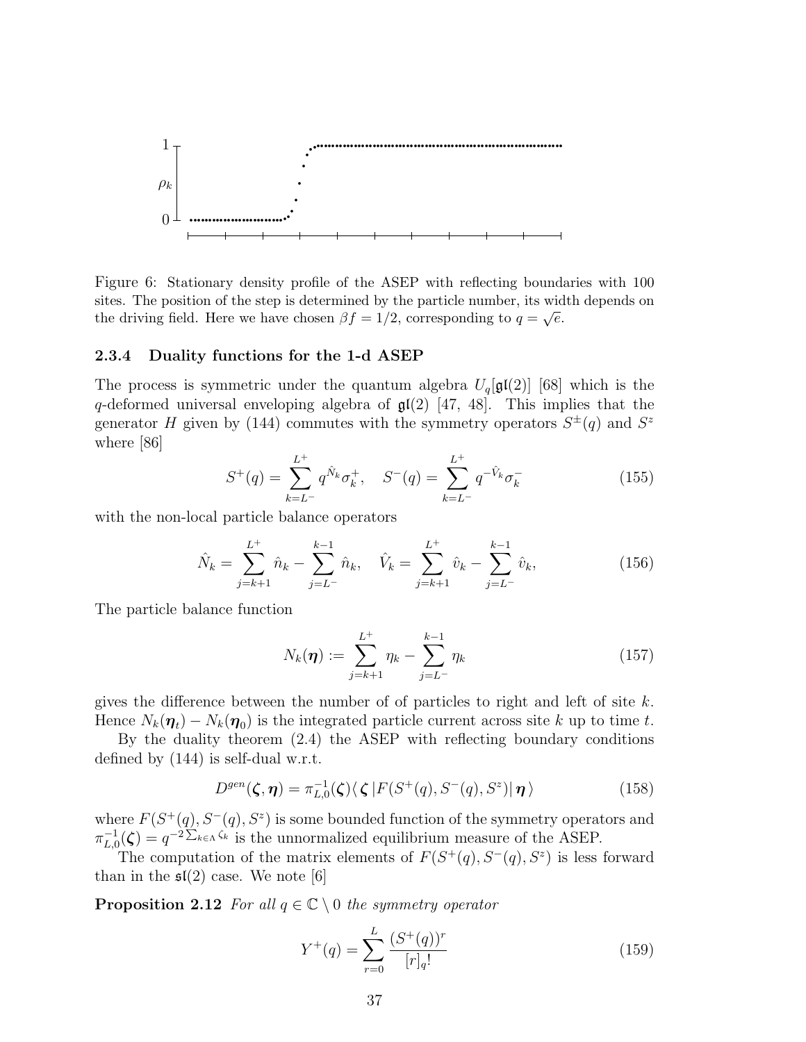Figure 6: Stationary density profile of the ASEP with reflecting boundaries with 100 sites. The position of the step is determined by the particle number, its width depends on the driving field. Here we have chosen $\beta f = 1/2$, corresponding to $q = \sqrt{e}$.

### 2.3.4 Duality functions for the 1-d ASEP

The process is symmetric under the quantum algebra $U_q[\mathfrak{gl}(2)]$ [68] which is the $q$-deformed universal enveloping algebra of $\mathfrak{gl}(2)$ [47, 48]. This implies that the generator $H$ given by (144) commutes with the symmetry operators $S^{\pm}(q)$ and $S^z$ where [86]

$$S^+(q) = \sum_{k=L^-}^{L^+} q^{\hat{N}_k} \sigma_k^+, \quad S^-(q) = \sum_{k=L^-}^{L^+} q^{-\hat{V}_k} \sigma_k^- \tag{155}$$

with the non-local particle balance operators

$$\hat{N}_k = \sum_{j=k+1}^{L^+} \hat{n}_k - \sum_{j=L^-}^{k-1} \hat{n}_k, \quad \hat{V}_k = \sum_{j=k+1}^{L^+} \hat{v}_k - \sum_{j=L^-}^{k-1} \hat{v}_k, \tag{156}$$

The particle balance function

$$N_k(\boldsymbol{\eta}) := \sum_{j=k+1}^{L^+} \eta_k - \sum_{j=L^-}^{k-1} \eta_k \tag{157}$$

gives the difference between the number of of particles to right and left of site $k$. Hence $N_k(\boldsymbol{\eta}_t) - N_k(\boldsymbol{\eta}_0)$ is the integrated particle current across site $k$ up to time $t$.

By the duality theorem (2.4) the ASEP with reflecting boundary conditions defined by (144) is self-dual w.r.t.

$$D^{gen}(\boldsymbol{\zeta}, \boldsymbol{\eta}) = \pi_{L,0}^{-1}(\boldsymbol{\zeta}) \langle \, \boldsymbol{\zeta} \, | F(S^+(q), S^-(q), S^z) | \, \boldsymbol{\eta} \, \rangle \tag{158}$$

where $F(S^+(q), S^-(q), S^z)$ is some bounded function of the symmetry operators and $\pi_{L,0}^{-1}(\boldsymbol{\zeta}) = q^{-2\sum_{k\in\Lambda} \zeta_k}$ is the unnormalized equilibrium measure of the ASEP.

The computation of the matrix elements of $F(S^+(q), S^-(q), S^z)$ is less forward than in the $\mathfrak{sl}(2)$ case. We note [6]

**Proposition 2.12** *For all $q \in \mathbb{C} \setminus 0$ the symmetry operator*

$$Y^+(q) = \sum_{r=0}^{L} \frac{(S^+(q))^r}{[r]_q!} \tag{159}$$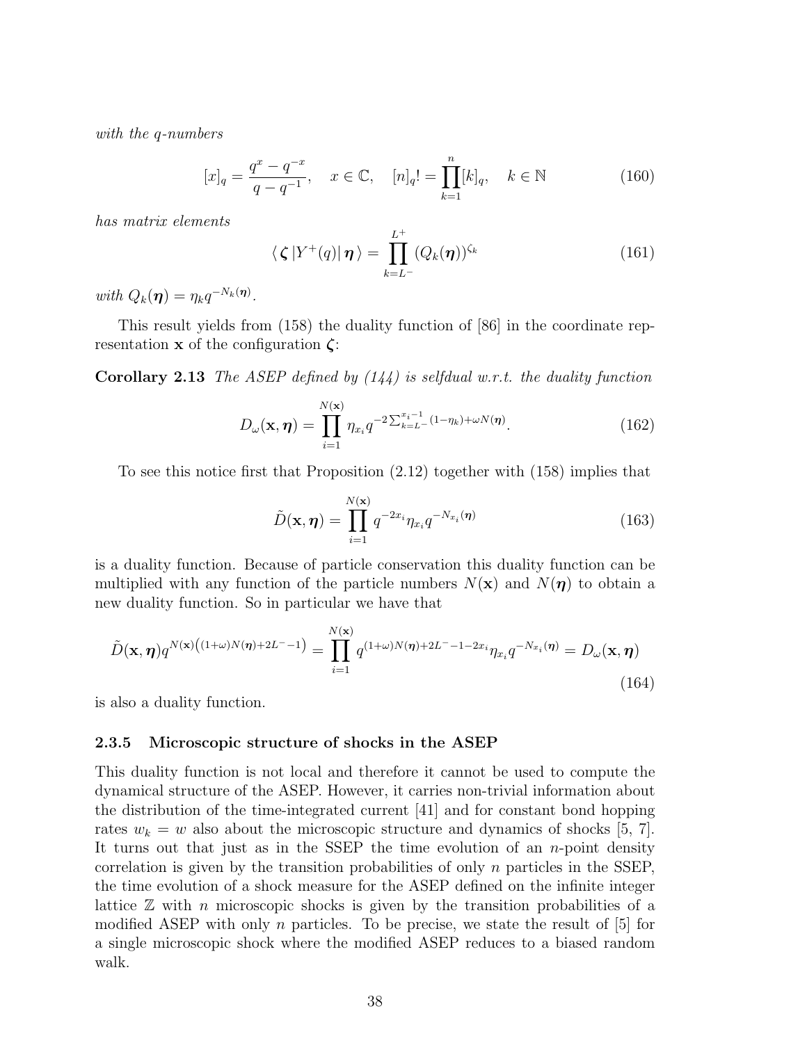*with the q-numbers*

$$[x]_q = \frac{q^x - q^{-x}}{q - q^{-1}}, \quad x \in \mathbb{C}, \quad [n]_q! = \prod_{k=1}^{n} [k]_q, \quad k \in \mathbb{N} \tag{160}$$

*has matrix elements*

$$\langle \boldsymbol{\zeta} \,| Y^+(q) |\, \boldsymbol{\eta} \,\rangle = \prod_{k=L^-}^{L^+} \left(Q_k(\boldsymbol{\eta})\right)^{\zeta_k} \tag{161}$$

*with* $Q_k(\boldsymbol{\eta}) = \eta_k q^{-N_k(\boldsymbol{\eta})}$.

This result yields from (158) the duality function of [86] in the coordinate representation $\mathbf{x}$ of the configuration $\boldsymbol{\zeta}$:

**Corollary 2.13** *The ASEP defined by (144) is selfdual w.r.t. the duality function*

$$D_\omega(\mathbf{x}, \boldsymbol{\eta}) = \prod_{i=1}^{N(\mathbf{x})} \eta_{x_i} q^{-2\sum_{k=L^-}^{x_i - 1}(1-\eta_k) + \omega N(\boldsymbol{\eta})}. \tag{162}$$

To see this notice first that Proposition (2.12) together with (158) implies that

$$\tilde{D}(\mathbf{x}, \boldsymbol{\eta}) = \prod_{i=1}^{N(\mathbf{x})} q^{-2x_i} \eta_{x_i} q^{-N_{x_i}(\boldsymbol{\eta})} \tag{163}$$

is a duality function. Because of particle conservation this duality function can be multiplied with any function of the particle numbers $N(\mathbf{x})$ and $N(\boldsymbol{\eta})$ to obtain a new duality function. So in particular we have that

$$\tilde{D}(\mathbf{x}, \boldsymbol{\eta}) q^{N(\mathbf{x})\left((1+\omega)N(\boldsymbol{\eta}) + 2L^- - 1\right)} = \prod_{i=1}^{N(\mathbf{x})} q^{(1+\omega)N(\boldsymbol{\eta}) + 2L^- - 1 - 2x_i} \eta_{x_i} q^{-N_{x_i}(\boldsymbol{\eta})} = D_\omega(\mathbf{x}, \boldsymbol{\eta}) \tag{164}$$

is also a duality function.

### 2.3.5 Microscopic structure of shocks in the ASEP

This duality function is not local and therefore it cannot be used to compute the dynamical structure of the ASEP. However, it carries non-trivial information about the distribution of the time-integrated current [41] and for constant bond hopping rates $w_k = w$ also about the microscopic structure and dynamics of shocks [5, 7]. It turns out that just as in the SSEP the time evolution of an $n$-point density correlation is given by the transition probabilities of only $n$ particles in the SSEP, the time evolution of a shock measure for the ASEP defined on the infinite integer lattice $\mathbb{Z}$ with $n$ microscopic shocks is given by the transition probabilities of a modified ASEP with only $n$ particles. To be precise, we state the result of [5] for a single microscopic shock where the modified ASEP reduces to a biased random walk.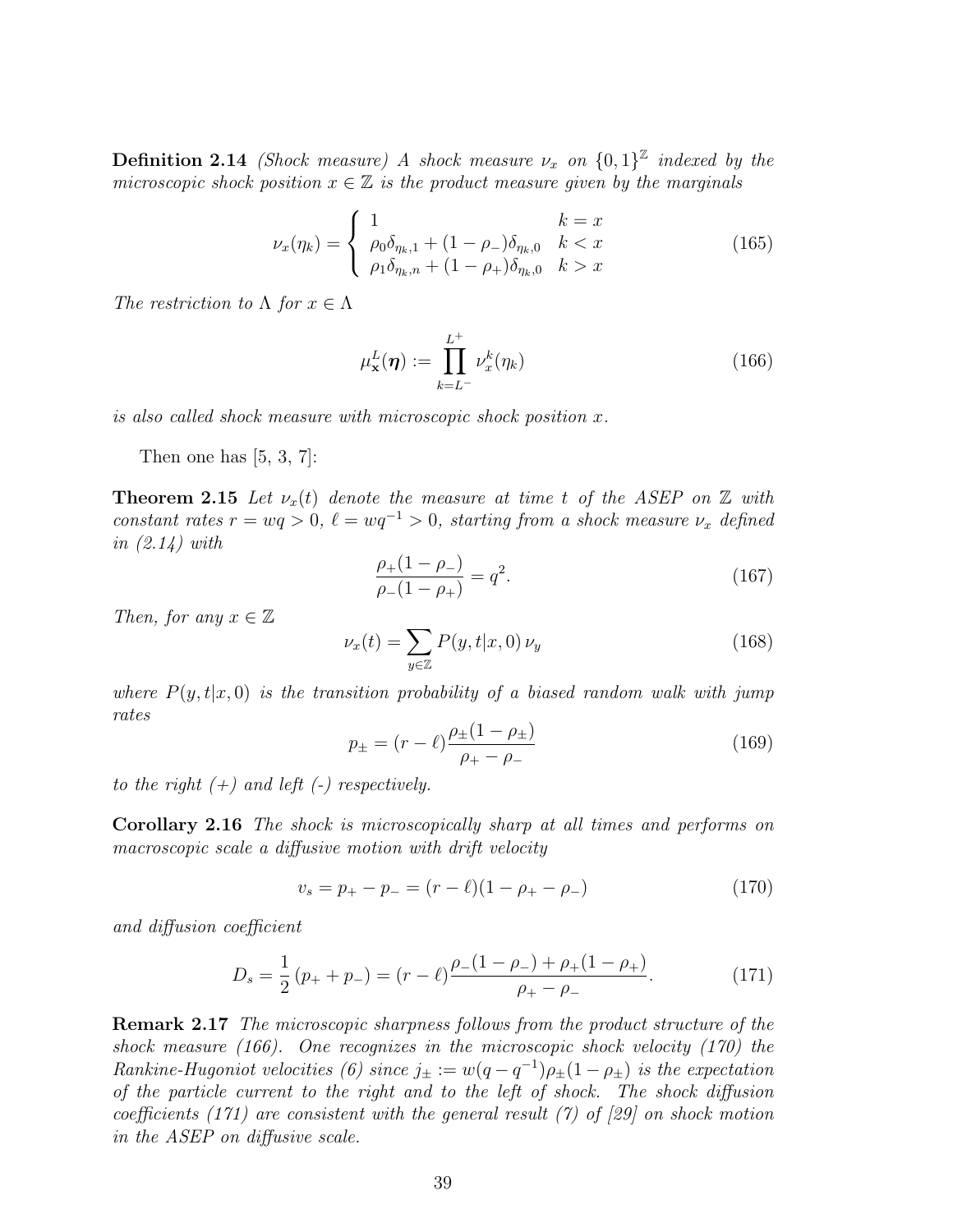**Definition 2.14** *(Shock measure) A shock measure $\nu_x$ on $\{0,1\}^{\mathbb{Z}}$ indexed by the microscopic shock position $x \in \mathbb{Z}$ is the product measure given by the marginals*

$$\nu_x(\eta_k) = \begin{cases} 1 & k = x \\ \rho_0 \delta_{\eta_k,1} + (1-\rho_-)\delta_{\eta_k,0} & k < x \\ \rho_1 \delta_{\eta_k,n} + (1-\rho_+)\delta_{\eta_k,0} & k > x \end{cases} \tag{165}$$

*The restriction to $\Lambda$ for $x \in \Lambda$*

$$\mu_{\mathbf{x}}^L(\boldsymbol{\eta}) := \prod_{k=L^-}^{L^+} \nu_x^k(\eta_k) \tag{166}$$

*is also called shock measure with microscopic shock position $x$.*

Then one has [5, 3, 7]:

**Theorem 2.15** *Let $\nu_x(t)$ denote the measure at time $t$ of the ASEP on $\mathbb{Z}$ with constant rates $r = wq > 0$, $\ell = wq^{-1} > 0$, starting from a shock measure $\nu_x$ defined in (2.14) with*

$$\frac{\rho_+(1-\rho_-)}{\rho_-(1-\rho_+)} = q^2. \tag{167}$$

*Then, for any $x \in \mathbb{Z}$*

$$\nu_x(t) = \sum_{y \in \mathbb{Z}} P(y,t|x,0)\, \nu_y \tag{168}$$

*where $P(y,t|x,0)$ is the transition probability of a biased random walk with jump rates*

$$p_\pm = (r-\ell)\frac{\rho_\pm(1-\rho_\pm)}{\rho_+ - \rho_-} \tag{169}$$

*to the right (+) and left (-) respectively.*

**Corollary 2.16** *The shock is microscopically sharp at all times and performs on macroscopic scale a diffusive motion with drift velocity*

$$v_s = p_+ - p_- = (r-\ell)(1-\rho_+-\rho_-) \tag{170}$$

*and diffusion coefficient*

$$D_s = \frac{1}{2}(p_+ + p_-) = (r-\ell)\frac{\rho_-(1-\rho_-) + \rho_+(1-\rho_+)}{\rho_+ - \rho_-}. \tag{171}$$

**Remark 2.17** *The microscopic sharpness follows from the product structure of the shock measure (166). One recognizes in the microscopic shock velocity (170) the Rankine-Hugoniot velocities (6) since $j_\pm := w(q-q^{-1})\rho_\pm(1-\rho_\pm)$ is the expectation of the particle current to the right and to the left of shock. The shock diffusion coefficients (171) are consistent with the general result (7) of [29] on shock motion in the ASEP on diffusive scale.*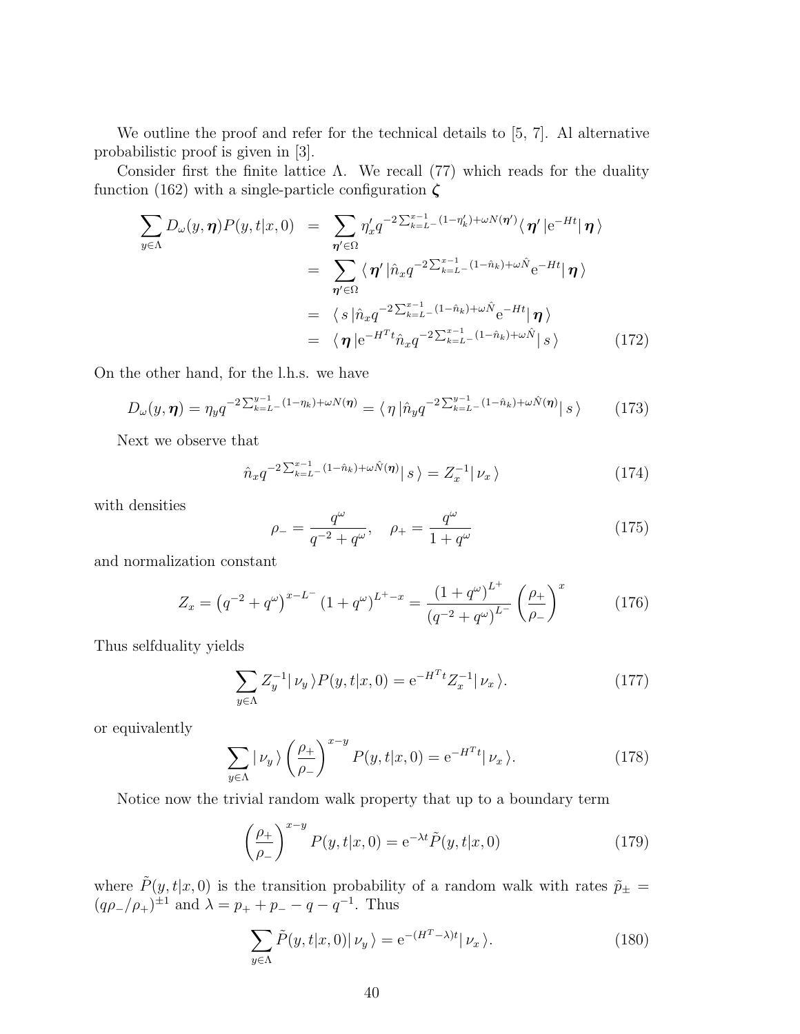We outline the proof and refer for the technical details to [5, 7]. Al alternative probabilistic proof is given in [3].

Consider first the finite lattice $\Lambda$. We recall (77) which reads for the duality function (162) with a single-particle configuration $\boldsymbol{\zeta}$

$$
\begin{aligned}
\sum_{y\in\Lambda} D_\omega(y,\boldsymbol{\eta})P(y,t|x,0) &= \sum_{\boldsymbol{\eta}'\in\Omega} \eta'_x q^{-2\sum_{k=L^-}^{x-1}(1-\eta'_k)+\omega N(\boldsymbol{\eta}')}\langle\, \boldsymbol{\eta}'\,|\mathrm{e}^{-Ht}|\,\boldsymbol{\eta}\,\rangle \\
&= \sum_{\boldsymbol{\eta}'\in\Omega} \langle\, \boldsymbol{\eta}'\,|\hat{n}_x q^{-2\sum_{k=L^-}^{x-1}(1-\hat{n}_k)+\omega\hat{N}}\mathrm{e}^{-Ht}|\,\boldsymbol{\eta}\,\rangle \\
&= \langle\, s\,|\hat{n}_x q^{-2\sum_{k=L^-}^{x-1}(1-\hat{n}_k)+\omega\hat{N}}\mathrm{e}^{-Ht}|\,\boldsymbol{\eta}\,\rangle \\
&= \langle\, \boldsymbol{\eta}\,|\mathrm{e}^{-H^Tt}\hat{n}_x q^{-2\sum_{k=L^-}^{x-1}(1-\hat{n}_k)+\omega\hat{N}}|\, s\,\rangle
\end{aligned} \tag{172}
$$

On the other hand, for the l.h.s. we have

$$
D_\omega(y,\boldsymbol{\eta}) = \eta_y q^{-2\sum_{k=L^-}^{y-1}(1-\eta_k)+\omega N(\boldsymbol{\eta})} = \langle\, \eta\,|\hat{n}_y q^{-2\sum_{k=L^-}^{y-1}(1-\hat{n}_k)+\omega\hat{N}(\boldsymbol{\eta})}|\, s\,\rangle \tag{173}
$$

Next we observe that

$$
\hat{n}_x q^{-2\sum_{k=L^-}^{x-1}(1-\hat{n}_k)+\omega\hat{N}(\boldsymbol{\eta})}|\, s\,\rangle = Z_x^{-1}|\,\nu_x\,\rangle \tag{174}
$$

with densities

$$
\rho_- = \frac{q^\omega}{q^{-2}+q^\omega}, \quad \rho_+ = \frac{q^\omega}{1+q^\omega} \tag{175}
$$

and normalization constant

$$
Z_x = \left(q^{-2}+q^\omega\right)^{x-L^-}\left(1+q^\omega\right)^{L^+-x} = \frac{\left(1+q^\omega\right)^{L^+}}{\left(q^{-2}+q^\omega\right)^{L^-}}\left(\frac{\rho_+}{\rho_-}\right)^x \tag{176}
$$

Thus selfduality yields

$$
\sum_{y\in\Lambda} Z_y^{-1}|\,\nu_y\,\rangle P(y,t|x,0) = \mathrm{e}^{-H^Tt}Z_x^{-1}|\,\nu_x\,\rangle. \tag{177}
$$

or equivalently

$$
\sum_{y\in\Lambda} |\,\nu_y\,\rangle \left(\frac{\rho_+}{\rho_-}\right)^{x-y} P(y,t|x,0) = \mathrm{e}^{-H^Tt}|\,\nu_x\,\rangle. \tag{178}
$$

Notice now the trivial random walk property that up to a boundary term

$$
\left(\frac{\rho_+}{\rho_-}\right)^{x-y} P(y,t|x,0) = \mathrm{e}^{-\lambda t}\tilde{P}(y,t|x,0) \tag{179}
$$

where $\tilde{P}(y,t|x,0)$ is the transition probability of a random walk with rates $\tilde{p}_\pm = (q\rho_-/\rho_+)^{\pm 1}$ and $\lambda = p_+ + p_- - q - q^{-1}$. Thus

$$
\sum_{y\in\Lambda} \tilde{P}(y,t|x,0)|\,\nu_y\,\rangle = \mathrm{e}^{-(H^T-\lambda)t}|\,\nu_x\,\rangle. \tag{180}
$$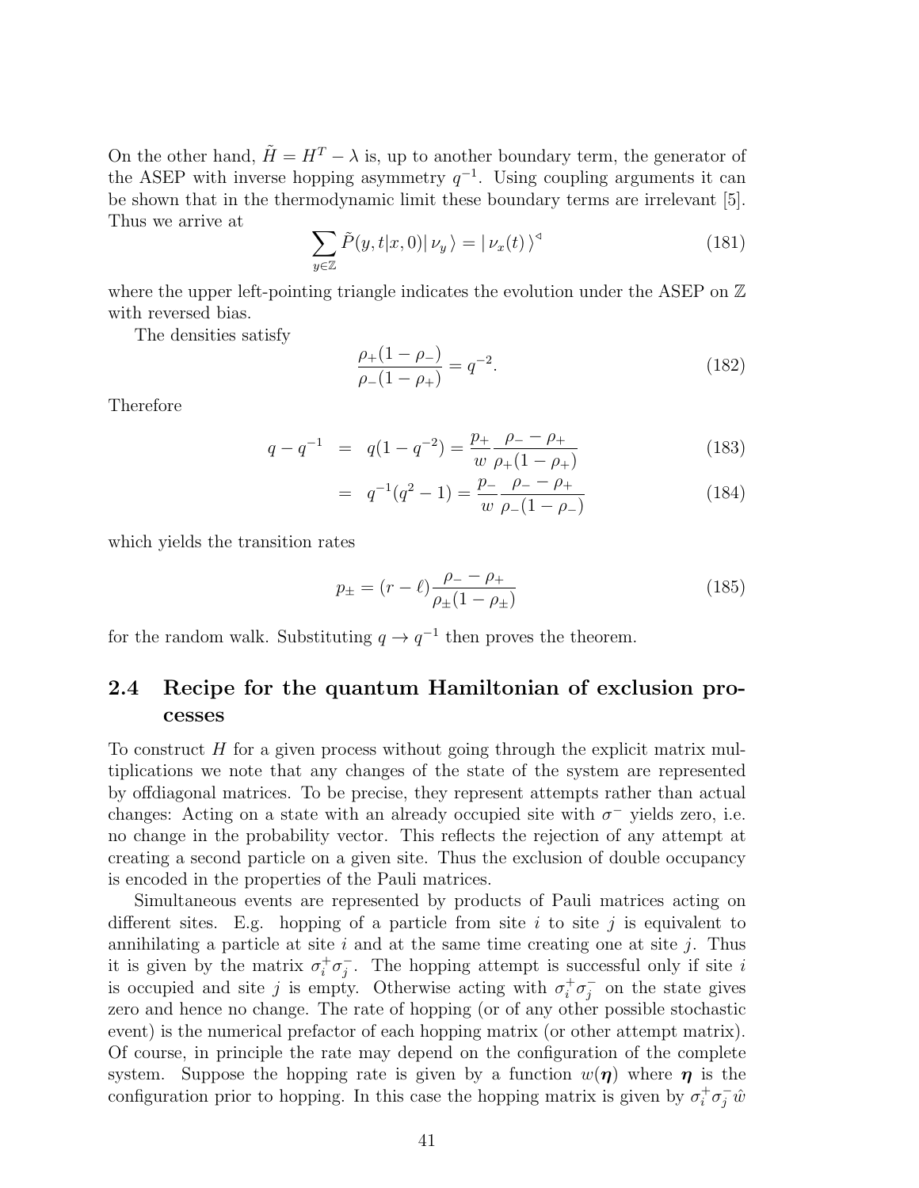On the other hand, $\tilde{H} = H^T - \lambda$ is, up to another boundary term, the generator of the ASEP with inverse hopping asymmetry $q^{-1}$. Using coupling arguments it can be shown that in the thermodynamic limit these boundary terms are irrelevant [5]. Thus we arrive at

$$\sum_{y \in \mathbb{Z}} \tilde{P}(y,t|x,0) |\, \nu_y \,\rangle = |\, \nu_x(t) \,\rangle^{\triangleleft} \tag{181}$$

where the upper left-pointing triangle indicates the evolution under the ASEP on $\mathbb{Z}$ with reversed bias.

The densities satisfy

$$\frac{\rho_+(1-\rho_-)}{\rho_-(1-\rho_+)} = q^{-2}. \tag{182}$$

Therefore

$$\begin{aligned} q - q^{-1} &= q(1-q^{-2}) = \frac{p_+}{w} \frac{\rho_- - \rho_+}{\rho_+(1-\rho_+)} & (183) \\ &= q^{-1}(q^2 - 1) = \frac{p_-}{w} \frac{\rho_- - \rho_+}{\rho_-(1-\rho_-)} & (184) \end{aligned}$$

which yields the transition rates

$$p_{\pm} = (r - \ell) \frac{\rho_- - \rho_+}{\rho_{\pm}(1-\rho_{\pm})} \tag{185}$$

for the random walk. Substituting $q \to q^{-1}$ then proves the theorem.

## 2.4 Recipe for the quantum Hamiltonian of exclusion processes

To construct $H$ for a given process without going through the explicit matrix multiplications we note that any changes of the state of the system are represented by offdiagonal matrices. To be precise, they represent attempts rather than actual changes: Acting on a state with an already occupied site with $\sigma^-$ yields zero, i.e. no change in the probability vector. This reflects the rejection of any attempt at creating a second particle on a given site. Thus the exclusion of double occupancy is encoded in the properties of the Pauli matrices.

Simultaneous events are represented by products of Pauli matrices acting on different sites. E.g. hopping of a particle from site $i$ to site $j$ is equivalent to annihilating a particle at site $i$ and at the same time creating one at site $j$. Thus it is given by the matrix $\sigma_i^+ \sigma_j^-$. The hopping attempt is successful only if site $i$ is occupied and site $j$ is empty. Otherwise acting with $\sigma_i^+ \sigma_j^-$ on the state gives zero and hence no change. The rate of hopping (or of any other possible stochastic event) is the numerical prefactor of each hopping matrix (or other attempt matrix). Of course, in principle the rate may depend on the configuration of the complete system. Suppose the hopping rate is given by a function $w(\boldsymbol{\eta})$ where $\boldsymbol{\eta}$ is the configuration prior to hopping. In this case the hopping matrix is given by $\sigma_i^+ \sigma_j^- \hat{w}$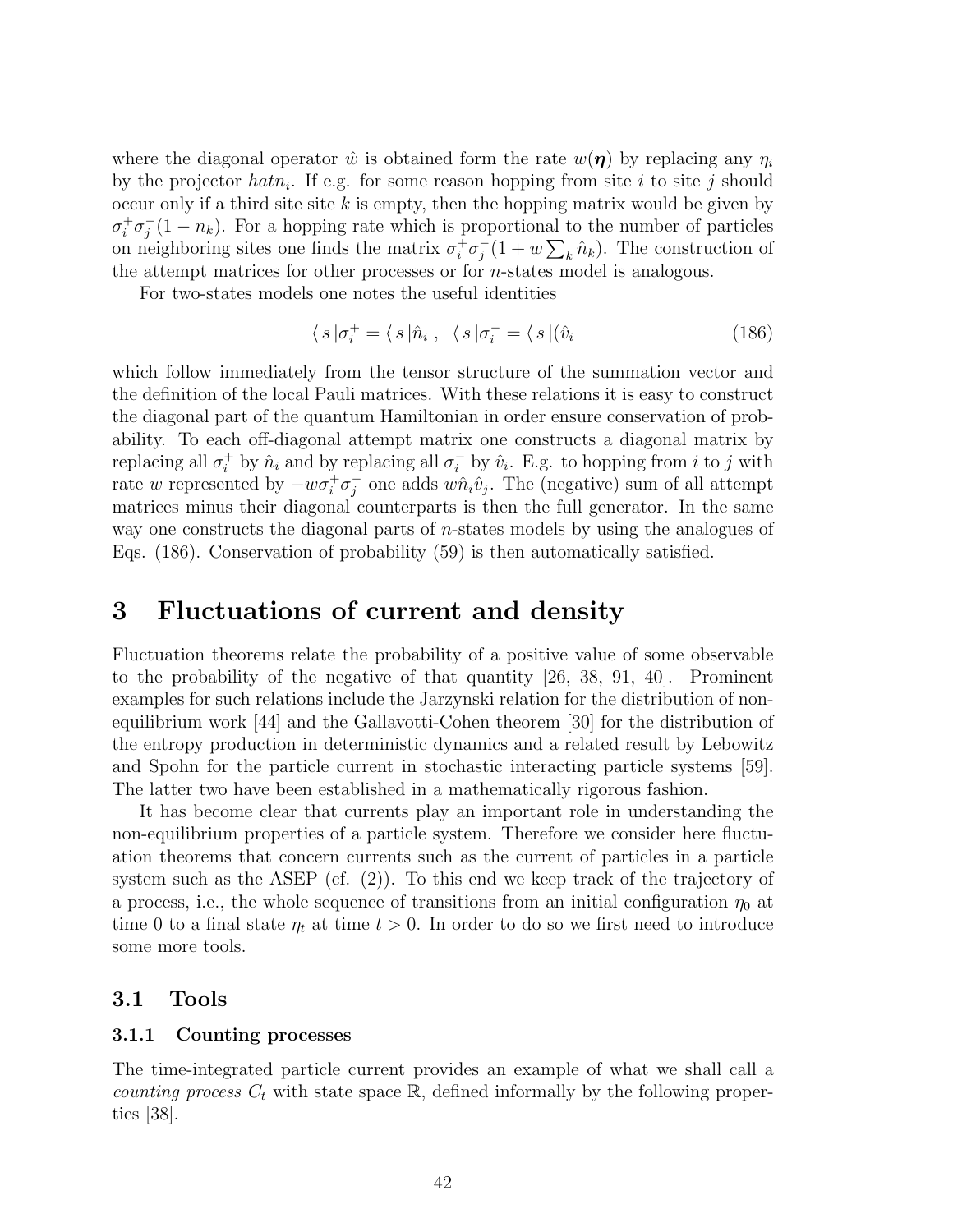where the diagonal operator $\hat{w}$ is obtained form the rate $w(\boldsymbol{\eta})$ by replacing any $\eta_i$ by the projector $hatn_i$. If e.g. for some reason hopping from site $i$ to site $j$ should occur only if a third site site $k$ is empty, then the hopping matrix would be given by $\sigma_i^+\sigma_j^-(1-n_k)$. For a hopping rate which is proportional to the number of particles on neighboring sites one finds the matrix $\sigma_i^+\sigma_j^-(1+w\sum_k \hat{n}_k)$. The construction of the attempt matrices for other processes or for $n$-states model is analogous.

For two-states models one notes the useful identities

$$\langle\, s\,|\sigma_i^+ = \langle\, s\,|\hat{n}_i\ ,\ \ \langle\, s\,|\sigma_i^- = \langle\, s\,|(\hat{v}_i \tag{186}$$

which follow immediately from the tensor structure of the summation vector and the definition of the local Pauli matrices. With these relations it is easy to construct the diagonal part of the quantum Hamiltonian in order ensure conservation of probability. To each off-diagonal attempt matrix one constructs a diagonal matrix by replacing all $\sigma_i^+$ by $\hat{n}_i$ and by replacing all $\sigma_i^-$ by $\hat{v}_i$. E.g. to hopping from $i$ to $j$ with rate $w$ represented by $-w\sigma_i^+\sigma_j^-$ one adds $w\hat{n}_i\hat{v}_j$. The (negative) sum of all attempt matrices minus their diagonal counterparts is then the full generator. In the same way one constructs the diagonal parts of $n$-states models by using the analogues of Eqs. (186). Conservation of probability (59) is then automatically satisfied.

# 3 Fluctuations of current and density

Fluctuation theorems relate the probability of a positive value of some observable to the probability of the negative of that quantity [26, 38, 91, 40]. Prominent examples for such relations include the Jarzynski relation for the distribution of non-equilibrium work [44] and the Gallavotti-Cohen theorem [30] for the distribution of the entropy production in deterministic dynamics and a related result by Lebowitz and Spohn for the particle current in stochastic interacting particle systems [59]. The latter two have been established in a mathematically rigorous fashion.

It has become clear that currents play an important role in understanding the non-equilibrium properties of a particle system. Therefore we consider here fluctuation theorems that concern currents such as the current of particles in a particle system such as the ASEP (cf. (2)). To this end we keep track of the trajectory of a process, i.e., the whole sequence of transitions from an initial configuration $\eta_0$ at time 0 to a final state $\eta_t$ at time $t > 0$. In order to do so we first need to introduce some more tools.

## 3.1 Tools

### 3.1.1 Counting processes

The time-integrated particle current provides an example of what we shall call a *counting process* $C_t$ with state space $\mathbb{R}$, defined informally by the following properties [38].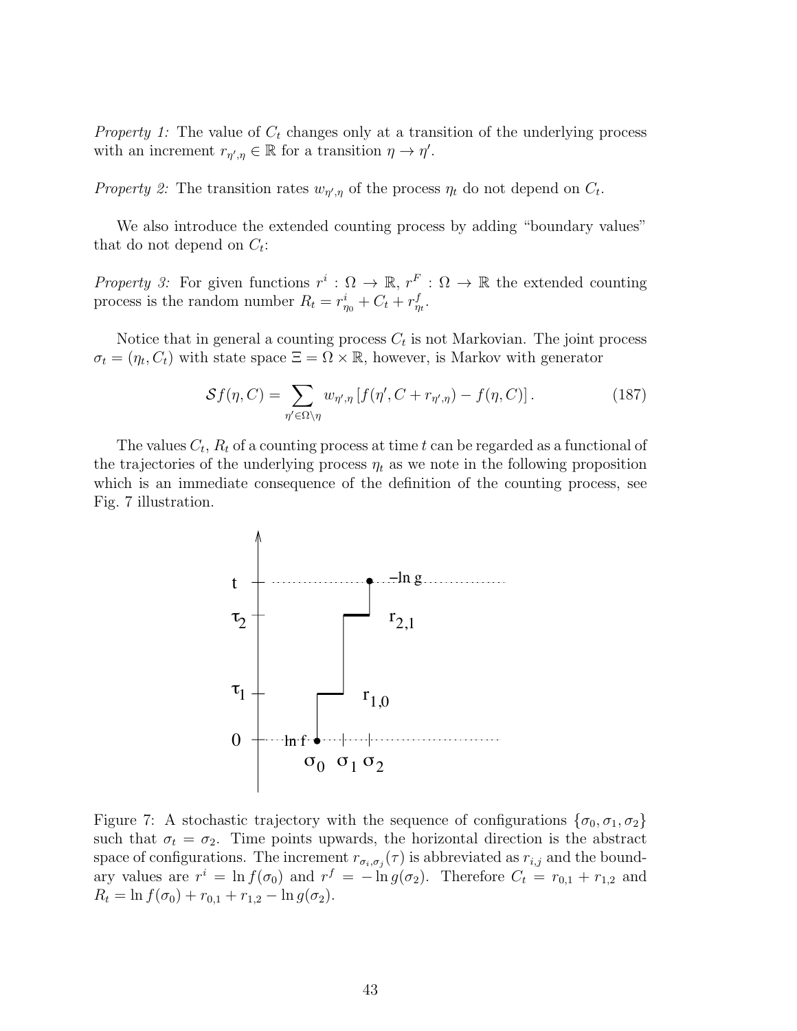*Property 1:* The value of $C_t$ changes only at a transition of the underlying process with an increment $r_{\eta',\eta} \in \mathbb{R}$ for a transition $\eta \to \eta'$.

*Property 2:* The transition rates $w_{\eta',\eta}$ of the process $\eta_t$ do not depend on $C_t$.

We also introduce the extended counting process by adding "boundary values" that do not depend on $C_t$:

*Property 3:* For given functions $r^i : \Omega \to \mathbb{R}$, $r^F : \Omega \to \mathbb{R}$ the extended counting process is the random number $R_t = r^i_{\eta_0} + C_t + r^f_{\eta_t}$.

Notice that in general a counting process $C_t$ is not Markovian. The joint process $\sigma_t = (\eta_t, C_t)$ with state space $\Xi = \Omega \times \mathbb{R}$, however, is Markov with generator

$$\mathcal{S} f(\eta, C) = \sum_{\eta' \in \Omega \setminus \eta} w_{\eta',\eta} \left[ f(\eta', C + r_{\eta',\eta}) - f(\eta, C) \right]. \tag{187}$$

The values $C_t$, $R_t$ of a counting process at time $t$ can be regarded as a functional of the trajectories of the underlying process $\eta_t$ as we note in the following proposition which is an immediate consequence of the definition of the counting process, see Fig. 7 illustration.

Figure 7: A stochastic trajectory with the sequence of configurations $\{\sigma_0, \sigma_1, \sigma_2\}$ such that $\sigma_t = \sigma_2$. Time points upwards, the horizontal direction is the abstract space of configurations. The increment $r_{\sigma_i,\sigma_j}(\tau)$ is abbreviated as $r_{i,j}$ and the boundary values are $r^i = \ln f(\sigma_0)$ and $r^f = -\ln g(\sigma_2)$. Therefore $C_t = r_{0,1} + r_{1,2}$ and $R_t = \ln f(\sigma_0) + r_{0,1} + r_{1,2} - \ln g(\sigma_2)$.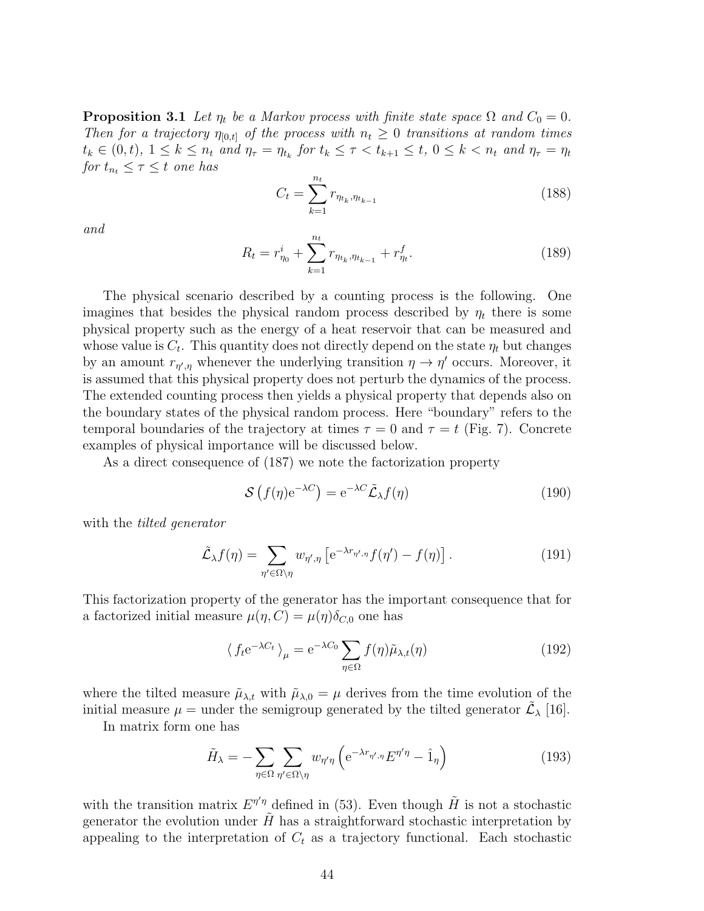**Proposition 3.1** *Let $\eta_t$ be a Markov process with finite state space $\Omega$ and $C_0 = 0$. Then for a trajectory $\eta_{[0,t]}$ of the process with $n_t \geq 0$ transitions at random times $t_k \in (0,t)$, $1 \leq k \leq n_t$ and $\eta_\tau = \eta_{t_k}$ for $t_k \leq \tau < t_{k+1} \leq t$, $0 \leq k < n_t$ and $\eta_\tau = \eta_t$ for $t_{n_t} \leq \tau \leq t$ one has*

$$C_t = \sum_{k=1}^{n_t} r_{\eta_{t_k},\eta_{t_{k-1}}} \tag{188}$$

*and*

$$R_t = r^i_{\eta_0} + \sum_{k=1}^{n_t} r_{\eta_{t_k},\eta_{t_{k-1}}} + r^f_{\eta_t}. \tag{189}$$

The physical scenario described by a counting process is the following. One imagines that besides the physical random process described by $\eta_t$ there is some physical property such as the energy of a heat reservoir that can be measured and whose value is $C_t$. This quantity does not directly depend on the state $\eta_t$ but changes by an amount $r_{\eta',\eta}$ whenever the underlying transition $\eta \to \eta'$ occurs. Moreover, it is assumed that this physical property does not perturb the dynamics of the process. The extended counting process then yields a physical property that depends also on the boundary states of the physical random process. Here "boundary" refers to the temporal boundaries of the trajectory at times $\tau = 0$ and $\tau = t$ (Fig. 7). Concrete examples of physical importance will be discussed below.

As a direct consequence of (187) we note the factorization property

$$\mathcal{S}\left(f(\eta)\mathrm{e}^{-\lambda C}\right) = \mathrm{e}^{-\lambda C}\tilde{\mathcal{L}}_\lambda f(\eta) \tag{190}$$

with the *tilted generator*

$$\tilde{\mathcal{L}}_\lambda f(\eta) = \sum_{\eta' \in \Omega\setminus\eta} w_{\eta',\eta}\left[\mathrm{e}^{-\lambda r_{\eta',\eta}} f(\eta') - f(\eta)\right]. \tag{191}$$

This factorization property of the generator has the important consequence that for a factorized initial measure $\mu(\eta, C) = \mu(\eta)\delta_{C,0}$ one has

$$\langle\, f_t \mathrm{e}^{-\lambda C_t}\,\rangle_\mu = \mathrm{e}^{-\lambda C_0}\sum_{\eta\in\Omega} f(\eta)\tilde{\mu}_{\lambda,t}(\eta) \tag{192}$$

where the tilted measure $\tilde{\mu}_{\lambda,t}$ with $\tilde{\mu}_{\lambda,0} = \mu$ derives from the time evolution of the initial measure $\mu =$ under the semigroup generated by the tilted generator $\tilde{\mathcal{L}}_\lambda$ [16].

In matrix form one has

$$\tilde{H}_\lambda = -\sum_{\eta\in\Omega}\sum_{\eta'\in\Omega\setminus\eta} w_{\eta'\eta}\left(\mathrm{e}^{-\lambda r_{\eta',\eta}} E^{\eta'\eta} - \hat{1}_\eta\right) \tag{193}$$

with the transition matrix $E^{\eta'\eta}$ defined in (53). Even though $\tilde{H}$ is not a stochastic generator the evolution under $\tilde{H}$ has a straightforward stochastic interpretation by appealing to the interpretation of $C_t$ as a trajectory functional. Each stochastic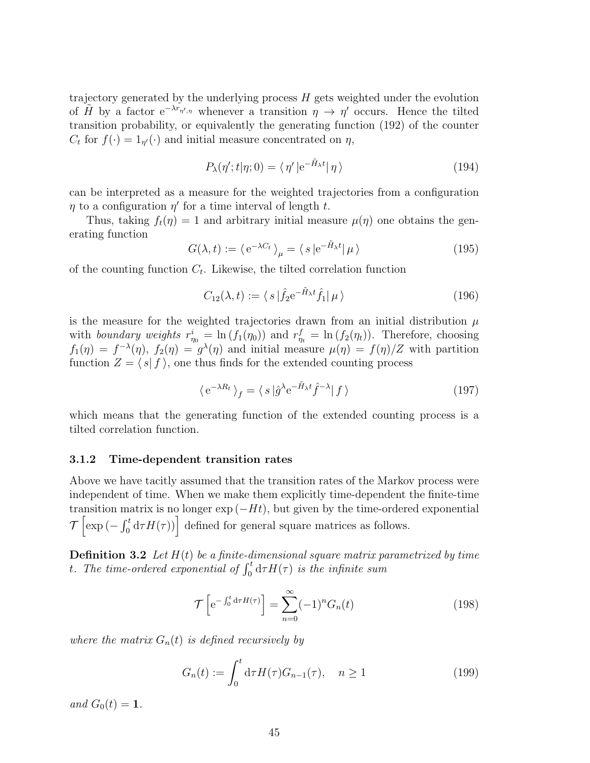trajectory generated by the underlying process $H$ gets weighted under the evolution of $\tilde{H}$ by a factor $\mathrm{e}^{-\lambda r_{\eta',\eta}}$ whenever a transition $\eta \to \eta'$ occurs. Hence the tilted transition probability, or equivalently the generating function (192) of the counter $C_t$ for $f(\cdot) = 1_{\eta'}(\cdot)$ and initial measure concentrated on $\eta$,

$$P_\lambda(\eta'; t|\eta; 0) = \langle\, \eta' \,|\mathrm{e}^{-\tilde{H}_\lambda t}|\, \eta \,\rangle \tag{194}$$

can be interpreted as a measure for the weighted trajectories from a configuration $\eta$ to a configuration $\eta'$ for a time interval of length $t$.

Thus, taking $f_t(\eta) = 1$ and arbitrary initial measure $\mu(\eta)$ one obtains the generating function

$$G(\lambda, t) := \langle\, \mathrm{e}^{-\lambda C_t} \,\rangle_\mu = \langle\, s \,|\mathrm{e}^{-\tilde{H}_\lambda t}|\, \mu \,\rangle \tag{195}$$

of the counting function $C_t$. Likewise, the tilted correlation function

$$C_{12}(\lambda, t) := \langle\, s \,|\hat{f}_2 \mathrm{e}^{-\tilde{H}_\lambda t} \hat{f}_1|\, \mu \,\rangle \tag{196}$$

is the measure for the weighted trajectories drawn from an initial distribution $\mu$ with *boundary weights* $r^i_{\eta_0} = \ln(f_1(\eta_0))$ and $r^f_{\eta_t} = \ln(f_2(\eta_t))$. Therefore, choosing $f_1(\eta) = f^{-\lambda}(\eta)$, $f_2(\eta) = g^\lambda(\eta)$ and initial measure $\mu(\eta) = f(\eta)/Z$ with partition function $Z = \langle\, s |\, f \,\rangle$, one thus finds for the extended counting process

$$\langle\, \mathrm{e}^{-\lambda R_t} \,\rangle_f = \langle\, s \,|\hat{g}^\lambda \mathrm{e}^{-\tilde{H}_\lambda t} \hat{f}^{-\lambda}|\, f \,\rangle \tag{197}$$

which means that the generating function of the extended counting process is a tilted correlation function.

### 3.1.2 Time-dependent transition rates

Above we have tacitly assumed that the transition rates of the Markov process were independent of time. When we make them explicitly time-dependent the finite-time transition matrix is no longer $\exp(-Ht)$, but given by the time-ordered exponential $\mathcal{T}\left[\exp\left(-\int_0^t \mathrm{d}\tau H(\tau)\right)\right]$ defined for general square matrices as follows.

**Definition 3.2** *Let $H(t)$ be a finite-dimensional square matrix parametrized by time $t$. The time-ordered exponential of $\int_0^t \mathrm{d}\tau H(\tau)$ is the infinite sum*

$$\mathcal{T}\left[\mathrm{e}^{-\int_0^t \mathrm{d}\tau H(\tau)}\right] = \sum_{n=0}^{\infty} (-1)^n G_n(t) \tag{198}$$

*where the matrix $G_n(t)$ is defined recursively by*

$$G_n(t) := \int_0^t \mathrm{d}\tau H(\tau) G_{n-1}(\tau), \quad n \geq 1 \tag{199}$$

*and $G_0(t) = \mathbf{1}$.*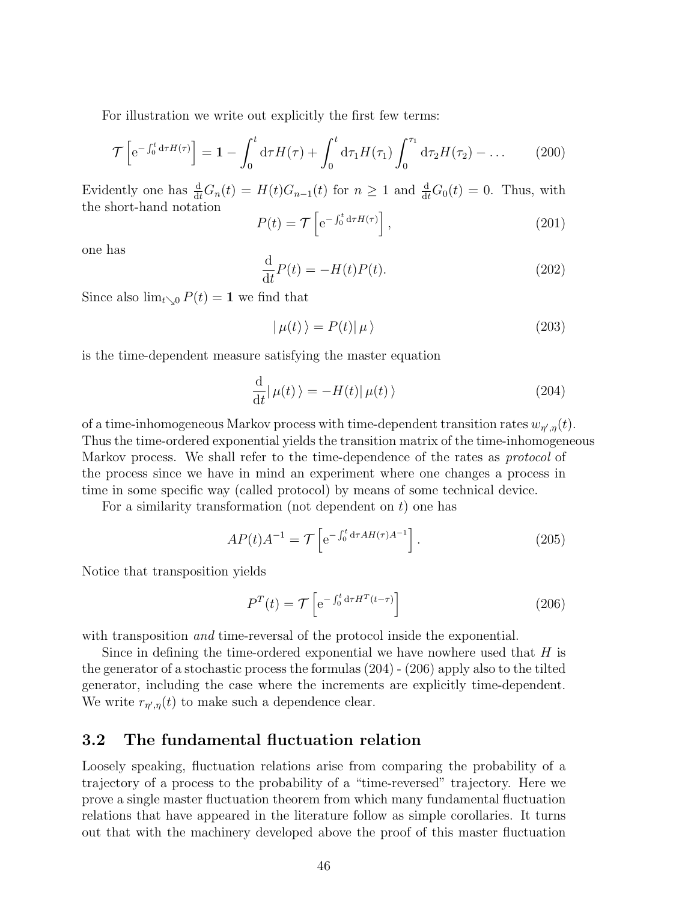For illustration we write out explicitly the first few terms:

$$\mathcal{T}\left[\mathrm{e}^{-\int_0^t \mathrm{d}\tau H(\tau)}\right] = \mathbf{1} - \int_0^t \mathrm{d}\tau H(\tau) + \int_0^t \mathrm{d}\tau_1 H(\tau_1) \int_0^{\tau_1} \mathrm{d}\tau_2 H(\tau_2) - \ldots \tag{200}$$

Evidently one has $\frac{\mathrm{d}}{\mathrm{d}t} G_n(t) = H(t) G_{n-1}(t)$ for $n \geq 1$ and $\frac{\mathrm{d}}{\mathrm{d}t} G_0(t) = 0$. Thus, with the short-hand notation

$$P(t) = \mathcal{T}\left[\mathrm{e}^{-\int_0^t \mathrm{d}\tau H(\tau)}\right], \tag{201}$$

one has

$$\frac{\mathrm{d}}{\mathrm{d}t} P(t) = -H(t) P(t). \tag{202}$$

Since also $\lim_{t \searrow 0} P(t) = \mathbf{1}$ we find that

$$|\, \mu(t) \,\rangle = P(t) |\, \mu \,\rangle \tag{203}$$

is the time-dependent measure satisfying the master equation

$$\frac{\mathrm{d}}{\mathrm{d}t} |\, \mu(t) \,\rangle = -H(t) |\, \mu(t) \,\rangle \tag{204}$$

of a time-inhomogeneous Markov process with time-dependent transition rates $w_{\eta',\eta}(t)$. Thus the time-ordered exponential yields the transition matrix of the time-inhomogeneous Markov process. We shall refer to the time-dependence of the rates as *protocol* of the process since we have in mind an experiment where one changes a process in time in some specific way (called protocol) by means of some technical device.

For a similarity transformation (not dependent on $t$) one has

$$A P(t) A^{-1} = \mathcal{T}\left[\mathrm{e}^{-\int_0^t \mathrm{d}\tau A H(\tau) A^{-1}}\right]. \tag{205}$$

Notice that transposition yields

$$P^T(t) = \mathcal{T}\left[\mathrm{e}^{-\int_0^t \mathrm{d}\tau H^T(t-\tau)}\right] \tag{206}$$

with transposition *and* time-reversal of the protocol inside the exponential.

Since in defining the time-ordered exponential we have nowhere used that $H$ is the generator of a stochastic process the formulas (204) - (206) apply also to the tilted generator, including the case where the increments are explicitly time-dependent. We write $r_{\eta',\eta}(t)$ to make such a dependence clear.

## 3.2 The fundamental fluctuation relation

Loosely speaking, fluctuation relations arise from comparing the probability of a trajectory of a process to the probability of a "time-reversed" trajectory. Here we prove a single master fluctuation theorem from which many fundamental fluctuation relations that have appeared in the literature follow as simple corollaries. It turns out that with the machinery developed above the proof of this master fluctuation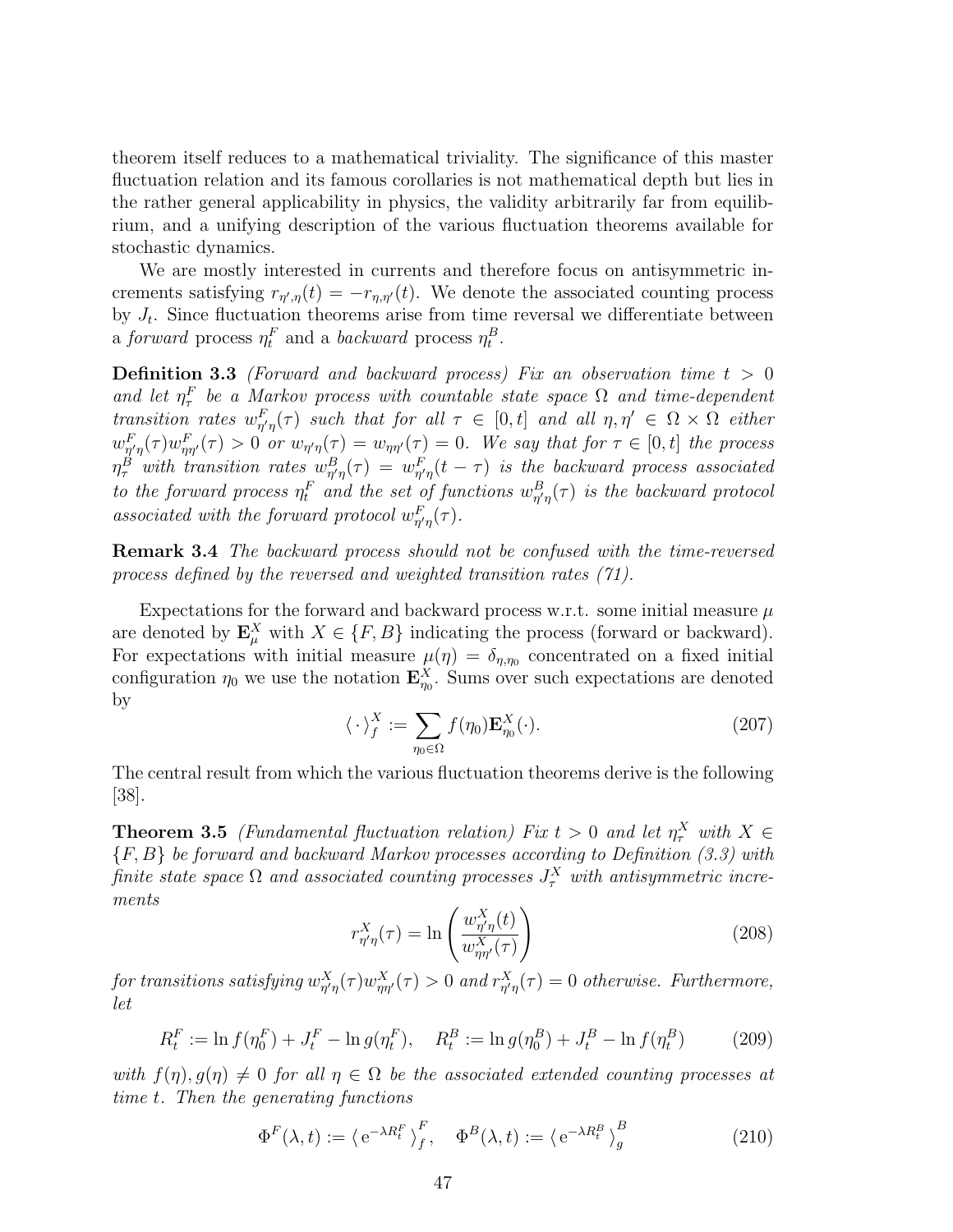theorem itself reduces to a mathematical triviality. The significance of this master fluctuation relation and its famous corollaries is not mathematical depth but lies in the rather general applicability in physics, the validity arbitrarily far from equilibrium, and a unifying description of the various fluctuation theorems available for stochastic dynamics.

We are mostly interested in currents and therefore focus on antisymmetric increments satisfying $r_{\eta',\eta}(t) = -r_{\eta,\eta'}(t)$. We denote the associated counting process by $J_t$. Since fluctuation theorems arise from time reversal we differentiate between a *forward* process $\eta_t^F$ and a *backward* process $\eta_t^B$.

**Definition 3.3** *(Forward and backward process) Fix an observation time $t > 0$ and let $\eta_\tau^F$ be a Markov process with countable state space $\Omega$ and time-dependent transition rates $w^F_{\eta'\eta}(\tau)$ such that for all $\tau \in [0,t]$ and all $\eta, \eta' \in \Omega \times \Omega$ either $w^F_{\eta'\eta}(\tau) w^F_{\eta\eta'}(\tau) > 0$ or $w_{\eta'\eta}(\tau) = w_{\eta\eta'}(\tau) = 0$. We say that for $\tau \in [0,t]$ the process $\eta_\tau^B$ with transition rates $w^B_{\eta'\eta}(\tau) = w^F_{\eta'\eta}(t-\tau)$ is the backward process associated to the forward process $\eta_t^F$ and the set of functions $w^B_{\eta'\eta}(\tau)$ is the backward protocol associated with the forward protocol $w^F_{\eta'\eta}(\tau)$.*

**Remark 3.4** *The backward process should not be confused with the time-reversed process defined by the reversed and weighted transition rates (71).*

Expectations for the forward and backward process w.r.t. some initial measure $\mu$ are denoted by $\mathbf{E}^X_\mu$ with $X \in \{F, B\}$ indicating the process (forward or backward). For expectations with initial measure $\mu(\eta) = \delta_{\eta,\eta_0}$ concentrated on a fixed initial configuration $\eta_0$ we use the notation $\mathbf{E}^X_{\eta_0}$. Sums over such expectations are denoted by

$$\langle \cdot \rangle_f^X := \sum_{\eta_0 \in \Omega} f(\eta_0) \mathbf{E}^X_{\eta_0}(\cdot). \tag{207}$$

The central result from which the various fluctuation theorems derive is the following [38].

**Theorem 3.5** *(Fundamental fluctuation relation) Fix $t > 0$ and let $\eta_\tau^X$ with $X \in \{F, B\}$ be forward and backward Markov processes according to Definition (3.3) with finite state space $\Omega$ and associated counting processes $J_\tau^X$ with antisymmetric increments*

$$r^X_{\eta'\eta}(\tau) = \ln\left(\frac{w^X_{\eta'\eta}(t)}{w^X_{\eta\eta'}(\tau)}\right) \tag{208}$$

*for transitions satisfying $w^X_{\eta'\eta}(\tau) w^X_{\eta\eta'}(\tau) > 0$ and $r^X_{\eta'\eta}(\tau) = 0$ otherwise. Furthermore, let*

$$R_t^F := \ln f(\eta_0^F) + J_t^F - \ln g(\eta_t^F), \quad R_t^B := \ln g(\eta_0^B) + J_t^B - \ln f(\eta_t^B) \tag{209}$$

*with $f(\eta), g(\eta) \neq 0$ for all $\eta \in \Omega$ be the associated extended counting processes at time $t$. Then the generating functions*

$$\Phi^F(\lambda, t) := \langle \mathrm{e}^{-\lambda R_t^F} \rangle_f^F, \quad \Phi^B(\lambda, t) := \langle \mathrm{e}^{-\lambda R_t^B} \rangle_g^B \tag{210}$$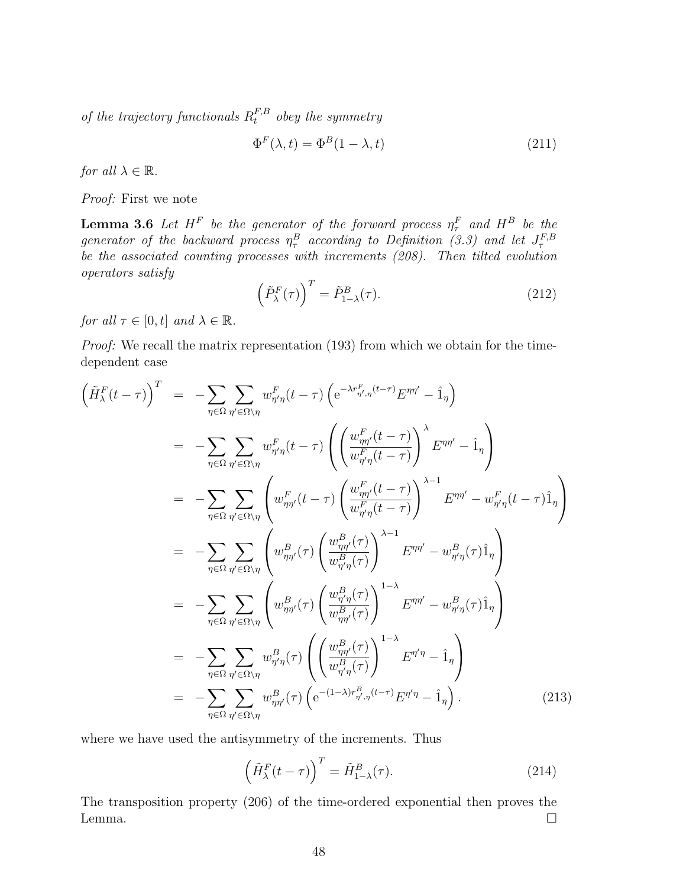*of the trajectory functionals $R_t^{F,B}$ obey the symmetry*

$$\Phi^F(\lambda, t) = \Phi^B(1-\lambda, t) \tag{211}$$

*for all $\lambda \in \mathbb{R}$.*

*Proof:* First we note

**Lemma 3.6** *Let $H^F$ be the generator of the forward process $\eta_\tau^F$ and $H^B$ be the generator of the backward process $\eta_\tau^B$ according to Definition (3.3) and let $J_\tau^{F,B}$ be the associated counting processes with increments (208). Then tilted evolution operators satisfy*

$$\left(\tilde{P}_\lambda^F(\tau)\right)^T = \tilde{P}_{1-\lambda}^B(\tau). \tag{212}$$

*for all $\tau \in [0,t]$ and $\lambda \in \mathbb{R}$.*

*Proof:* We recall the matrix representation (193) from which we obtain for the time-dependent case

$$\begin{aligned}
\left(\tilde{H}_\lambda^F(t-\tau)\right)^T &= -\sum_{\eta\in\Omega}\sum_{\eta'\in\Omega\setminus\eta} w_{\eta'\eta}^F(t-\tau)\left(\mathrm{e}^{-\lambda r_{\eta',\eta}^F(t-\tau)}E^{\eta\eta'} - \hat{1}_\eta\right) \\
&= -\sum_{\eta\in\Omega}\sum_{\eta'\in\Omega\setminus\eta} w_{\eta'\eta}^F(t-\tau)\left(\left(\frac{w_{\eta\eta'}^F(t-\tau)}{w_{\eta'\eta}^F(t-\tau)}\right)^\lambda E^{\eta\eta'} - \hat{1}_\eta\right) \\
&= -\sum_{\eta\in\Omega}\sum_{\eta'\in\Omega\setminus\eta} \left(w_{\eta\eta'}^F(t-\tau)\left(\frac{w_{\eta\eta'}^F(t-\tau)}{w_{\eta'\eta}^F(t-\tau)}\right)^{\lambda-1} E^{\eta\eta'} - w_{\eta'\eta}^F(t-\tau)\hat{1}_\eta\right) \\
&= -\sum_{\eta\in\Omega}\sum_{\eta'\in\Omega\setminus\eta} \left(w_{\eta\eta'}^B(\tau)\left(\frac{w_{\eta\eta'}^B(\tau)}{w_{\eta'\eta}^B(\tau)}\right)^{\lambda-1} E^{\eta\eta'} - w_{\eta'\eta}^B(\tau)\hat{1}_\eta\right) \\
&= -\sum_{\eta\in\Omega}\sum_{\eta'\in\Omega\setminus\eta} \left(w_{\eta\eta'}^B(\tau)\left(\frac{w_{\eta'\eta}^B(\tau)}{w_{\eta\eta'}^B(\tau)}\right)^{1-\lambda} E^{\eta\eta'} - w_{\eta'\eta}^B(\tau)\hat{1}_\eta\right) \\
&= -\sum_{\eta\in\Omega}\sum_{\eta'\in\Omega\setminus\eta} w_{\eta'\eta}^B(\tau)\left(\left(\frac{w_{\eta\eta'}^B(\tau)}{w_{\eta'\eta}^B(\tau)}\right)^{1-\lambda} E^{\eta'\eta} - \hat{1}_\eta\right) \\
&= -\sum_{\eta\in\Omega}\sum_{\eta'\in\Omega\setminus\eta} w_{\eta\eta'}^B(\tau)\left(\mathrm{e}^{-(1-\lambda)r_{\eta',\eta}^B(t-\tau)}E^{\eta'\eta} - \hat{1}_\eta\right).
\end{aligned} \tag{213}$$

where we have used the antisymmetry of the increments. Thus

$$\left(\tilde{H}_\lambda^F(t-\tau)\right)^T = \tilde{H}_{1-\lambda}^B(\tau). \tag{214}$$

The transposition property (206) of the time-ordered exponential then proves the Lemma. $\square$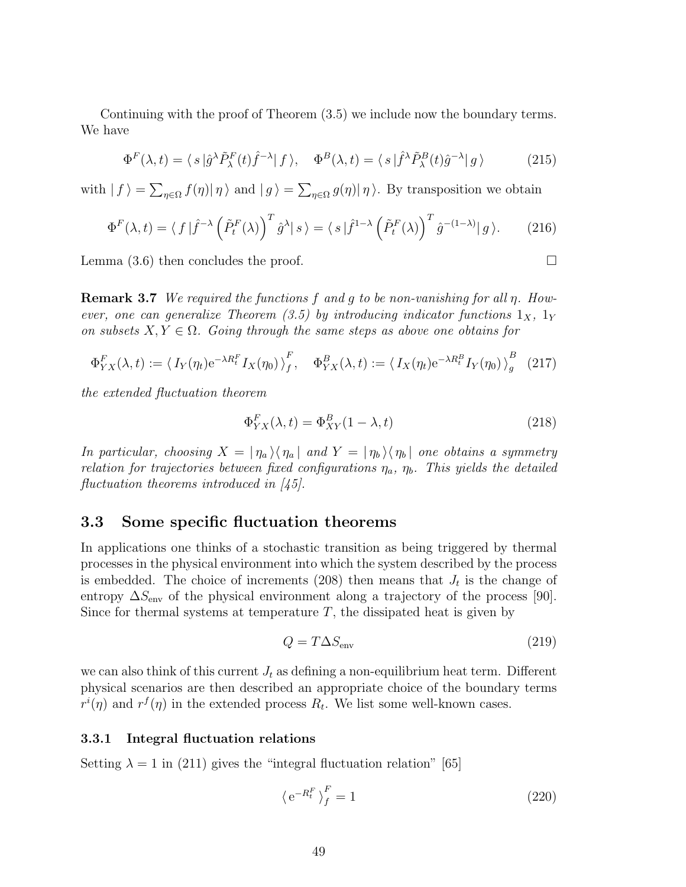Continuing with the proof of Theorem (3.5) we include now the boundary terms. We have

$$\Phi^F(\lambda, t) = \langle\, s\,|\hat{g}^{\lambda}\tilde{P}^F_{\lambda}(t)\hat{f}^{-\lambda}|\, f\,\rangle, \quad \Phi^B(\lambda, t) = \langle\, s\,|\hat{f}^{\lambda}\tilde{P}^B_{\lambda}(t)\hat{g}^{-\lambda}|\, g\,\rangle \tag{215}$$

with $|\, f\,\rangle = \sum_{\eta\in\Omega} f(\eta)|\,\eta\,\rangle$ and $|\, g\,\rangle = \sum_{\eta\in\Omega} g(\eta)|\,\eta\,\rangle$. By transposition we obtain

$$\Phi^F(\lambda, t) = \langle\, f\,|\hat{f}^{-\lambda}\left(\tilde{P}^F_t(\lambda)\right)^T\hat{g}^{\lambda}|\, s\,\rangle = \langle\, s\,|\hat{f}^{1-\lambda}\left(\tilde{P}^F_t(\lambda)\right)^T\hat{g}^{-(1-\lambda)}|\, g\,\rangle. \tag{216}$$

Lemma (3.6) then concludes the proof. □

**Remark 3.7** *We required the functions $f$ and $g$ to be non-vanishing for all $\eta$. However, one can generalize Theorem (3.5) by introducing indicator functions $1_X$, $1_Y$ on subsets $X, Y \in \Omega$. Going through the same steps as above one obtains for*

$$\Phi^F_{YX}(\lambda, t) := \langle\, I_Y(\eta_t)\mathrm{e}^{-\lambda R^F_t} I_X(\eta_0)\,\rangle^F_f, \quad \Phi^B_{YX}(\lambda, t) := \langle\, I_X(\eta_t)\mathrm{e}^{-\lambda R^B_t} I_Y(\eta_0)\,\rangle^B_g \tag{217}$$

*the extended fluctuation theorem*

$$\Phi^F_{YX}(\lambda, t) = \Phi^B_{XY}(1-\lambda, t) \tag{218}$$

*In particular, choosing $X = |\,\eta_a\,\rangle\langle\,\eta_a\,|$ and $Y = |\,\eta_b\,\rangle\langle\,\eta_b\,|$ one obtains a symmetry relation for trajectories between fixed configurations $\eta_a$, $\eta_b$. This yields the detailed fluctuation theorems introduced in [45].*

## 3.3 Some specific fluctuation theorems

In applications one thinks of a stochastic transition as being triggered by thermal processes in the physical environment into which the system described by the process is embedded. The choice of increments (208) then means that $J_t$ is the change of entropy $\Delta S_{\mathrm{env}}$ of the physical environment along a trajectory of the process [90]. Since for thermal systems at temperature $T$, the dissipated heat is given by

$$Q = T\Delta S_{\mathrm{env}} \tag{219}$$

we can also think of this current $J_t$ as defining a non-equilibrium heat term. Different physical scenarios are then described an appropriate choice of the boundary terms $r^i(\eta)$ and $r^f(\eta)$ in the extended process $R_t$. We list some well-known cases.

### 3.3.1 Integral fluctuation relations

Setting $\lambda = 1$ in (211) gives the "integral fluctuation relation" [65]

$$\langle\, \mathrm{e}^{-R^F_t}\,\rangle^F_f = 1 \tag{220}$$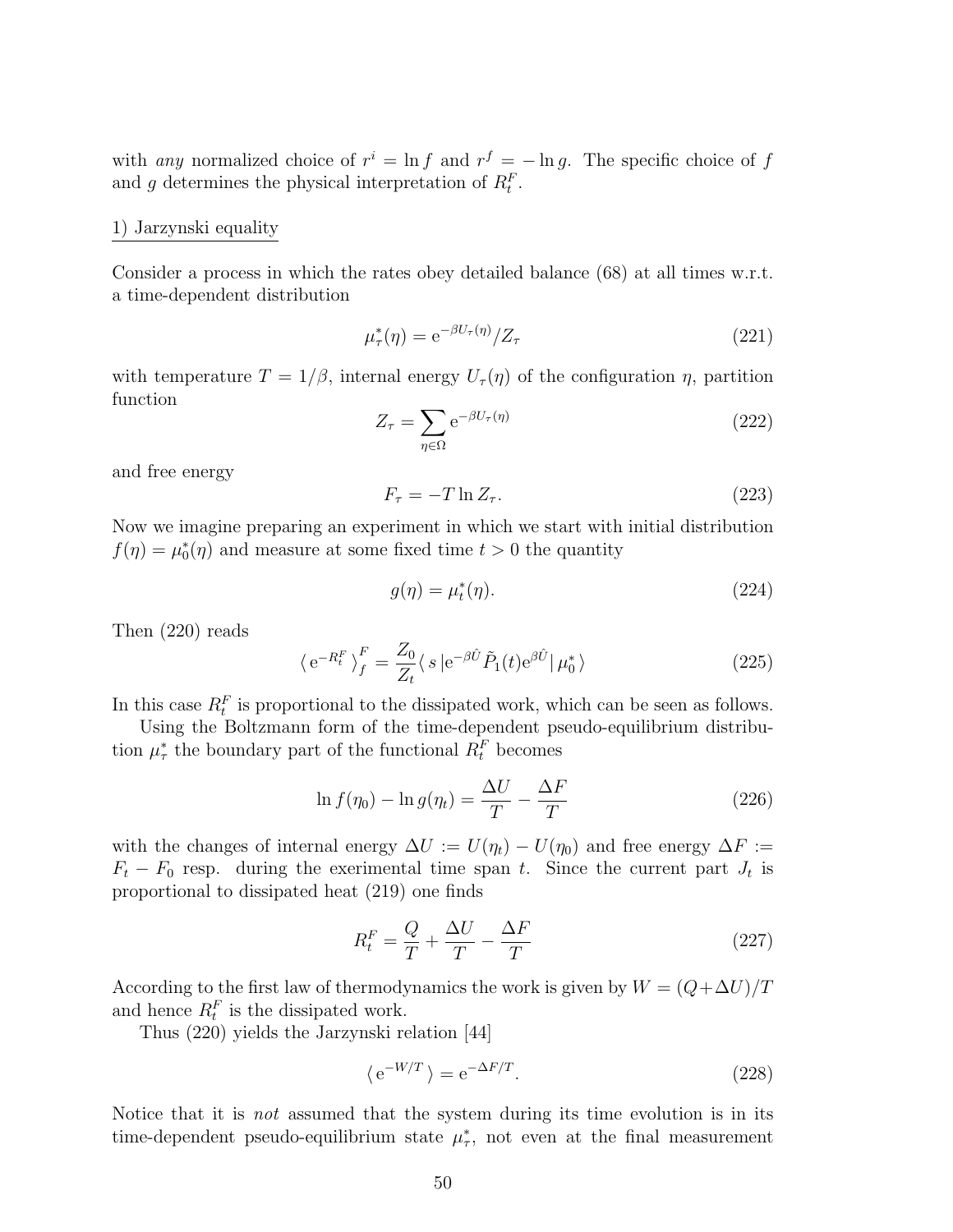with *any* normalized choice of $r^i = \ln f$ and $r^f = -\ln g$. The specific choice of $f$ and $g$ determines the physical interpretation of $R_t^F$.

1) Jarzynski equality

Consider a process in which the rates obey detailed balance (68) at all times w.r.t. a time-dependent distribution

$$\mu_\tau^*(\eta) = \mathrm{e}^{-\beta U_\tau(\eta)}/Z_\tau \tag{221}$$

with temperature $T = 1/\beta$, internal energy $U_\tau(\eta)$ of the configuration $\eta$, partition function

$$Z_\tau = \sum_{\eta \in \Omega} \mathrm{e}^{-\beta U_\tau(\eta)} \tag{222}$$

and free energy

$$F_\tau = -T \ln Z_\tau. \tag{223}$$

Now we imagine preparing an experiment in which we start with initial distribution $f(\eta) = \mu_0^*(\eta)$ and measure at some fixed time $t > 0$ the quantity

$$g(\eta) = \mu_t^*(\eta). \tag{224}$$

Then (220) reads

$$\langle\, \mathrm{e}^{-R_t^F} \,\rangle_f^F = \frac{Z_0}{Z_t} \langle\, s\,|\mathrm{e}^{-\beta \hat{U}} \tilde{P}_1(t) \mathrm{e}^{\beta \hat{U}} |\, \mu_0^* \,\rangle \tag{225}$$

In this case $R_t^F$ is proportional to the dissipated work, which can be seen as follows.

Using the Boltzmann form of the time-dependent pseudo-equilibrium distribution $\mu_\tau^*$ the boundary part of the functional $R_t^F$ becomes

$$\ln f(\eta_0) - \ln g(\eta_t) = \frac{\Delta U}{T} - \frac{\Delta F}{T} \tag{226}$$

with the changes of internal energy $\Delta U := U(\eta_t) - U(\eta_0)$ and free energy $\Delta F := F_t - F_0$ resp. during the exerimental time span $t$. Since the current part $J_t$ is proportional to dissipated heat (219) one finds

$$R_t^F = \frac{Q}{T} + \frac{\Delta U}{T} - \frac{\Delta F}{T} \tag{227}$$

According to the first law of thermodynamics the work is given by $W = (Q + \Delta U)/T$ and hence $R_t^F$ is the dissipated work.

Thus (220) yields the Jarzynski relation [44]

$$\langle\, \mathrm{e}^{-W/T} \,\rangle = \mathrm{e}^{-\Delta F/T}. \tag{228}$$

Notice that it is *not* assumed that the system during its time evolution is in its time-dependent pseudo-equilibrium state $\mu_\tau^*$, not even at the final measurement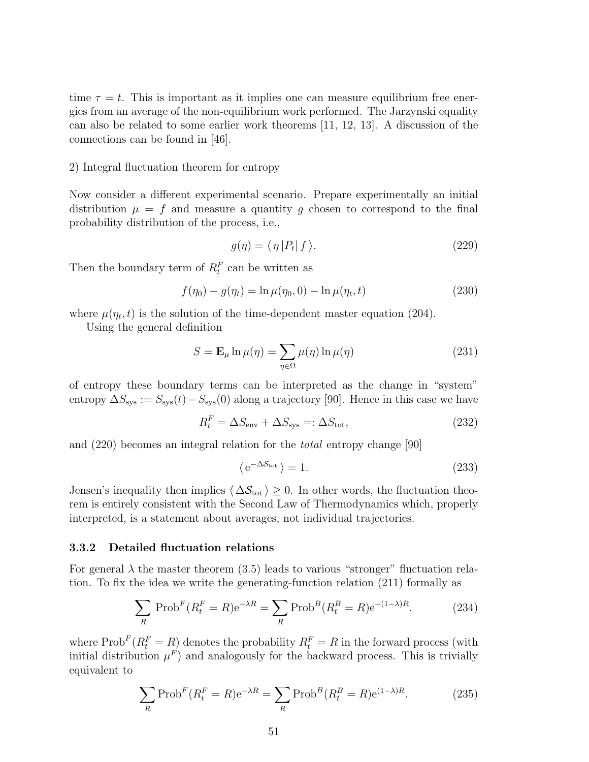time $\tau = t$. This is important as it implies one can measure equilibrium free energies from an average of the non-equilibrium work performed. The Jarzynski equality can also be related to some earlier work theorems [11, 12, 13]. A discussion of the connections can be found in [46].

2) Integral fluctuation theorem for entropy

Now consider a different experimental scenario. Prepare experimentally an initial distribution $\mu = f$ and measure a quantity $g$ chosen to correspond to the final probability distribution of the process, i.e.,

$$g(\eta) = \langle \eta \, | P_t | \, f \rangle. \tag{229}$$

Then the boundary term of $R_t^F$ can be written as

$$f(\eta_0) - g(\eta_t) = \ln \mu(\eta_0, 0) - \ln \mu(\eta_t, t) \tag{230}$$

where $\mu(\eta_t, t)$ is the solution of the time-dependent master equation (204).

Using the general definition

$$S = \mathbf{E}_\mu \ln \mu(\eta) = \sum_{\eta \in \Omega} \mu(\eta) \ln \mu(\eta) \tag{231}$$

of entropy these boundary terms can be interpreted as the change in "system" entropy $\Delta S_{\text{sys}} := S_{\text{sys}}(t) - S_{\text{sys}}(0)$ along a trajectory [90]. Hence in this case we have

$$R_t^F = \Delta S_{\text{env}} + \Delta S_{\text{sys}} =: \Delta S_{\text{tot}}, \tag{232}$$

and (220) becomes an integral relation for the *total* entropy change [90]

$$\langle \, \mathrm{e}^{-\Delta \mathcal{S}_{\text{tot}}} \, \rangle = 1. \tag{233}$$

Jensen's inequality then implies $\langle \, \Delta \mathcal{S}_{\text{tot}} \, \rangle \geq 0$. In other words, the fluctuation theorem is entirely consistent with the Second Law of Thermodynamics which, properly interpreted, is a statement about averages, not individual trajectories.

### 3.3.2 Detailed fluctuation relations

For general $\lambda$ the master theorem (3.5) leads to various "stronger" fluctuation relation. To fix the idea we write the generating-function relation (211) formally as

$$\sum_R \text{Prob}^F(R_t^F = R) \mathrm{e}^{-\lambda R} = \sum_R \text{Prob}^B(R_t^B = R) \mathrm{e}^{-(1-\lambda)R}. \tag{234}$$

where $\text{Prob}^F(R_t^F = R)$ denotes the probability $R_t^F = R$ in the forward process (with initial distribution $\mu^F$) and analogously for the backward process. This is trivially equivalent to

$$\sum_R \text{Prob}^F(R_t^F = R) \mathrm{e}^{-\lambda R} = \sum_R \text{Prob}^B(R_t^B = R) \mathrm{e}^{(1-\lambda)R}. \tag{235}$$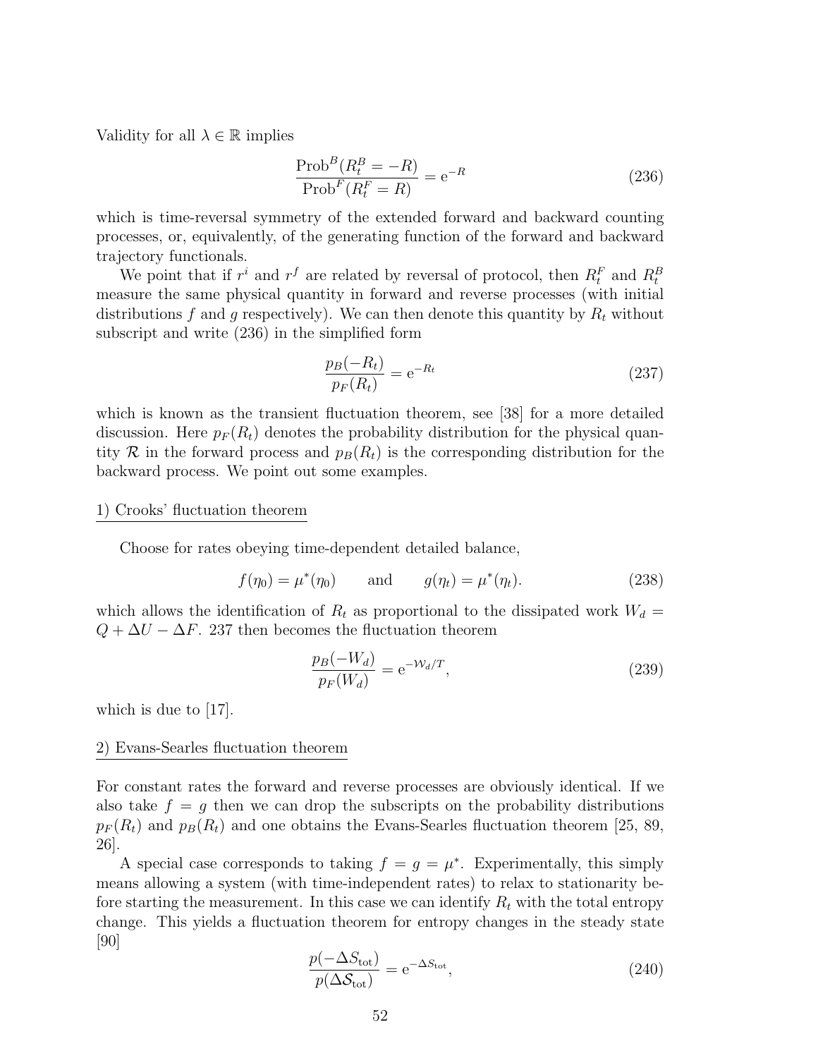Validity for all $\lambda \in \mathbb{R}$ implies

$$\frac{\text{Prob}^B(R_t^B = -R)}{\text{Prob}^F(R_t^F = R)} = \mathrm{e}^{-R} \tag{236}$$

which is time-reversal symmetry of the extended forward and backward counting processes, or, equivalently, of the generating function of the forward and backward trajectory functionals.

We point that if $r^i$ and $r^f$ are related by reversal of protocol, then $R_t^F$ and $R_t^B$ measure the same physical quantity in forward and reverse processes (with initial distributions $f$ and $g$ respectively). We can then denote this quantity by $R_t$ without subscript and write (236) in the simplified form

$$\frac{p_B(-R_t)}{p_F(R_t)} = \mathrm{e}^{-R_t} \tag{237}$$

which is known as the transient fluctuation theorem, see [38] for a more detailed discussion. Here $p_F(R_t)$ denotes the probability distribution for the physical quantity $\mathcal{R}$ in the forward process and $p_B(R_t)$ is the corresponding distribution for the backward process. We point out some examples.

1) Crooks' fluctuation theorem

Choose for rates obeying time-dependent detailed balance,

$$f(\eta_0) = \mu^*(\eta_0) \qquad \text{and} \qquad g(\eta_t) = \mu^*(\eta_t). \tag{238}$$

which allows the identification of $R_t$ as proportional to the dissipated work $W_d = Q + \Delta U - \Delta F$. 237 then becomes the fluctuation theorem

$$\frac{p_B(-W_d)}{p_F(W_d)} = \mathrm{e}^{-\mathcal{W}_d/T}, \tag{239}$$

which is due to [17].

2) Evans-Searles fluctuation theorem

For constant rates the forward and reverse processes are obviously identical. If we also take $f = g$ then we can drop the subscripts on the probability distributions $p_F(R_t)$ and $p_B(R_t)$ and one obtains the Evans-Searles fluctuation theorem [25, 89, 26].

A special case corresponds to taking $f = g = \mu^*$. Experimentally, this simply means allowing a system (with time-independent rates) to relax to stationarity before starting the measurement. In this case we can identify $R_t$ with the total entropy change. This yields a fluctuation theorem for entropy changes in the steady state [90]

$$\frac{p(-\Delta S_{\text{tot}})}{p(\Delta \mathcal{S}_{\text{tot}})} = \mathrm{e}^{-\Delta S_{\text{tot}}}, \tag{240}$$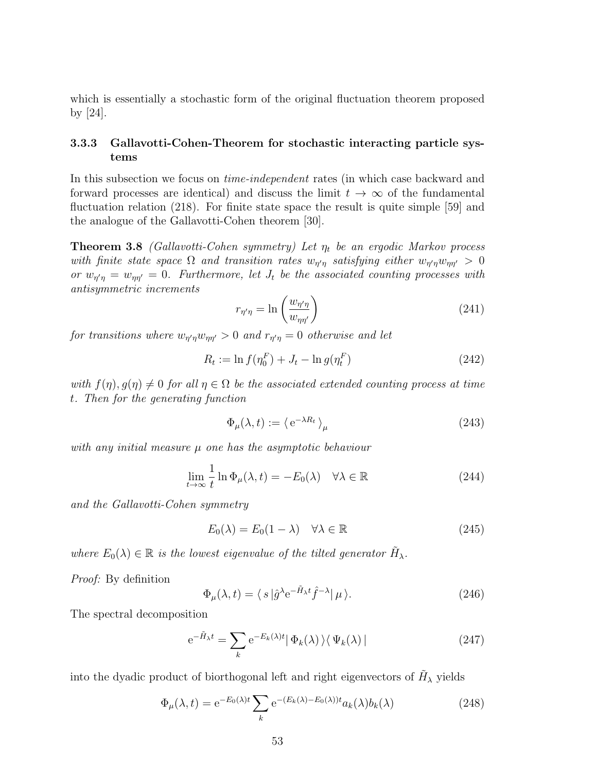which is essentially a stochastic form of the original fluctuation theorem proposed by [24].

### 3.3.3 Gallavotti-Cohen-Theorem for stochastic interacting particle systems

In this subsection we focus on *time-independent* rates (in which case backward and forward processes are identical) and discuss the limit $t \to \infty$ of the fundamental fluctuation relation (218). For finite state space the result is quite simple [59] and the analogue of the Gallavotti-Cohen theorem [30].

**Theorem 3.8** *(Gallavotti-Cohen symmetry) Let $\eta_t$ be an ergodic Markov process with finite state space $\Omega$ and transition rates $w_{\eta'\eta}$ satisfying either $w_{\eta'\eta} w_{\eta\eta'} > 0$ or $w_{\eta'\eta} = w_{\eta\eta'} = 0$. Furthermore, let $J_t$ be the associated counting processes with antisymmetric increments*

$$r_{\eta'\eta} = \ln \left( \frac{w_{\eta'\eta}}{w_{\eta\eta'}} \right) \tag{241}$$

*for transitions where $w_{\eta'\eta} w_{\eta\eta'} > 0$ and $r_{\eta'\eta} = 0$ otherwise and let*

$$R_t := \ln f(\eta_0^F) + J_t - \ln g(\eta_t^F) \tag{242}$$

*with $f(\eta), g(\eta) \neq 0$ for all $\eta \in \Omega$ be the associated extended counting process at time $t$. Then for the generating function*

$$\Phi_\mu(\lambda, t) := \langle \, \mathrm{e}^{-\lambda R_t} \, \rangle_\mu \tag{243}$$

*with any initial measure $\mu$ one has the asymptotic behaviour*

$$\lim_{t \to \infty} \frac{1}{t} \ln \Phi_\mu(\lambda, t) = -E_0(\lambda) \quad \forall \lambda \in \mathbb{R} \tag{244}$$

*and the Gallavotti-Cohen symmetry*

$$E_0(\lambda) = E_0(1 - \lambda) \quad \forall \lambda \in \mathbb{R} \tag{245}$$

*where $E_0(\lambda) \in \mathbb{R}$ is the lowest eigenvalue of the tilted generator $\tilde{H}_\lambda$.*

*Proof:* By definition

$$\Phi_\mu(\lambda, t) = \langle \, s \, | \hat{g}^\lambda \mathrm{e}^{-\tilde{H}_\lambda t} \hat{f}^{-\lambda} | \, \mu \, \rangle. \tag{246}$$

The spectral decomposition

$$\mathrm{e}^{-\tilde{H}_\lambda t} = \sum_k \mathrm{e}^{-E_k(\lambda)t} | \, \Phi_k(\lambda) \, \rangle \langle \, \Psi_k(\lambda) \, | \tag{247}$$

into the dyadic product of biorthogonal left and right eigenvectors of $\tilde{H}_\lambda$ yields

$$\Phi_\mu(\lambda, t) = \mathrm{e}^{-E_0(\lambda)t} \sum_k \mathrm{e}^{-(E_k(\lambda) - E_0(\lambda))t} a_k(\lambda) b_k(\lambda) \tag{248}$$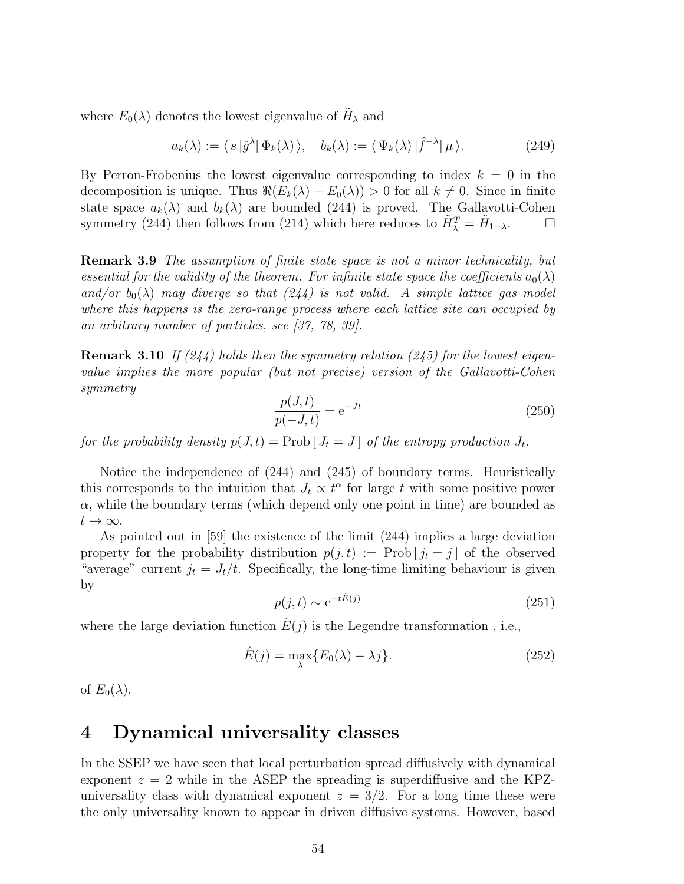where $E_0(\lambda)$ denotes the lowest eigenvalue of $\tilde{H}_\lambda$ and

$$a_k(\lambda) := \langle\, s\, |\hat{g}^\lambda|\, \Phi_k(\lambda)\,\rangle, \quad b_k(\lambda) := \langle\, \Psi_k(\lambda)\, |\hat{f}^{-\lambda}|\, \mu\,\rangle. \tag{249}$$

By Perron-Frobenius the lowest eigenvalue corresponding to index $k = 0$ in the decomposition is unique. Thus $\Re(E_k(\lambda) - E_0(\lambda)) > 0$ for all $k \neq 0$. Since in finite state space $a_k(\lambda)$ and $b_k(\lambda)$ are bounded (244) is proved. The Gallavotti-Cohen symmetry (244) then follows from (214) which here reduces to $\tilde{H}_\lambda^T = \tilde{H}_{1-\lambda}$. $\square$

**Remark 3.9** *The assumption of finite state space is not a minor technicality, but essential for the validity of the theorem. For infinite state space the coefficients $a_0(\lambda)$ and/or $b_0(\lambda)$ may diverge so that (244) is not valid. A simple lattice gas model where this happens is the zero-range process where each lattice site can occupied by an arbitrary number of particles, see [37, 78, 39].*

**Remark 3.10** *If (244) holds then the symmetry relation (245) for the lowest eigenvalue implies the more popular (but not precise) version of the Gallavotti-Cohen symmetry*

$$\frac{p(J,t)}{p(-J,t)} = \mathrm{e}^{-Jt} \tag{250}$$

*for the probability density $p(J,t) = \mathrm{Prob}\,[\, J_t = J\,]$ of the entropy production $J_t$.*

Notice the independence of (244) and (245) of boundary terms. Heuristically this corresponds to the intuition that $J_t \propto t^\alpha$ for large $t$ with some positive power $\alpha$, while the boundary terms (which depend only one point in time) are bounded as $t \to \infty$.

As pointed out in [59] the existence of the limit (244) implies a large deviation property for the probability distribution $p(j,t) := \mathrm{Prob}\,[\, j_t = j\,]$ of the observed "average" current $j_t = J_t/t$. Specifically, the long-time limiting behaviour is given by

$$p(j,t) \sim \mathrm{e}^{-t\hat{E}(j)} \tag{251}$$

where the large deviation function $\hat{E}(j)$ is the Legendre transformation , i.e.,

$$\hat{E}(j) = \max_\lambda\{E_0(\lambda) - \lambda j\}. \tag{252}$$

of $E_0(\lambda)$.

# 4 Dynamical universality classes

In the SSEP we have seen that local perturbation spread diffusively with dynamical exponent $z = 2$ while in the ASEP the spreading is superdiffusive and the KPZ-universality class with dynamical exponent $z = 3/2$. For a long time these were the only universality known to appear in driven diffusive systems. However, based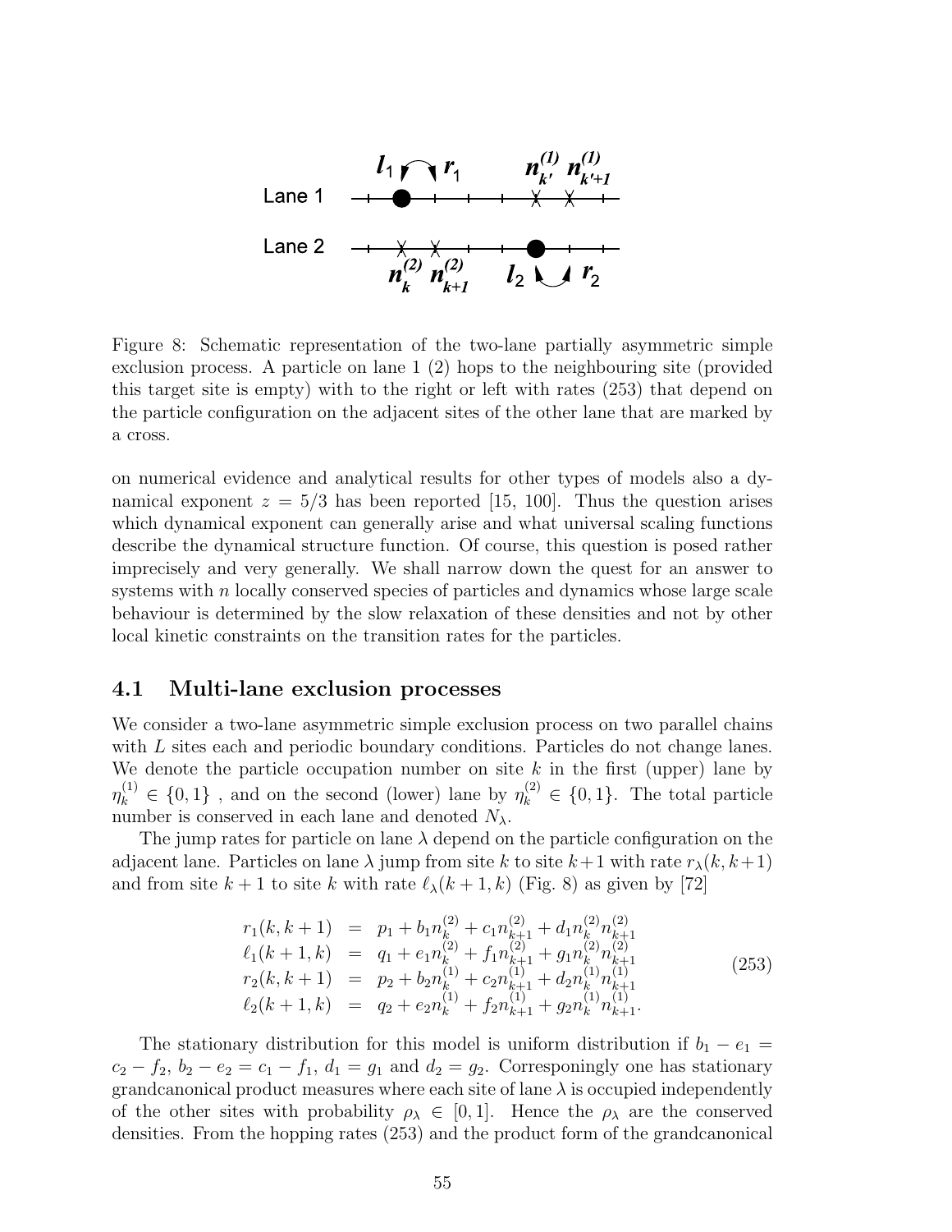Figure 8: Schematic representation of the two-lane partially asymmetric simple exclusion process. A particle on lane 1 (2) hops to the neighbouring site (provided this target site is empty) with to the right or left with rates (253) that depend on the particle configuration on the adjacent sites of the other lane that are marked by a cross.

on numerical evidence and analytical results for other types of models also a dynamical exponent $z = 5/3$ has been reported [15, 100]. Thus the question arises which dynamical exponent can generally arise and what universal scaling functions describe the dynamical structure function. Of course, this question is posed rather imprecisely and very generally. We shall narrow down the quest for an answer to systems with $n$ locally conserved species of particles and dynamics whose large scale behaviour is determined by the slow relaxation of these densities and not by other local kinetic constraints on the transition rates for the particles.

## 4.1 Multi-lane exclusion processes

We consider a two-lane asymmetric simple exclusion process on two parallel chains with $L$ sites each and periodic boundary conditions. Particles do not change lanes. We denote the particle occupation number on site $k$ in the first (upper) lane by $\eta_k^{(1)} \in \{0,1\}$ , and on the second (lower) lane by $\eta_k^{(2)} \in \{0,1\}$. The total particle number is conserved in each lane and denoted $N_\lambda$.

The jump rates for particle on lane $\lambda$ depend on the particle configuration on the adjacent lane. Particles on lane $\lambda$ jump from site $k$ to site $k+1$ with rate $r_\lambda(k,k+1)$ and from site $k+1$ to site $k$ with rate $\ell_\lambda(k+1,k)$ (Fig. 8) as given by [72]

$$
\begin{array}{rcl}
r_1(k,k+1) & = & p_1 + b_1 n_k^{(2)} + c_1 n_{k+1}^{(2)} + d_1 n_k^{(2)} n_{k+1}^{(2)} \\
\ell_1(k+1,k) & = & q_1 + e_1 n_k^{(2)} + f_1 n_{k+1}^{(2)} + g_1 n_k^{(2)} n_{k+1}^{(2)} \\
r_2(k,k+1) & = & p_2 + b_2 n_k^{(1)} + c_2 n_{k+1}^{(1)} + d_2 n_k^{(1)} n_{k+1}^{(1)} \\
\ell_2(k+1,k) & = & q_2 + e_2 n_k^{(1)} + f_2 n_{k+1}^{(1)} + g_2 n_k^{(1)} n_{k+1}^{(1)}.
\end{array}
\tag{253}
$$

The stationary distribution for this model is uniform distribution if $b_1 - e_1 = c_2 - f_2$, $b_2 - e_2 = c_1 - f_1$, $d_1 = g_1$ and $d_2 = g_2$. Corresponingly one has stationary grandcanonical product measures where each site of lane $\lambda$ is occupied independently of the other sites with probability $\rho_\lambda \in [0,1]$. Hence the $\rho_\lambda$ are the conserved densities. From the hopping rates (253) and the product form of the grandcanonical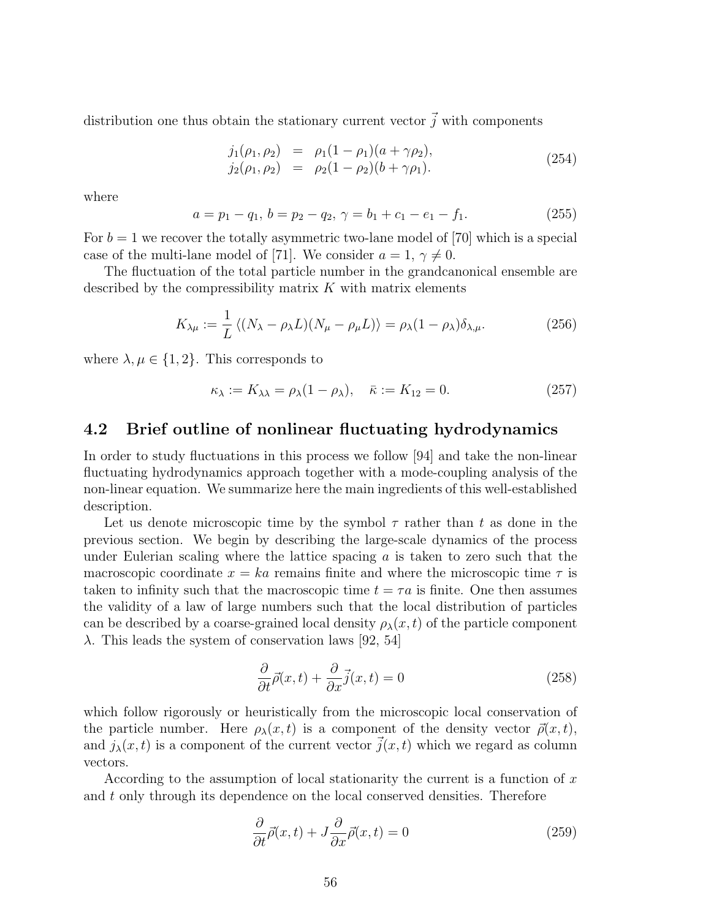distribution one thus obtain the stationary current vector $\vec{j}$ with components

$$
\begin{aligned}
j_1(\rho_1, \rho_2) &= \rho_1(1-\rho_1)(a+\gamma\rho_2), \\
j_2(\rho_1, \rho_2) &= \rho_2(1-\rho_2)(b+\gamma\rho_1).
\end{aligned}
\tag{254}
$$

where

$$
a = p_1 - q_1,\; b = p_2 - q_2,\; \gamma = b_1 + c_1 - e_1 - f_1. \tag{255}
$$

For $b = 1$ we recover the totally asymmetric two-lane model of [70] which is a special case of the multi-lane model of [71]. We consider $a = 1$, $\gamma \neq 0$.

The fluctuation of the total particle number in the grandcanonical ensemble are described by the compressibility matrix $K$ with matrix elements

$$
K_{\lambda\mu} := \frac{1}{L} \langle (N_\lambda - \rho_\lambda L)(N_\mu - \rho_\mu L) \rangle = \rho_\lambda(1-\rho_\lambda)\delta_{\lambda,\mu}. \tag{256}
$$

where $\lambda, \mu \in \{1, 2\}$. This corresponds to

$$
\kappa_\lambda := K_{\lambda\lambda} = \rho_\lambda(1-\rho_\lambda), \quad \bar{\kappa} := K_{12} = 0. \tag{257}
$$

## 4.2 Brief outline of nonlinear fluctuating hydrodynamics

In order to study fluctuations in this process we follow [94] and take the non-linear fluctuating hydrodynamics approach together with a mode-coupling analysis of the non-linear equation. We summarize here the main ingredients of this well-established description.

Let us denote microscopic time by the symbol $\tau$ rather than $t$ as done in the previous section. We begin by describing the large-scale dynamics of the process under Eulerian scaling where the lattice spacing $a$ is taken to zero such that the macroscopic coordinate $x = ka$ remains finite and where the microscopic time $\tau$ is taken to infinity such that the macroscopic time $t = \tau a$ is finite. One then assumes the validity of a law of large numbers such that the local distribution of particles can be described by a coarse-grained local density $\rho_\lambda(x,t)$ of the particle component $\lambda$. This leads the system of conservation laws [92, 54]

$$
\frac{\partial}{\partial t}\vec{\rho}(x,t) + \frac{\partial}{\partial x}\vec{j}(x,t) = 0 \tag{258}
$$

which follow rigorously or heuristically from the microscopic local conservation of the particle number. Here $\rho_\lambda(x,t)$ is a component of the density vector $\vec{\rho}(x,t)$, and $j_\lambda(x,t)$ is a component of the current vector $\vec{j}(x,t)$ which we regard as column vectors.

According to the assumption of local stationarity the current is a function of $x$ and $t$ only through its dependence on the local conserved densities. Therefore

$$
\frac{\partial}{\partial t}\vec{\rho}(x,t) + J\frac{\partial}{\partial x}\vec{\rho}(x,t) = 0 \tag{259}
$$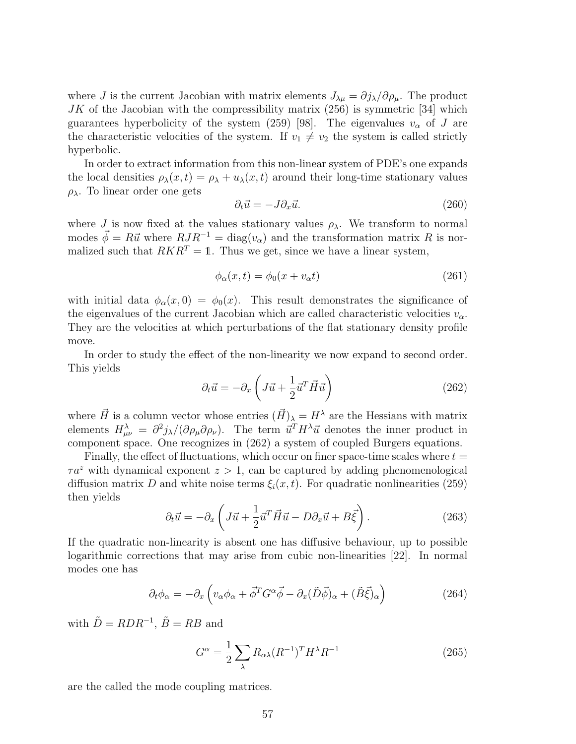where $J$ is the current Jacobian with matrix elements $J_{\lambda\mu} = \partial j_\lambda / \partial \rho_\mu$. The product $JK$ of the Jacobian with the compressibility matrix (256) is symmetric [34] which guarantees hyperbolicity of the system (259) [98]. The eigenvalues $v_\alpha$ of $J$ are the characteristic velocities of the system. If $v_1 \neq v_2$ the system is called strictly hyperbolic.

In order to extract information from this non-linear system of PDE's one expands the local densities $\rho_\lambda(x,t) = \rho_\lambda + u_\lambda(x,t)$ around their long-time stationary values $\rho_\lambda$. To linear order one gets

$$\partial_t \vec{u} = -J \partial_x \vec{u}. \tag{260}$$

where $J$ is now fixed at the values stationary values $\rho_\lambda$. We transform to normal modes $\vec{\phi} = R\vec{u}$ where $RJR^{-1} = \mathrm{diag}(v_\alpha)$ and the transformation matrix $R$ is normalized such that $RKR^T = \mathbb{1}$. Thus we get, since we have a linear system,

$$\phi_\alpha(x,t) = \phi_0(x + v_\alpha t) \tag{261}$$

with initial data $\phi_\alpha(x,0) = \phi_0(x)$. This result demonstrates the significance of the eigenvalues of the current Jacobian which are called characteristic velocities $v_\alpha$. They are the velocities at which perturbations of the flat stationary density profile move.

In order to study the effect of the non-linearity we now expand to second order. This yields

$$\partial_t \vec{u} = -\partial_x \left( J\vec{u} + \frac{1}{2} \vec{u}^T \vec{H} \vec{u} \right) \tag{262}$$

where $\vec{H}$ is a column vector whose entries $(\vec{H})_\lambda = H^\lambda$ are the Hessians with matrix elements $H^\lambda_{\mu\nu} = \partial^2 j_\lambda / (\partial \rho_\mu \partial \rho_\nu)$. The term $\vec{u}^T H^\lambda \vec{u}$ denotes the inner product in component space. One recognizes in (262) a system of coupled Burgers equations.

Finally, the effect of fluctuations, which occur on finer space-time scales where $t = \tau a^z$ with dynamical exponent $z > 1$, can be captured by adding phenomenological diffusion matrix $D$ and white noise terms $\xi_i(x,t)$. For quadratic nonlinearities (259) then yields

$$\partial_t \vec{u} = -\partial_x \left( J\vec{u} + \frac{1}{2} \vec{u}^T \vec{H} \vec{u} - D \partial_x \vec{u} + B\vec{\xi} \right). \tag{263}$$

If the quadratic non-linearity is absent one has diffusive behaviour, up to possible logarithmic corrections that may arise from cubic non-linearities [22]. In normal modes one has

$$\partial_t \phi_\alpha = -\partial_x \left( v_\alpha \phi_\alpha + \vec{\phi}^T G^\alpha \vec{\phi} - \partial_x (\tilde{D}\vec{\phi})_\alpha + (\tilde{B}\vec{\xi})_\alpha \right) \tag{264}$$

with $\tilde{D} = RDR^{-1}$, $\tilde{B} = RB$ and

$$G^\alpha = \frac{1}{2} \sum_\lambda R_{\alpha\lambda} (R^{-1})^T H^\lambda R^{-1} \tag{265}$$

are the called the mode coupling matrices.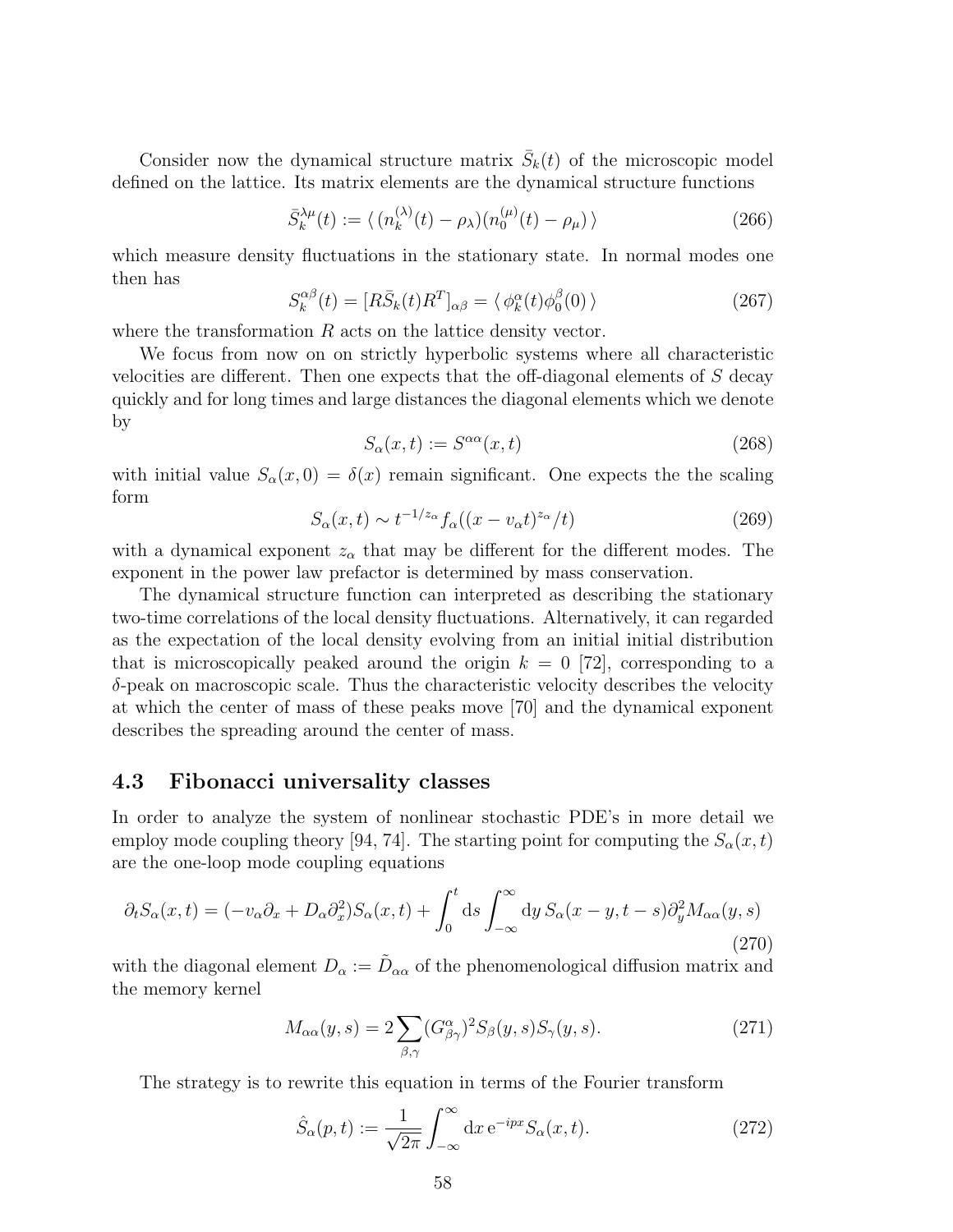Consider now the dynamical structure matrix $\bar{S}_k(t)$ of the microscopic model defined on the lattice. Its matrix elements are the dynamical structure functions

$$\bar{S}_k^{\lambda\mu}(t) := \langle\, (n_k^{(\lambda)}(t) - \rho_\lambda)(n_0^{(\mu)}(t) - \rho_\mu)\,\rangle \tag{266}$$

which measure density fluctuations in the stationary state. In normal modes one then has

$$S_k^{\alpha\beta}(t) = [R\bar{S}_k(t)R^T]_{\alpha\beta} = \langle\, \phi_k^\alpha(t)\phi_0^\beta(0)\,\rangle \tag{267}$$

where the transformation $R$ acts on the lattice density vector.

We focus from now on on strictly hyperbolic systems where all characteristic velocities are different. Then one expects that the off-diagonal elements of $S$ decay quickly and for long times and large distances the diagonal elements which we denote by

$$S_\alpha(x,t) := S^{\alpha\alpha}(x,t) \tag{268}$$

with initial value $S_\alpha(x,0) = \delta(x)$ remain significant. One expects the the scaling form

$$S_\alpha(x,t) \sim t^{-1/z_\alpha} f_\alpha((x - v_\alpha t)^{z_\alpha}/t) \tag{269}$$

with a dynamical exponent $z_\alpha$ that may be different for the different modes. The exponent in the power law prefactor is determined by mass conservation.

The dynamical structure function can interpreted as describing the stationary two-time correlations of the local density fluctuations. Alternatively, it can regarded as the expectation of the local density evolving from an initial initial distribution that is microscopically peaked around the origin $k = 0$ [72], corresponding to a $\delta$-peak on macroscopic scale. Thus the characteristic velocity describes the velocity at which the center of mass of these peaks move [70] and the dynamical exponent describes the spreading around the center of mass.

## 4.3 Fibonacci universality classes

In order to analyze the system of nonlinear stochastic PDE's in more detail we employ mode coupling theory [94, 74]. The starting point for computing the $S_\alpha(x,t)$ are the one-loop mode coupling equations

$$\partial_t S_\alpha(x,t) = (-v_\alpha \partial_x + D_\alpha \partial_x^2) S_\alpha(x,t) + \int_0^t \mathrm{d}s \int_{-\infty}^{\infty} \mathrm{d}y\, S_\alpha(x-y, t-s)\partial_y^2 M_{\alpha\alpha}(y,s) \tag{270}$$

with the diagonal element $D_\alpha := \tilde{D}_{\alpha\alpha}$ of the phenomenological diffusion matrix and the memory kernel

$$M_{\alpha\alpha}(y,s) = 2\sum_{\beta,\gamma} (G^\alpha_{\beta\gamma})^2 S_\beta(y,s) S_\gamma(y,s). \tag{271}$$

The strategy is to rewrite this equation in terms of the Fourier transform

$$\hat{S}_\alpha(p,t) := \frac{1}{\sqrt{2\pi}} \int_{-\infty}^{\infty} \mathrm{d}x\, \mathrm{e}^{-ipx} S_\alpha(x,t). \tag{272}$$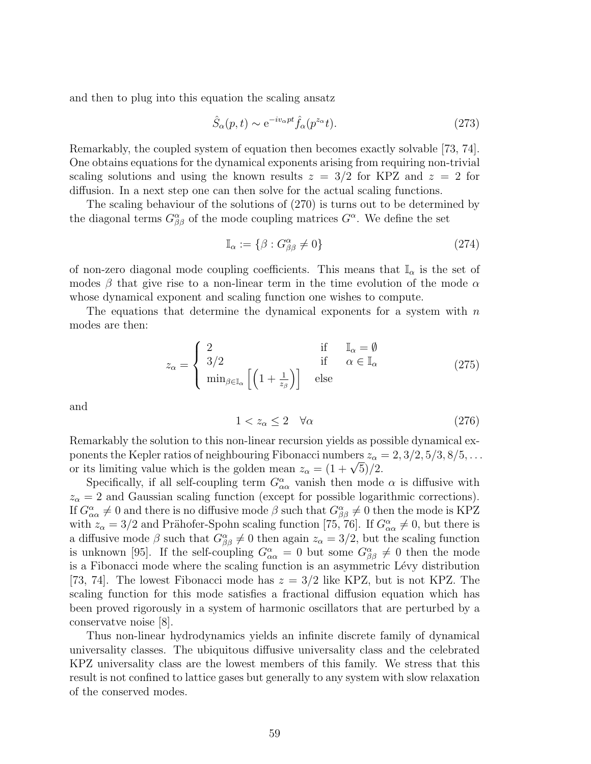and then to plug into this equation the scaling ansatz

$$\hat{S}_\alpha(p,t) \sim \mathrm{e}^{-iv_\alpha pt} \hat{f}_\alpha(p^{z_\alpha} t). \tag{273}$$

Remarkably, the coupled system of equation then becomes exactly solvable [73, 74]. One obtains equations for the dynamical exponents arising from requiring non-trivial scaling solutions and using the known results $z = 3/2$ for KPZ and $z = 2$ for diffusion. In a next step one can then solve for the actual scaling functions.

The scaling behaviour of the solutions of (270) is turns out to be determined by the diagonal terms $G^\alpha_{\beta\beta}$ of the mode coupling matrices $G^\alpha$. We define the set

$$\mathbb{I}_\alpha := \{\beta : G^\alpha_{\beta\beta} \neq 0\} \tag{274}$$

of non-zero diagonal mode coupling coefficients. This means that $\mathbb{I}_\alpha$ is the set of modes $\beta$ that give rise to a non-linear term in the time evolution of the mode $\alpha$ whose dynamical exponent and scaling function one wishes to compute.

The equations that determine the dynamical exponents for a system with $n$ modes are then:

$$z_\alpha = \begin{cases} 2 & \text{if} \quad \mathbb{I}_\alpha = \emptyset \\ 3/2 & \text{if} \quad \alpha \in \mathbb{I}_\alpha \\ \min_{\beta \in \mathbb{I}_\alpha} \left[ \left( 1 + \frac{1}{z_\beta} \right) \right] & \text{else} \end{cases} \tag{275}$$

and

$$1 < z_\alpha \leq 2 \quad \forall \alpha \tag{276}$$

Remarkably the solution to this non-linear recursion yields as possible dynamical exponents the Kepler ratios of neighbouring Fibonacci numbers $z_\alpha = 2, 3/2, 5/3, 8/5, \ldots$ or its limiting value which is the golden mean $z_\alpha = (1+\sqrt{5})/2$.

Specifically, if all self-coupling term $G^\alpha_{\alpha\alpha}$ vanish then mode $\alpha$ is diffusive with $z_\alpha = 2$ and Gaussian scaling function (except for possible logarithmic corrections). If $G^\alpha_{\alpha\alpha} \neq 0$ and there is no diffusive mode $\beta$ such that $G^\alpha_{\beta\beta} \neq 0$ then the mode is KPZ with $z_\alpha = 3/2$ and Prähofer-Spohn scaling function [75, 76]. If $G^\alpha_{\alpha\alpha} \neq 0$, but there is a diffusive mode $\beta$ such that $G^\alpha_{\beta\beta} \neq 0$ then again $z_\alpha = 3/2$, but the scaling function is unknown [95]. If the self-coupling $G^\alpha_{\alpha\alpha} = 0$ but some $G^\alpha_{\beta\beta} \neq 0$ then the mode is a Fibonacci mode where the scaling function is an asymmetric Lévy distribution [73, 74]. The lowest Fibonacci mode has $z = 3/2$ like KPZ, but is not KPZ. The scaling function for this mode satisfies a fractional diffusion equation which has been proved rigorously in a system of harmonic oscillators that are perturbed by a conservatve noise [8].

Thus non-linear hydrodynamics yields an infinite discrete family of dynamical universality classes. The ubiquitous diffusive universality class and the celebrated KPZ universality class are the lowest members of this family. We stress that this result is not confined to lattice gases but generally to any system with slow relaxation of the conserved modes.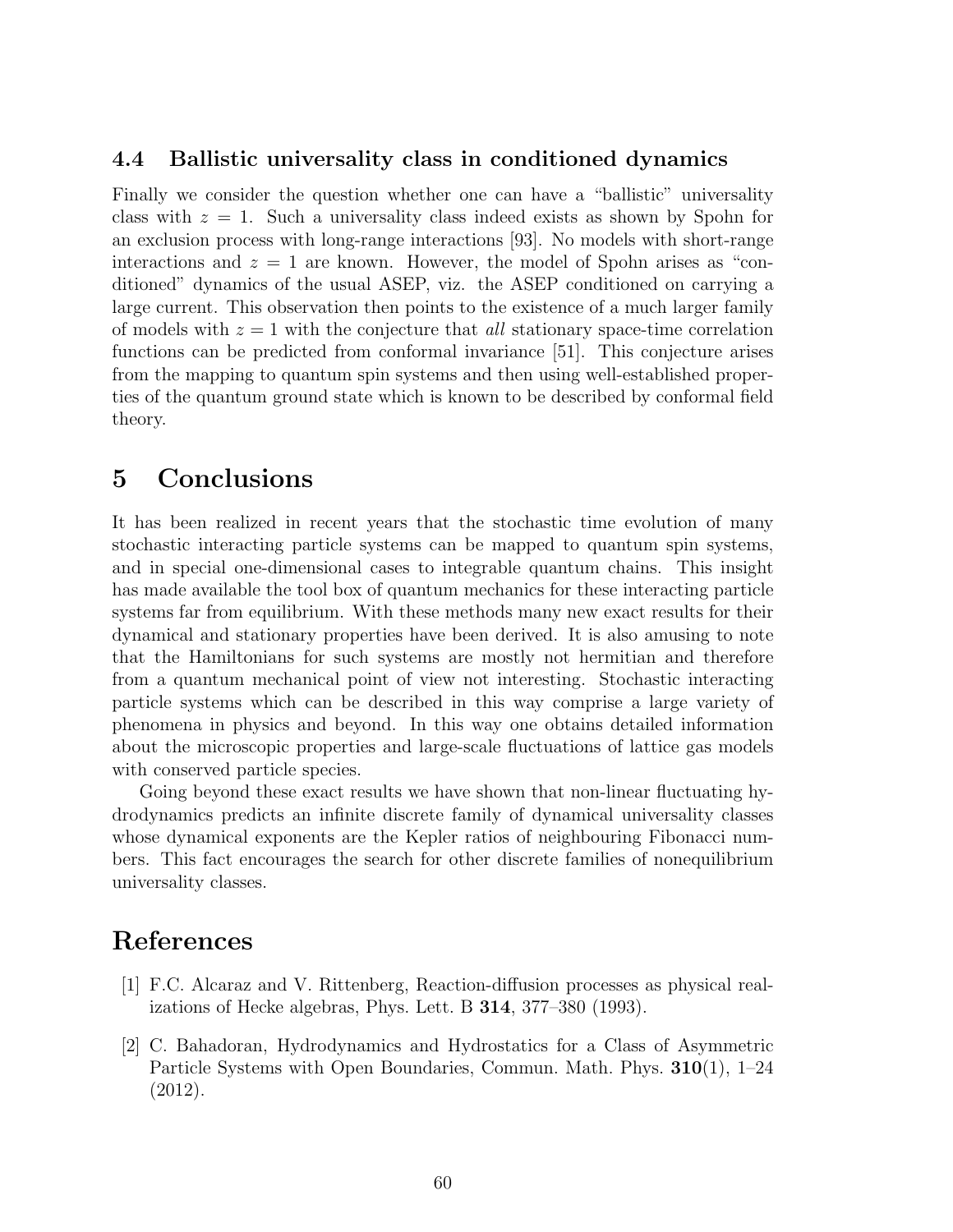### 4.4 Ballistic universality class in conditioned dynamics

Finally we consider the question whether one can have a "ballistic" universality class with $z = 1$. Such a universality class indeed exists as shown by Spohn for an exclusion process with long-range interactions [93]. No models with short-range interactions and $z = 1$ are known. However, the model of Spohn arises as "conditioned" dynamics of the usual ASEP, viz. the ASEP conditioned on carrying a large current. This observation then points to the existence of a much larger family of models with $z = 1$ with the conjecture that *all* stationary space-time correlation functions can be predicted from conformal invariance [51]. This conjecture arises from the mapping to quantum spin systems and then using well-established properties of the quantum ground state which is known to be described by conformal field theory.

# 5 Conclusions

It has been realized in recent years that the stochastic time evolution of many stochastic interacting particle systems can be mapped to quantum spin systems, and in special one-dimensional cases to integrable quantum chains. This insight has made available the tool box of quantum mechanics for these interacting particle systems far from equilibrium. With these methods many new exact results for their dynamical and stationary properties have been derived. It is also amusing to note that the Hamiltonians for such systems are mostly not hermitian and therefore from a quantum mechanical point of view not interesting. Stochastic interacting particle systems which can be described in this way comprise a large variety of phenomena in physics and beyond. In this way one obtains detailed information about the microscopic properties and large-scale fluctuations of lattice gas models with conserved particle species.

Going beyond these exact results we have shown that non-linear fluctuating hydrodynamics predicts an infinite discrete family of dynamical universality classes whose dynamical exponents are the Kepler ratios of neighbouring Fibonacci numbers. This fact encourages the search for other discrete families of nonequilibrium universality classes.

# References

[1] F.C. Alcaraz and V. Rittenberg, Reaction-diffusion processes as physical realizations of Hecke algebras, Phys. Lett. B **314**, 377–380 (1993).

[2] C. Bahadoran, Hydrodynamics and Hydrostatics for a Class of Asymmetric Particle Systems with Open Boundaries, Commun. Math. Phys. **310**(1), 1–24 (2012).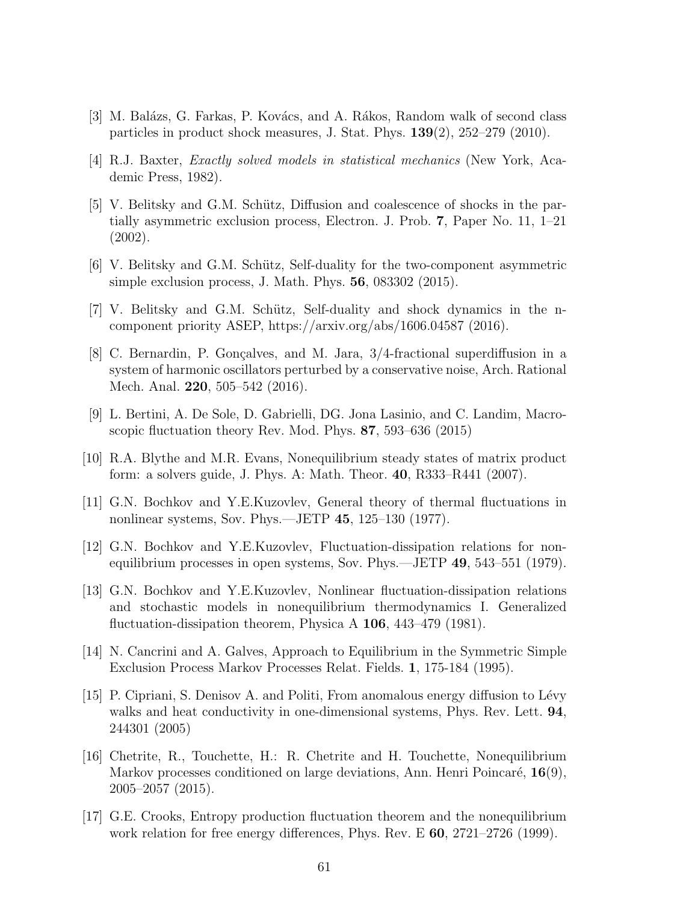[3] M. Balázs, G. Farkas, P. Kovács, and A. Rákos, Random walk of second class particles in product shock measures, J. Stat. Phys. **139**(2), 252–279 (2010).

[4] R.J. Baxter, *Exactly solved models in statistical mechanics* (New York, Academic Press, 1982).

[5] V. Belitsky and G.M. Schütz, Diffusion and coalescence of shocks in the partially asymmetric exclusion process, Electron. J. Prob. **7**, Paper No. 11, 1–21 (2002).

[6] V. Belitsky and G.M. Schütz, Self-duality for the two-component asymmetric simple exclusion process, J. Math. Phys. **56**, 083302 (2015).

[7] V. Belitsky and G.M. Schütz, Self-duality and shock dynamics in the n-component priority ASEP, https://arxiv.org/abs/1606.04587 (2016).

[8] C. Bernardin, P. Gonçalves, and M. Jara, 3/4-fractional superdiffusion in a system of harmonic oscillators perturbed by a conservative noise, Arch. Rational Mech. Anal. **220**, 505–542 (2016).

[9] L. Bertini, A. De Sole, D. Gabrielli, DG. Jona Lasinio, and C. Landim, Macroscopic fluctuation theory Rev. Mod. Phys. **87**, 593–636 (2015)

[10] R.A. Blythe and M.R. Evans, Nonequilibrium steady states of matrix product form: a solvers guide, J. Phys. A: Math. Theor. **40**, R333–R441 (2007).

[11] G.N. Bochkov and Y.E.Kuzovlev, General theory of thermal fluctuations in nonlinear systems, Sov. Phys.—JETP **45**, 125–130 (1977).

[12] G.N. Bochkov and Y.E.Kuzovlev, Fluctuation-dissipation relations for nonequilibrium processes in open systems, Sov. Phys.—JETP **49**, 543–551 (1979).

[13] G.N. Bochkov and Y.E.Kuzovlev, Nonlinear fluctuation-dissipation relations and stochastic models in nonequilibrium thermodynamics I. Generalized fluctuation-dissipation theorem, Physica A **106**, 443–479 (1981).

[14] N. Cancrini and A. Galves, Approach to Equilibrium in the Symmetric Simple Exclusion Process Markov Processes Relat. Fields. **1**, 175-184 (1995).

[15] P. Cipriani, S. Denisov A. and Politi, From anomalous energy diffusion to Lévy walks and heat conductivity in one-dimensional systems, Phys. Rev. Lett. **94**, 244301 (2005)

[16] Chetrite, R., Touchette, H.: R. Chetrite and H. Touchette, Nonequilibrium Markov processes conditioned on large deviations, Ann. Henri Poincaré, **16**(9), 2005–2057 (2015).

[17] G.E. Crooks, Entropy production fluctuation theorem and the nonequilibrium work relation for free energy differences, Phys. Rev. E **60**, 2721–2726 (1999).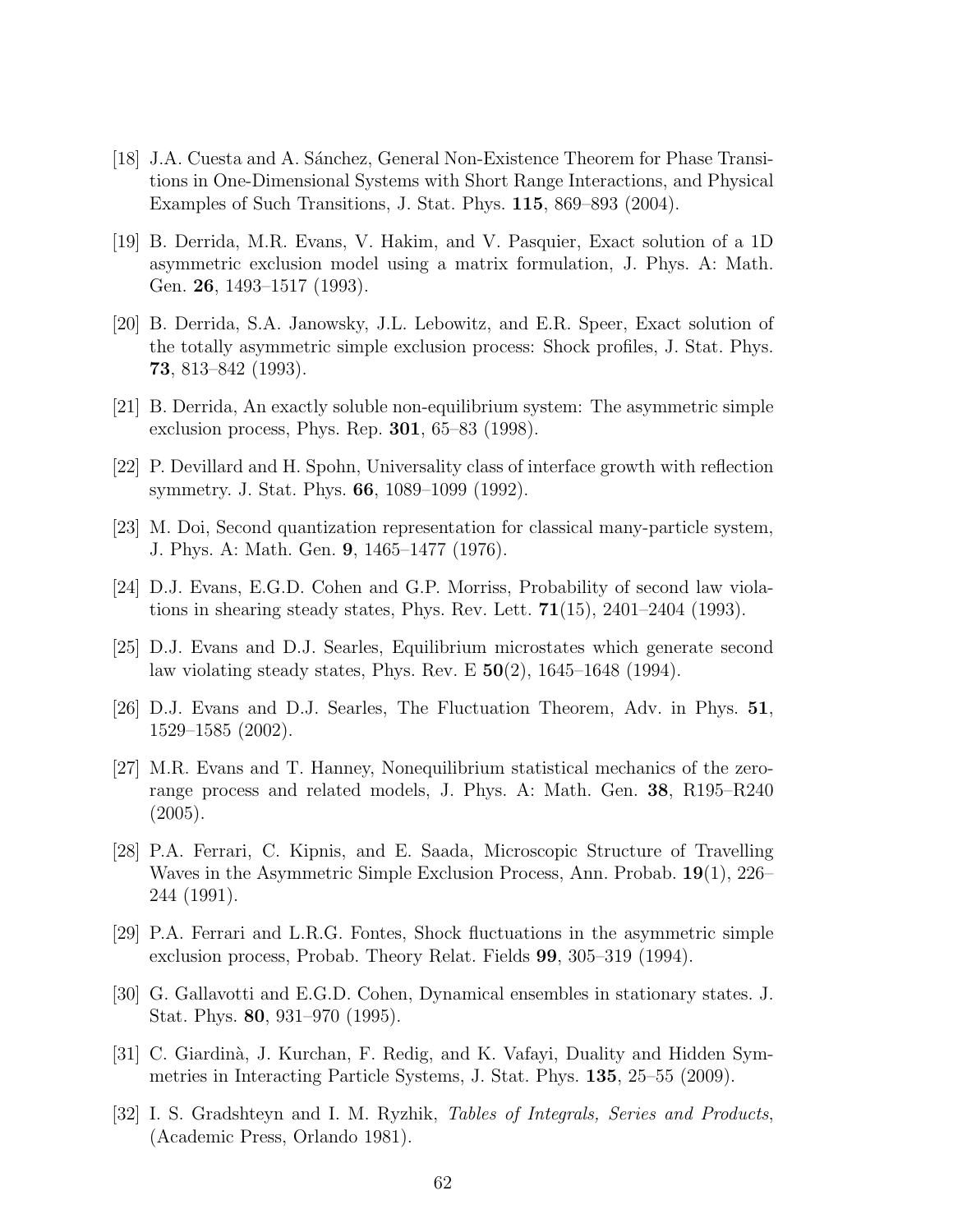[18] J.A. Cuesta and A. Sánchez, General Non-Existence Theorem for Phase Transitions in One-Dimensional Systems with Short Range Interactions, and Physical Examples of Such Transitions, J. Stat. Phys. **115**, 869–893 (2004).

[19] B. Derrida, M.R. Evans, V. Hakim, and V. Pasquier, Exact solution of a 1D asymmetric exclusion model using a matrix formulation, J. Phys. A: Math. Gen. **26**, 1493–1517 (1993).

[20] B. Derrida, S.A. Janowsky, J.L. Lebowitz, and E.R. Speer, Exact solution of the totally asymmetric simple exclusion process: Shock profiles, J. Stat. Phys. **73**, 813–842 (1993).

[21] B. Derrida, An exactly soluble non-equilibrium system: The asymmetric simple exclusion process, Phys. Rep. **301**, 65–83 (1998).

[22] P. Devillard and H. Spohn, Universality class of interface growth with reflection symmetry. J. Stat. Phys. **66**, 1089–1099 (1992).

[23] M. Doi, Second quantization representation for classical many-particle system, J. Phys. A: Math. Gen. **9**, 1465–1477 (1976).

[24] D.J. Evans, E.G.D. Cohen and G.P. Morriss, Probability of second law violations in shearing steady states, Phys. Rev. Lett. **71**(15), 2401–2404 (1993).

[25] D.J. Evans and D.J. Searles, Equilibrium microstates which generate second law violating steady states, Phys. Rev. E **50**(2), 1645–1648 (1994).

[26] D.J. Evans and D.J. Searles, The Fluctuation Theorem, Adv. in Phys. **51**, 1529–1585 (2002).

[27] M.R. Evans and T. Hanney, Nonequilibrium statistical mechanics of the zero-range process and related models, J. Phys. A: Math. Gen. **38**, R195–R240 (2005).

[28] P.A. Ferrari, C. Kipnis, and E. Saada, Microscopic Structure of Travelling Waves in the Asymmetric Simple Exclusion Process, Ann. Probab. **19**(1), 226–244 (1991).

[29] P.A. Ferrari and L.R.G. Fontes, Shock fluctuations in the asymmetric simple exclusion process, Probab. Theory Relat. Fields **99**, 305–319 (1994).

[30] G. Gallavotti and E.G.D. Cohen, Dynamical ensembles in stationary states. J. Stat. Phys. **80**, 931–970 (1995).

[31] C. Giardinà, J. Kurchan, F. Redig, and K. Vafayi, Duality and Hidden Symmetries in Interacting Particle Systems, J. Stat. Phys. **135**, 25–55 (2009).

[32] I. S. Gradshteyn and I. M. Ryzhik, *Tables of Integrals, Series and Products*, (Academic Press, Orlando 1981).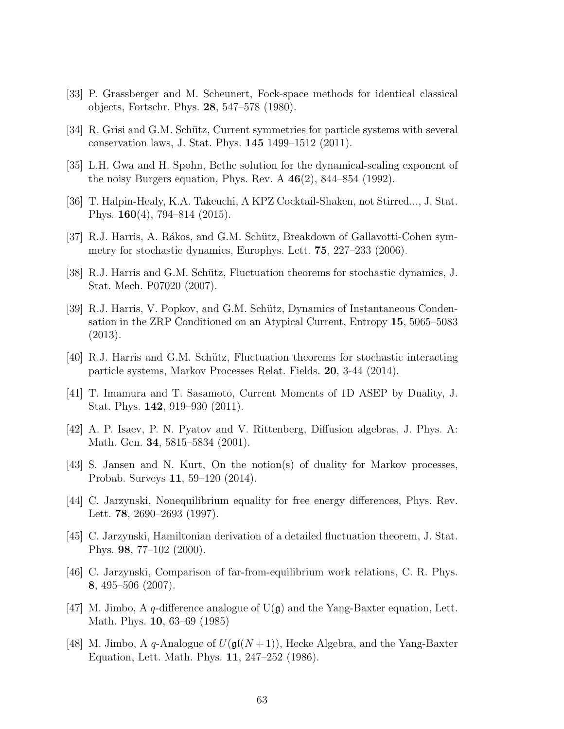[33] P. Grassberger and M. Scheunert, Fock-space methods for identical classical objects, Fortschr. Phys. **28**, 547–578 (1980).

[34] R. Grisi and G.M. Schütz, Current symmetries for particle systems with several conservation laws, J. Stat. Phys. **145** 1499–1512 (2011).

[35] L.H. Gwa and H. Spohn, Bethe solution for the dynamical-scaling exponent of the noisy Burgers equation, Phys. Rev. A **46**(2), 844–854 (1992).

[36] T. Halpin-Healy, K.A. Takeuchi, A KPZ Cocktail-Shaken, not Stirred..., J. Stat. Phys. **160**(4), 794–814 (2015).

[37] R.J. Harris, A. Rákos, and G.M. Schütz, Breakdown of Gallavotti-Cohen symmetry for stochastic dynamics, Europhys. Lett. **75**, 227–233 (2006).

[38] R.J. Harris and G.M. Schütz, Fluctuation theorems for stochastic dynamics, J. Stat. Mech. P07020 (2007).

[39] R.J. Harris, V. Popkov, and G.M. Schütz, Dynamics of Instantaneous Condensation in the ZRP Conditioned on an Atypical Current, Entropy **15**, 5065–5083 (2013).

[40] R.J. Harris and G.M. Schütz, Fluctuation theorems for stochastic interacting particle systems, Markov Processes Relat. Fields. **20**, 3-44 (2014).

[41] T. Imamura and T. Sasamoto, Current Moments of 1D ASEP by Duality, J. Stat. Phys. **142**, 919–930 (2011).

[42] A. P. Isaev, P. N. Pyatov and V. Rittenberg, Diffusion algebras, J. Phys. A: Math. Gen. **34**, 5815–5834 (2001).

[43] S. Jansen and N. Kurt, On the notion(s) of duality for Markov processes, Probab. Surveys **11**, 59–120 (2014).

[44] C. Jarzynski, Nonequilibrium equality for free energy differences, Phys. Rev. Lett. **78**, 2690–2693 (1997).

[45] C. Jarzynski, Hamiltonian derivation of a detailed fluctuation theorem, J. Stat. Phys. **98**, 77–102 (2000).

[46] C. Jarzynski, Comparison of far-from-equilibrium work relations, C. R. Phys. **8**, 495–506 (2007).

[47] M. Jimbo, A $q$-difference analogue of $\mathrm{U}(\mathfrak{g})$ and the Yang-Baxter equation, Lett. Math. Phys. **10**, 63–69 (1985)

[48] M. Jimbo, A $q$-Analogue of $U(\mathfrak{gl}(N+1))$, Hecke Algebra, and the Yang-Baxter Equation, Lett. Math. Phys. **11**, 247–252 (1986).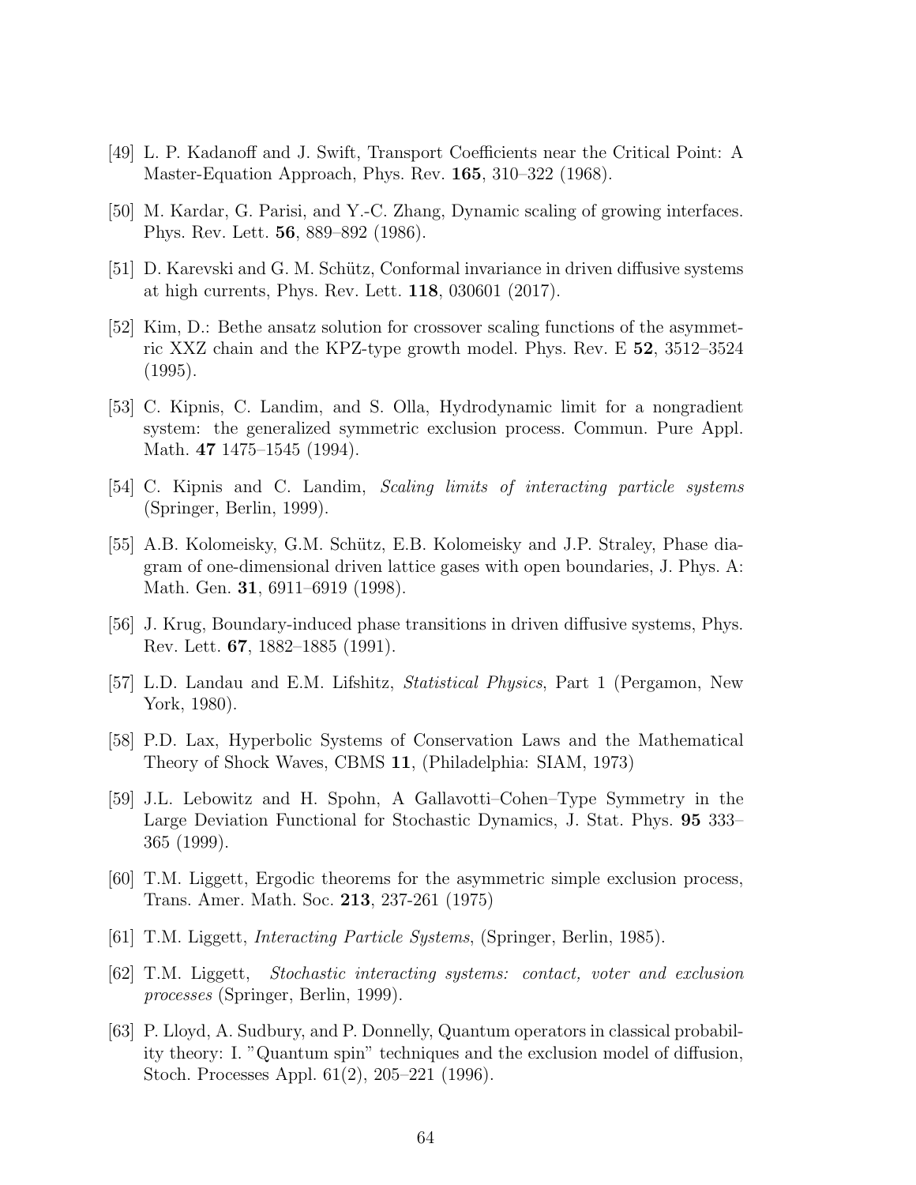[49] L. P. Kadanoff and J. Swift, Transport Coefficients near the Critical Point: A Master-Equation Approach, Phys. Rev. **165**, 310–322 (1968).

[50] M. Kardar, G. Parisi, and Y.-C. Zhang, Dynamic scaling of growing interfaces. Phys. Rev. Lett. **56**, 889–892 (1986).

[51] D. Karevski and G. M. Schütz, Conformal invariance in driven diffusive systems at high currents, Phys. Rev. Lett. **118**, 030601 (2017).

[52] Kim, D.: Bethe ansatz solution for crossover scaling functions of the asymmetric XXZ chain and the KPZ-type growth model. Phys. Rev. E **52**, 3512–3524 (1995).

[53] C. Kipnis, C. Landim, and S. Olla, Hydrodynamic limit for a nongradient system: the generalized symmetric exclusion process. Commun. Pure Appl. Math. **47** 1475–1545 (1994).

[54] C. Kipnis and C. Landim, *Scaling limits of interacting particle systems* (Springer, Berlin, 1999).

[55] A.B. Kolomeisky, G.M. Schütz, E.B. Kolomeisky and J.P. Straley, Phase diagram of one-dimensional driven lattice gases with open boundaries, J. Phys. A: Math. Gen. **31**, 6911–6919 (1998).

[56] J. Krug, Boundary-induced phase transitions in driven diffusive systems, Phys. Rev. Lett. **67**, 1882–1885 (1991).

[57] L.D. Landau and E.M. Lifshitz, *Statistical Physics*, Part 1 (Pergamon, New York, 1980).

[58] P.D. Lax, Hyperbolic Systems of Conservation Laws and the Mathematical Theory of Shock Waves, CBMS **11**, (Philadelphia: SIAM, 1973)

[59] J.L. Lebowitz and H. Spohn, A Gallavotti–Cohen–Type Symmetry in the Large Deviation Functional for Stochastic Dynamics, J. Stat. Phys. **95** 333–365 (1999).

[60] T.M. Liggett, Ergodic theorems for the asymmetric simple exclusion process, Trans. Amer. Math. Soc. **213**, 237-261 (1975)

[61] T.M. Liggett, *Interacting Particle Systems*, (Springer, Berlin, 1985).

[62] T.M. Liggett, *Stochastic interacting systems: contact, voter and exclusion processes* (Springer, Berlin, 1999).

[63] P. Lloyd, A. Sudbury, and P. Donnelly, Quantum operators in classical probability theory: I. "Quantum spin" techniques and the exclusion model of diffusion, Stoch. Processes Appl. 61(2), 205–221 (1996).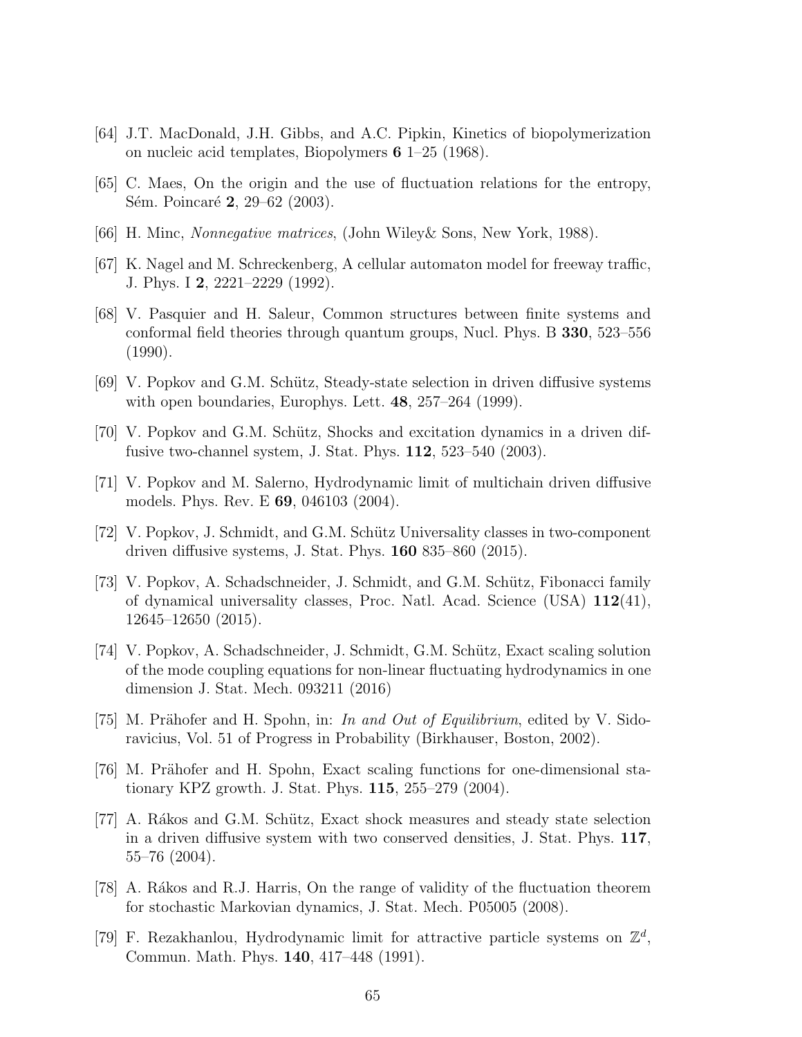[64] J.T. MacDonald, J.H. Gibbs, and A.C. Pipkin, Kinetics of biopolymerization on nucleic acid templates, Biopolymers **6** 1–25 (1968).

[65] C. Maes, On the origin and the use of fluctuation relations for the entropy, Sém. Poincaré **2**, 29–62 (2003).

[66] H. Minc, *Nonnegative matrices*, (John Wiley& Sons, New York, 1988).

[67] K. Nagel and M. Schreckenberg, A cellular automaton model for freeway traffic, J. Phys. I **2**, 2221–2229 (1992).

[68] V. Pasquier and H. Saleur, Common structures between finite systems and conformal field theories through quantum groups, Nucl. Phys. B **330**, 523–556 (1990).

[69] V. Popkov and G.M. Schütz, Steady-state selection in driven diffusive systems with open boundaries, Europhys. Lett. **48**, 257–264 (1999).

[70] V. Popkov and G.M. Schütz, Shocks and excitation dynamics in a driven diffusive two-channel system, J. Stat. Phys. **112**, 523–540 (2003).

[71] V. Popkov and M. Salerno, Hydrodynamic limit of multichain driven diffusive models. Phys. Rev. E **69**, 046103 (2004).

[72] V. Popkov, J. Schmidt, and G.M. Schütz Universality classes in two-component driven diffusive systems, J. Stat. Phys. **160** 835–860 (2015).

[73] V. Popkov, A. Schadschneider, J. Schmidt, and G.M. Schütz, Fibonacci family of dynamical universality classes, Proc. Natl. Acad. Science (USA) **112**(41), 12645–12650 (2015).

[74] V. Popkov, A. Schadschneider, J. Schmidt, G.M. Schütz, Exact scaling solution of the mode coupling equations for non-linear fluctuating hydrodynamics in one dimension J. Stat. Mech. 093211 (2016)

[75] M. Prähofer and H. Spohn, in: *In and Out of Equilibrium*, edited by V. Sidoravicius, Vol. 51 of Progress in Probability (Birkhauser, Boston, 2002).

[76] M. Prähofer and H. Spohn, Exact scaling functions for one-dimensional stationary KPZ growth. J. Stat. Phys. **115**, 255–279 (2004).

[77] A. Rákos and G.M. Schütz, Exact shock measures and steady state selection in a driven diffusive system with two conserved densities, J. Stat. Phys. **117**, 55–76 (2004).

[78] A. Rákos and R.J. Harris, On the range of validity of the fluctuation theorem for stochastic Markovian dynamics, J. Stat. Mech. P05005 (2008).

[79] F. Rezakhanlou, Hydrodynamic limit for attractive particle systems on $\mathbb{Z}^d$, Commun. Math. Phys. **140**, 417–448 (1991).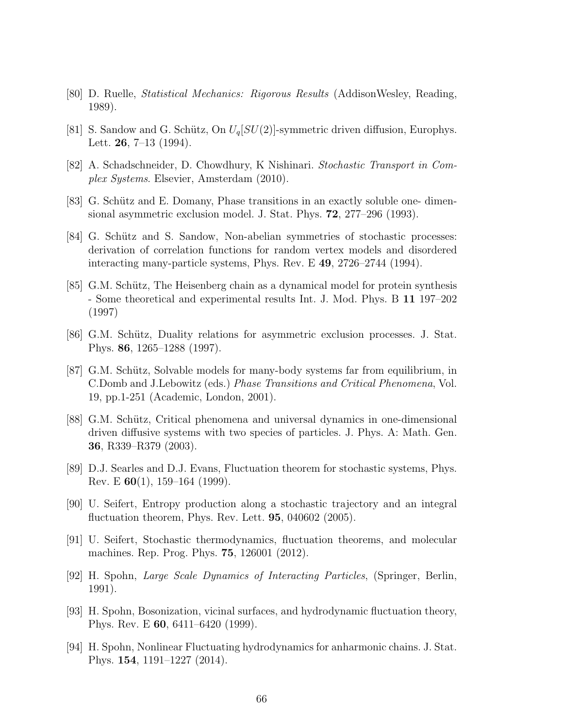[80] D. Ruelle, *Statistical Mechanics: Rigorous Results* (AddisonWesley, Reading, 1989).

[81] S. Sandow and G. Schütz, On $U_q[SU(2)]$-symmetric driven diffusion, Europhys. Lett. **26**, 7–13 (1994).

[82] A. Schadschneider, D. Chowdhury, K Nishinari. *Stochastic Transport in Complex Systems*. Elsevier, Amsterdam (2010).

[83] G. Schütz and E. Domany, Phase transitions in an exactly soluble one- dimensional asymmetric exclusion model. J. Stat. Phys. **72**, 277–296 (1993).

[84] G. Schütz and S. Sandow, Non-abelian symmetries of stochastic processes: derivation of correlation functions for random vertex models and disordered interacting many-particle systems, Phys. Rev. E **49**, 2726–2744 (1994).

[85] G.M. Schütz, The Heisenberg chain as a dynamical model for protein synthesis - Some theoretical and experimental results Int. J. Mod. Phys. B **11** 197–202 (1997)

[86] G.M. Schütz, Duality relations for asymmetric exclusion processes. J. Stat. Phys. **86**, 1265–1288 (1997).

[87] G.M. Schütz, Solvable models for many-body systems far from equilibrium, in C.Domb and J.Lebowitz (eds.) *Phase Transitions and Critical Phenomena*, Vol. 19, pp.1-251 (Academic, London, 2001).

[88] G.M. Schütz, Critical phenomena and universal dynamics in one-dimensional driven diffusive systems with two species of particles. J. Phys. A: Math. Gen. **36**, R339–R379 (2003).

[89] D.J. Searles and D.J. Evans, Fluctuation theorem for stochastic systems, Phys. Rev. E **60**(1), 159–164 (1999).

[90] U. Seifert, Entropy production along a stochastic trajectory and an integral fluctuation theorem, Phys. Rev. Lett. **95**, 040602 (2005).

[91] U. Seifert, Stochastic thermodynamics, fluctuation theorems, and molecular machines. Rep. Prog. Phys. **75**, 126001 (2012).

[92] H. Spohn, *Large Scale Dynamics of Interacting Particles*, (Springer, Berlin, 1991).

[93] H. Spohn, Bosonization, vicinal surfaces, and hydrodynamic fluctuation theory, Phys. Rev. E **60**, 6411–6420 (1999).

[94] H. Spohn, Nonlinear Fluctuating hydrodynamics for anharmonic chains. J. Stat. Phys. **154**, 1191–1227 (2014).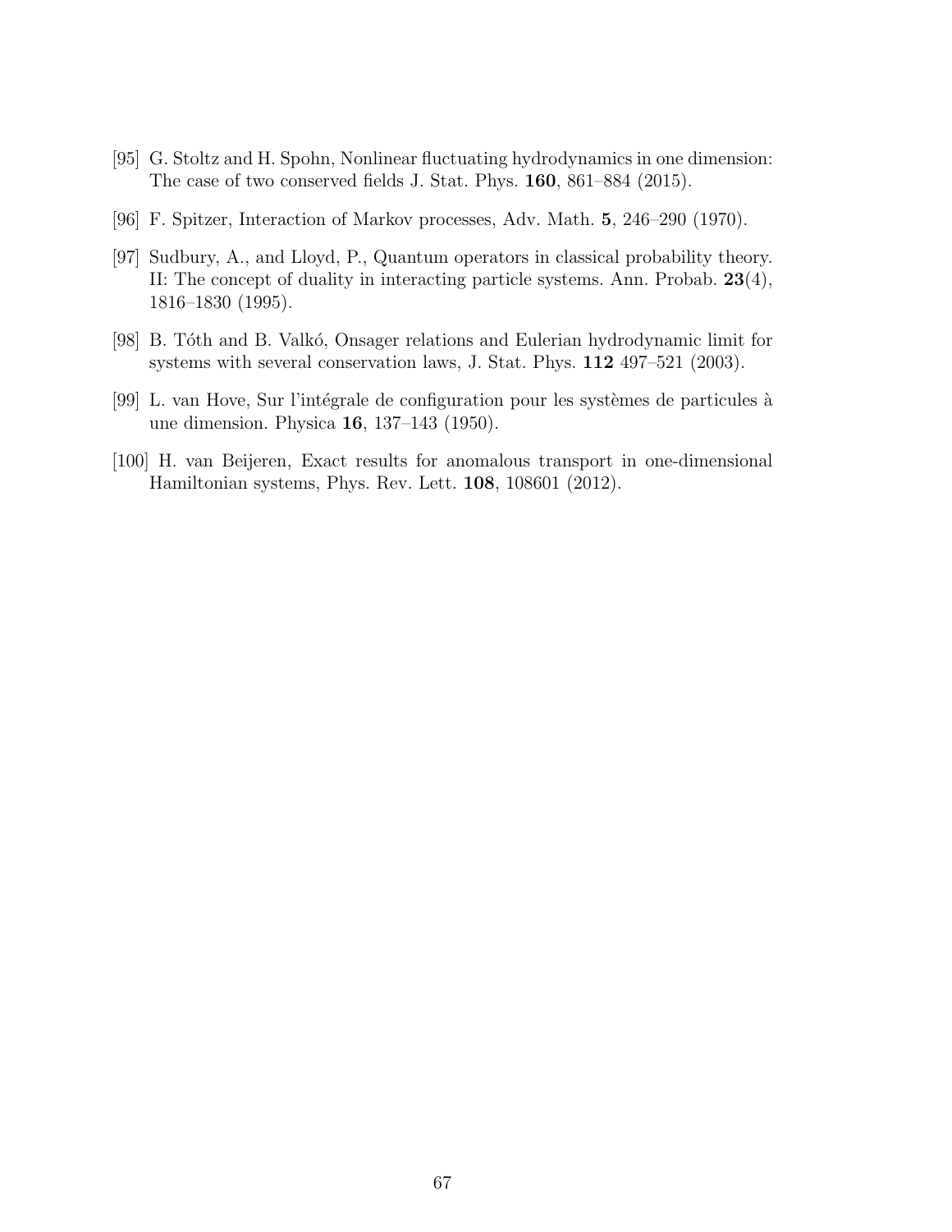[95] G. Stoltz and H. Spohn, Nonlinear fluctuating hydrodynamics in one dimension: The case of two conserved fields J. Stat. Phys. **160**, 861–884 (2015).

[96] F. Spitzer, Interaction of Markov processes, Adv. Math. **5**, 246–290 (1970).

[97] Sudbury, A., and Lloyd, P., Quantum operators in classical probability theory. II: The concept of duality in interacting particle systems. Ann. Probab. **23**(4), 1816–1830 (1995).

[98] B. Tóth and B. Valkó, Onsager relations and Eulerian hydrodynamic limit for systems with several conservation laws, J. Stat. Phys. **112** 497–521 (2003).

[99] L. van Hove, Sur l'intégrale de configuration pour les systèmes de particules à une dimension. Physica **16**, 137–143 (1950).

[100] H. van Beijeren, Exact results for anomalous transport in one-dimensional Hamiltonian systems, Phys. Rev. Lett. **108**, 108601 (2012).